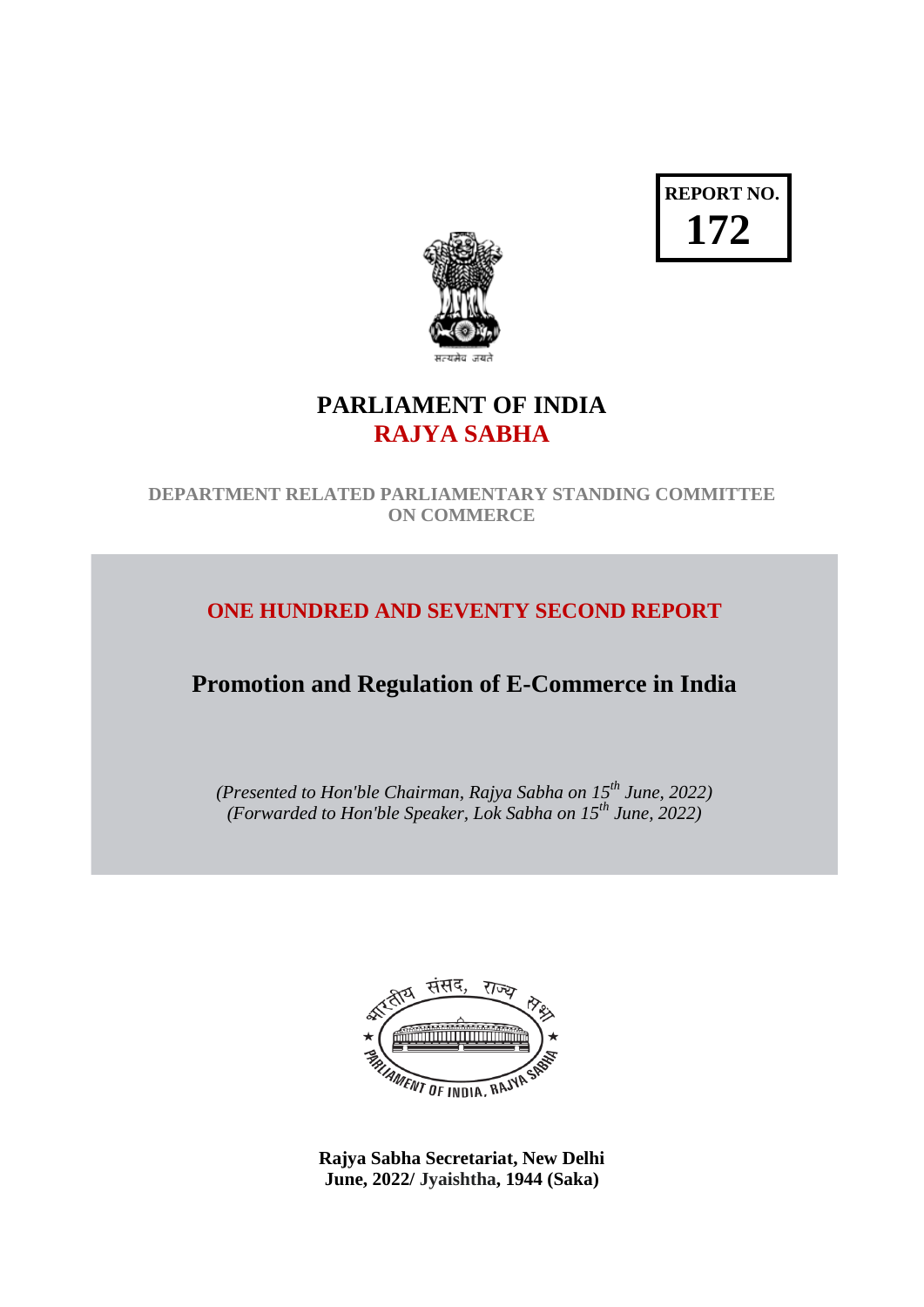**REPORT NO.**
**172**

सत्यमेव जयते

# PARLIAMENT OF INDIA
# RAJYA SABHA

**DEPARTMENT RELATED PARLIAMENTARY STANDING COMMITTEE ON COMMERCE**

## ONE HUNDRED AND SEVENTY SECOND REPORT

## Promotion and Regulation of E-Commerce in India

*(Presented to Hon'ble Chairman, Rajya Sabha on 15th June, 2022)*
*(Forwarded to Hon'ble Speaker, Lok Sabha on 15th June, 2022)*

भारतीय संसद, राज्य सभा
PARLIAMENT OF INDIA, RAJYA SABHA

**Rajya Sabha Secretariat, New Delhi**
**June, 2022/ Jyaishtha, 1944 (Saka)**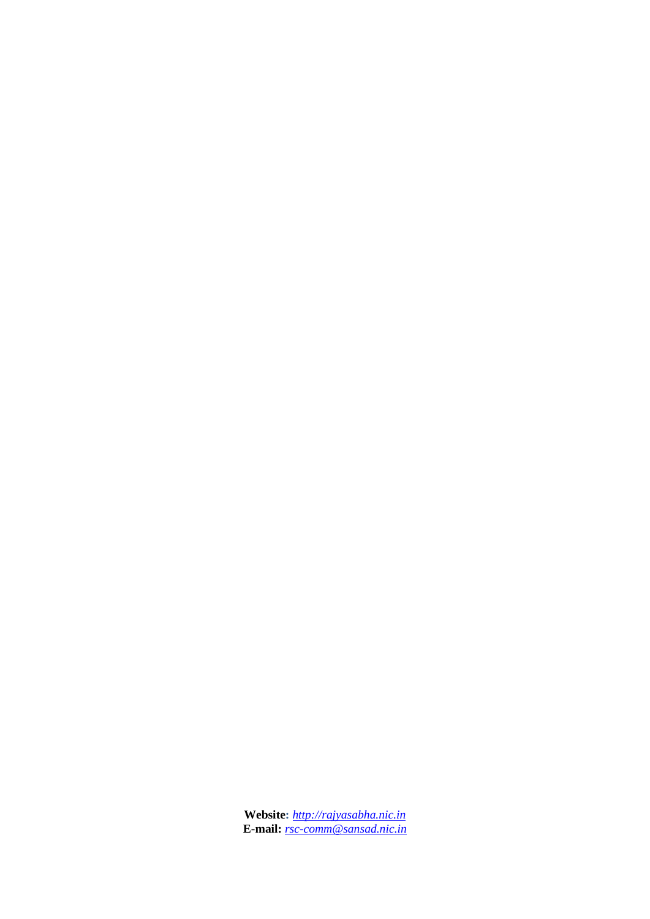**Website:** *http://rajyasabha.nic.in*
**E-mail:** *rsc-comm@sansad.nic.in*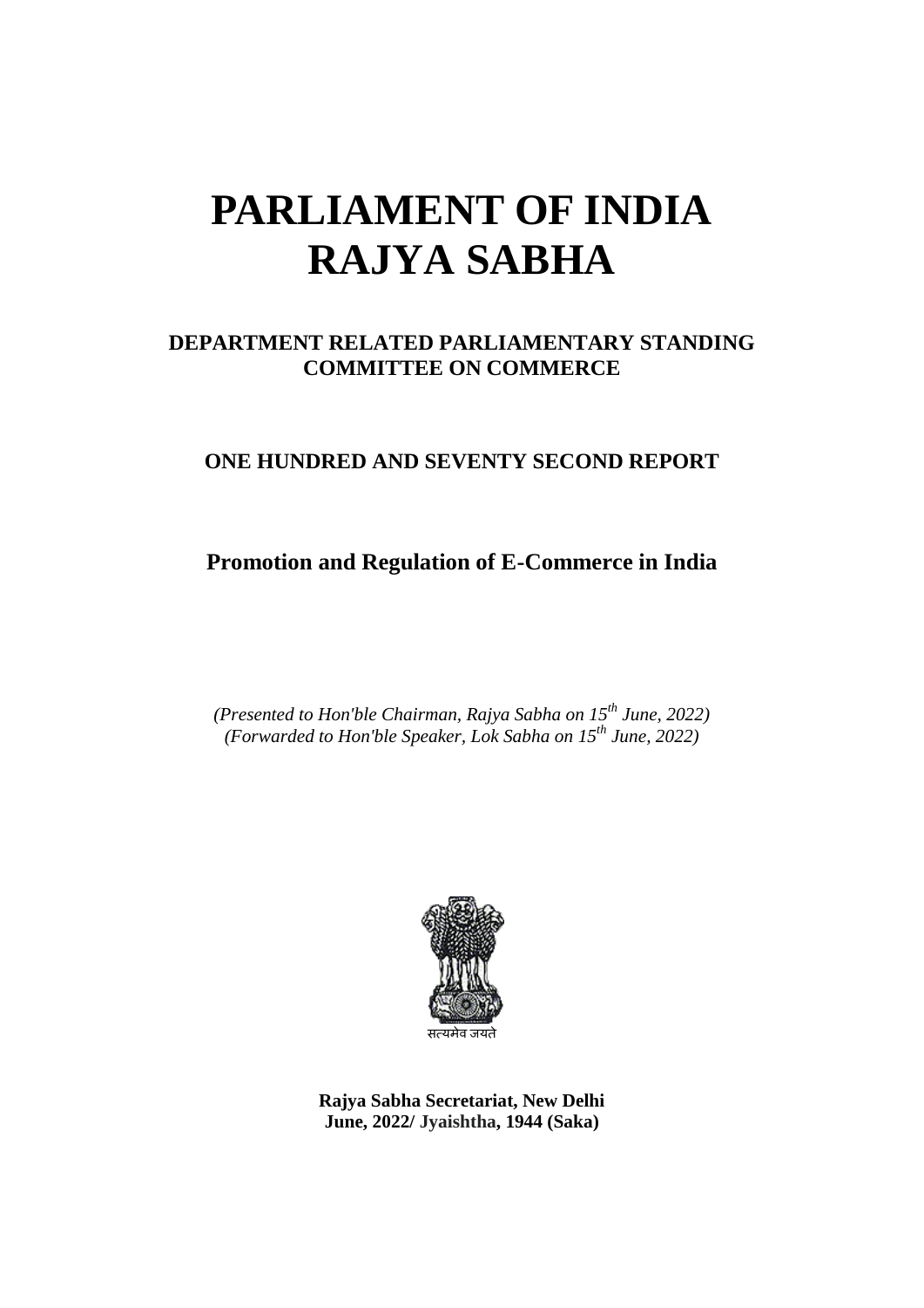# PARLIAMENT OF INDIA
# RAJYA SABHA

## DEPARTMENT RELATED PARLIAMENTARY STANDING COMMITTEE ON COMMERCE

### ONE HUNDRED AND SEVENTY SECOND REPORT

### Promotion and Regulation of E-Commerce in India

*(Presented to Hon'ble Chairman, Rajya Sabha on 15th June, 2022)*
*(Forwarded to Hon'ble Speaker, Lok Sabha on 15th June, 2022)*

सत्यमेव जयते

**Rajya Sabha Secretariat, New Delhi**
**June, 2022/ Jyaishtha, 1944 (Saka)**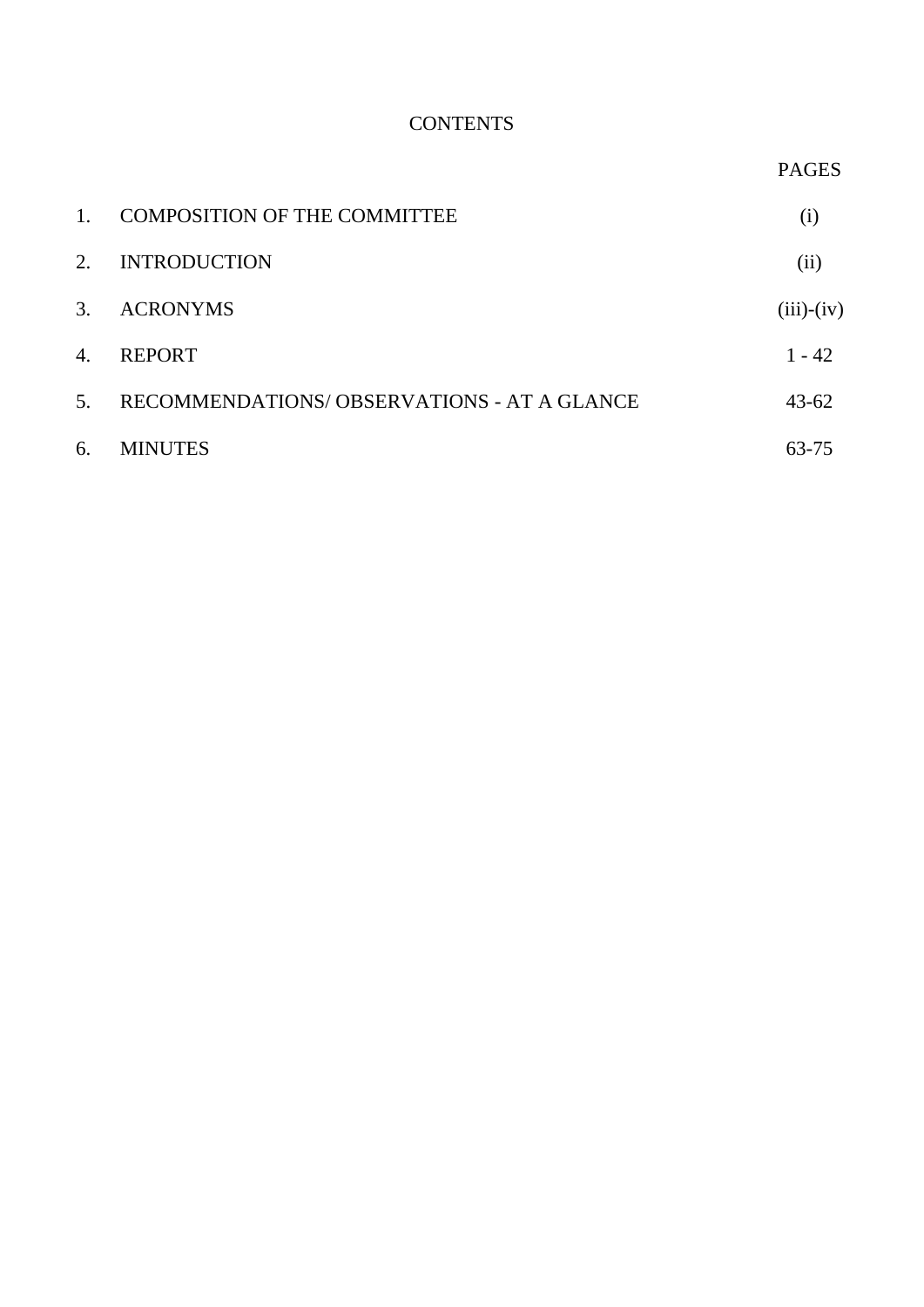# CONTENTS

| | | PAGES |
|---|---|---|
| 1. | COMPOSITION OF THE COMMITTEE | (i) |
| 2. | INTRODUCTION | (ii) |
| 3. | ACRONYMS | (iii)-(iv) |
| 4. | REPORT | 1 - 42 |
| 5. | RECOMMENDATIONS/ OBSERVATIONS - AT A GLANCE | 43-62 |
| 6. | MINUTES | 63-75 |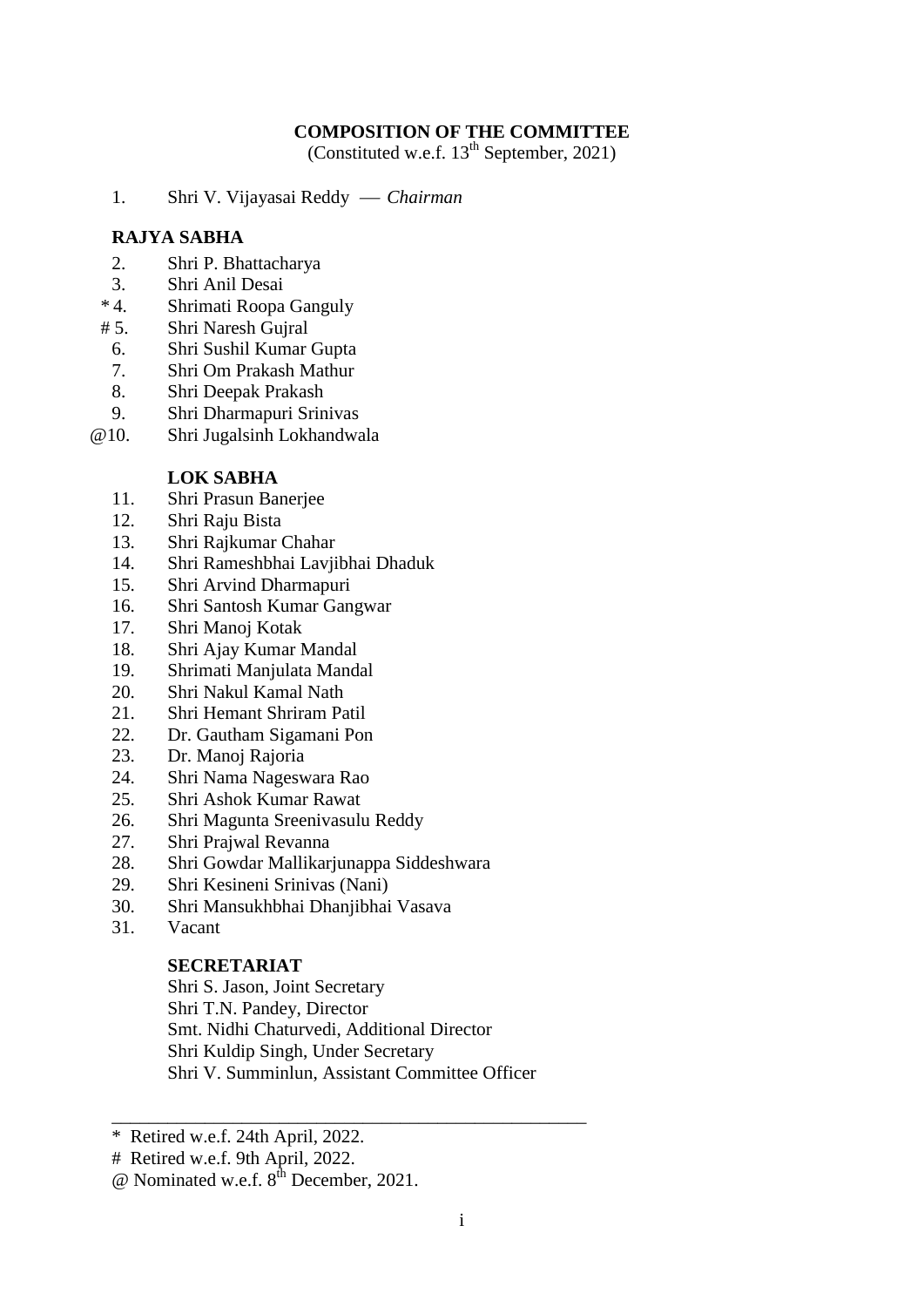# COMPOSITION OF THE COMMITTEE

(Constituted w.e.f. 13th September, 2021)

1. Shri V. Vijayasai Reddy — *Chairman*

**RAJYA SABHA**

2. Shri P. Bhattacharya
3. Shri Anil Desai
*4. Shrimati Roopa Ganguly
#5. Shri Naresh Gujral
6. Shri Sushil Kumar Gupta
7. Shri Om Prakash Mathur
8. Shri Deepak Prakash
9. Shri Dharmapuri Srinivas
@10. Shri Jugalsinh Lokhandwala

**LOK SABHA**

11. Shri Prasun Banerjee
12. Shri Raju Bista
13. Shri Rajkumar Chahar
14. Shri Rameshbhai Lavjibhai Dhaduk
15. Shri Arvind Dharmapuri
16. Shri Santosh Kumar Gangwar
17. Shri Manoj Kotak
18. Shri Ajay Kumar Mandal
19. Shrimati Manjulata Mandal
20. Shri Nakul Kamal Nath
21. Shri Hemant Shriram Patil
22. Dr. Gautham Sigamani Pon
23. Dr. Manoj Rajoria
24. Shri Nama Nageswara Rao
25. Shri Ashok Kumar Rawat
26. Shri Magunta Sreenivasulu Reddy
27. Shri Prajwal Revanna
28. Shri Gowdar Mallikarjunappa Siddeshwara
29. Shri Kesineni Srinivas (Nani)
30. Shri Mansukhbhai Dhanjibhai Vasava
31. Vacant

**SECRETARIAT**

Shri S. Jason, Joint Secretary
Shri T.N. Pandey, Director
Smt. Nidhi Chaturvedi, Additional Director
Shri Kuldip Singh, Under Secretary
Shri V. Summinlun, Assistant Committee Officer

---

\* Retired w.e.f. 24th April, 2022.
\# Retired w.e.f. 9th April, 2022.
@ Nominated w.e.f. 8th December, 2021.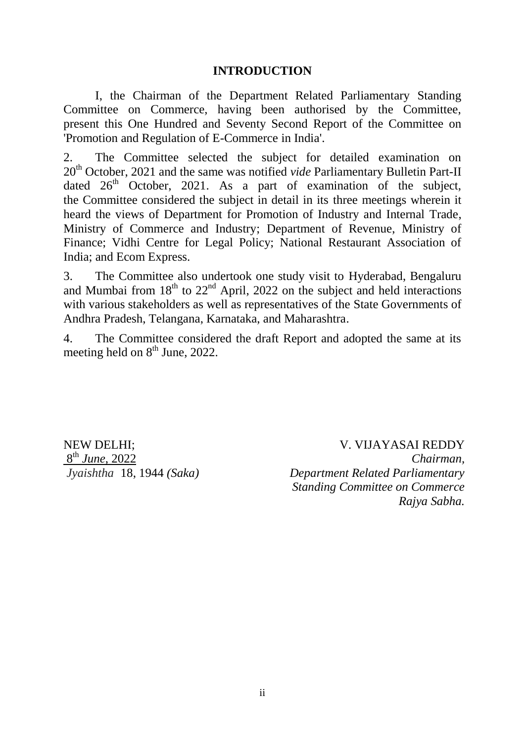# INTRODUCTION

I, the Chairman of the Department Related Parliamentary Standing Committee on Commerce, having been authorised by the Committee, present this One Hundred and Seventy Second Report of the Committee on 'Promotion and Regulation of E-Commerce in India'.

2. The Committee selected the subject for detailed examination on 20th October, 2021 and the same was notified *vide* Parliamentary Bulletin Part-II dated 26th October, 2021. As a part of examination of the subject, the Committee considered the subject in detail in its three meetings wherein it heard the views of Department for Promotion of Industry and Internal Trade, Ministry of Commerce and Industry; Department of Revenue, Ministry of Finance; Vidhi Centre for Legal Policy; National Restaurant Association of India; and Ecom Express.

3. The Committee also undertook one study visit to Hyderabad, Bengaluru and Mumbai from 18th to 22nd April, 2022 on the subject and held interactions with various stakeholders as well as representatives of the State Governments of Andhra Pradesh, Telangana, Karnataka, and Maharashtra.

4. The Committee considered the draft Report and adopted the same at its meeting held on 8th June, 2022.

NEW DELHI;
8th *June*, 2022
*Jyaishtha* 18, 1944 *(Saka)*

V. VIJAYASAI REDDY
*Chairman,*
*Department Related Parliamentary Standing Committee on Commerce*
*Rajya Sabha.*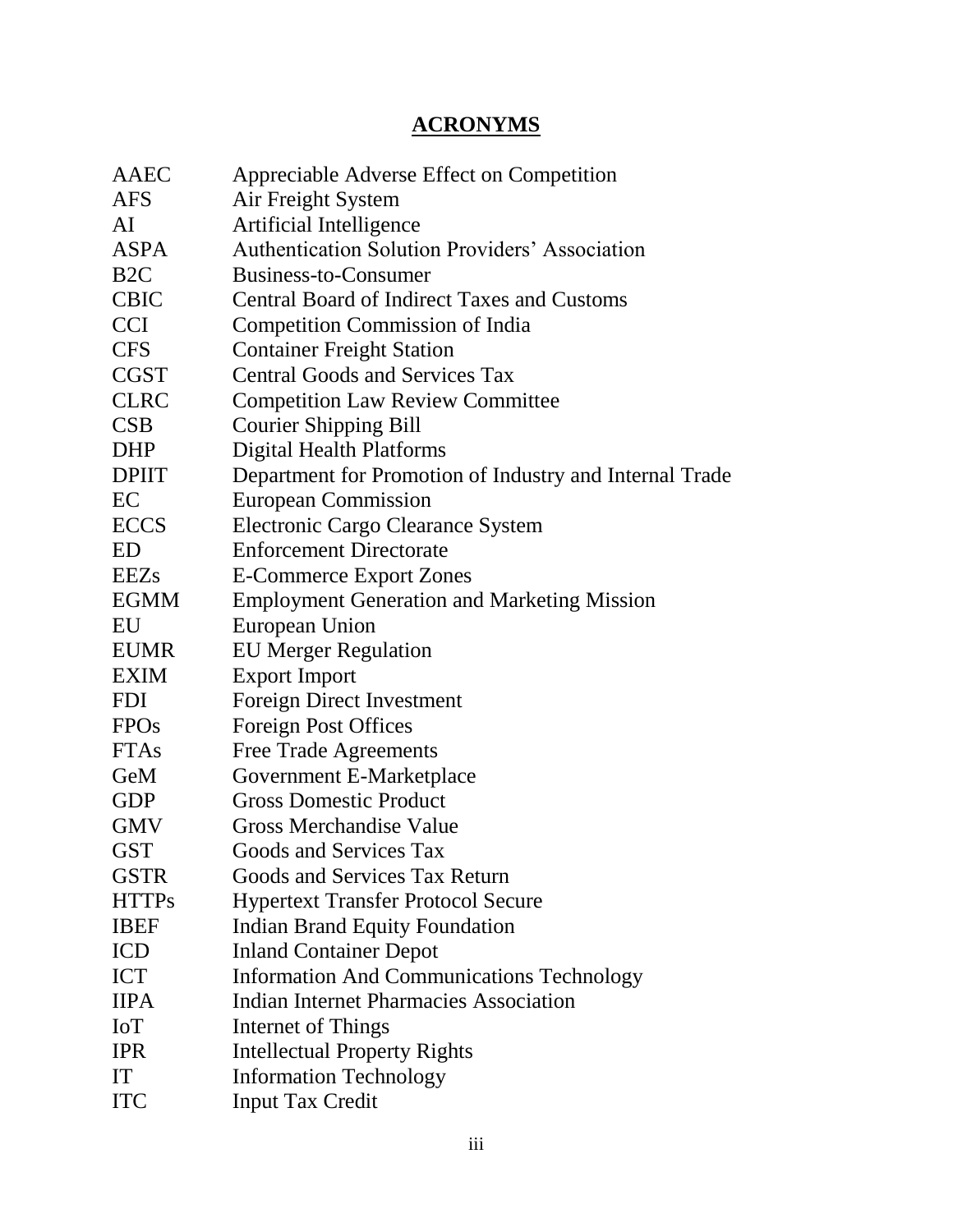## ACRONYMS

| | |
|---|---|
| AAEC | Appreciable Adverse Effect on Competition |
| AFS | Air Freight System |
| AI | Artificial Intelligence |
| ASPA | Authentication Solution Providers' Association |
| B2C | Business-to-Consumer |
| CBIC | Central Board of Indirect Taxes and Customs |
| CCI | Competition Commission of India |
| CFS | Container Freight Station |
| CGST | Central Goods and Services Tax |
| CLRC | Competition Law Review Committee |
| CSB | Courier Shipping Bill |
| DHP | Digital Health Platforms |
| DPIIT | Department for Promotion of Industry and Internal Trade |
| EC | European Commission |
| ECCS | Electronic Cargo Clearance System |
| ED | Enforcement Directorate |
| EEZs | E-Commerce Export Zones |
| EGMM | Employment Generation and Marketing Mission |
| EU | European Union |
| EUMR | EU Merger Regulation |
| EXIM | Export Import |
| FDI | Foreign Direct Investment |
| FPOs | Foreign Post Offices |
| FTAs | Free Trade Agreements |
| GeM | Government E-Marketplace |
| GDP | Gross Domestic Product |
| GMV | Gross Merchandise Value |
| GST | Goods and Services Tax |
| GSTR | Goods and Services Tax Return |
| HTTPs | Hypertext Transfer Protocol Secure |
| IBEF | Indian Brand Equity Foundation |
| ICD | Inland Container Depot |
| ICT | Information And Communications Technology |
| IIPA | Indian Internet Pharmacies Association |
| IoT | Internet of Things |
| IPR | Intellectual Property Rights |
| IT | Information Technology |
| ITC | Input Tax Credit |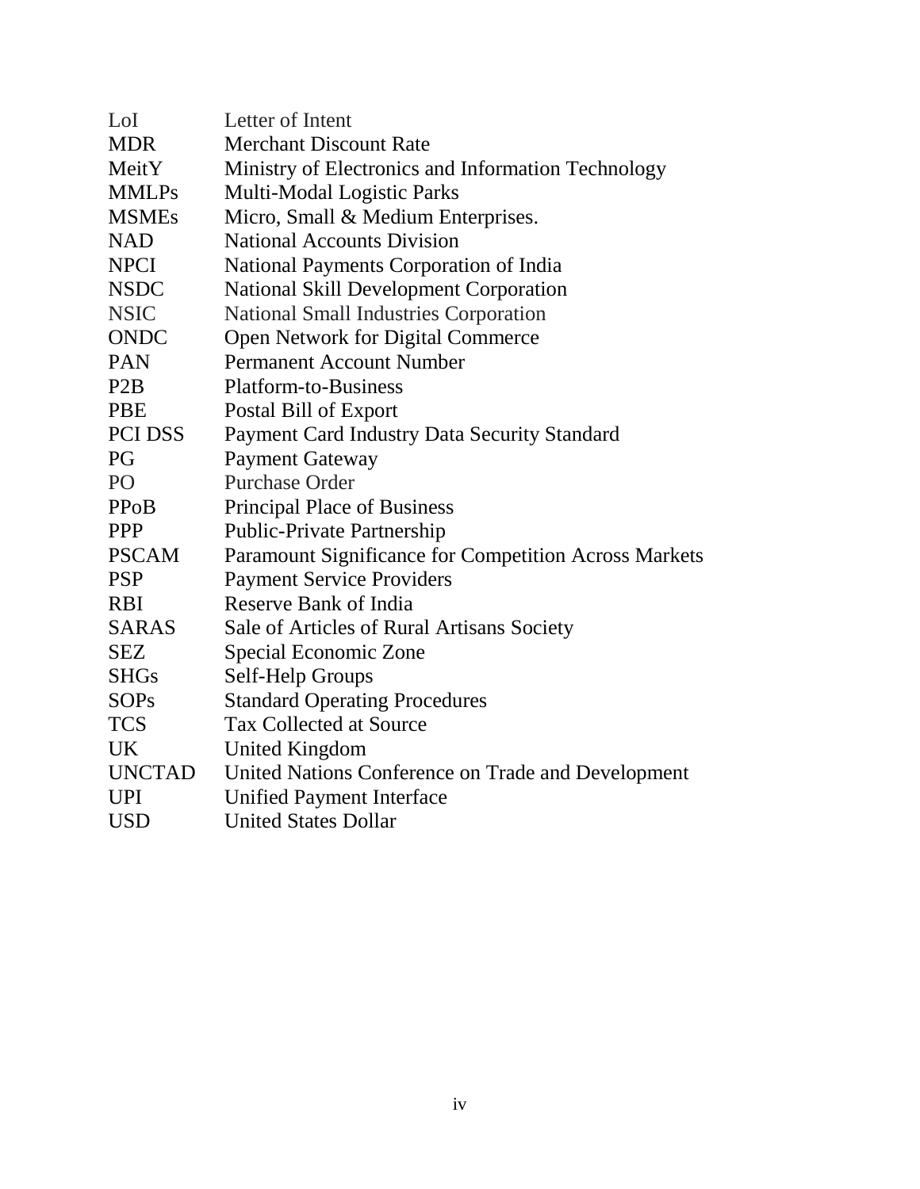| | |
|---|---|
| LoI | Letter of Intent |
| MDR | Merchant Discount Rate |
| MeitY | Ministry of Electronics and Information Technology |
| MMLPs | Multi-Modal Logistic Parks |
| MSMEs | Micro, Small & Medium Enterprises. |
| NAD | National Accounts Division |
| NPCI | National Payments Corporation of India |
| NSDC | National Skill Development Corporation |
| NSIC | National Small Industries Corporation |
| ONDC | Open Network for Digital Commerce |
| PAN | Permanent Account Number |
| P2B | Platform-to-Business |
| PBE | Postal Bill of Export |
| PCI DSS | Payment Card Industry Data Security Standard |
| PG | Payment Gateway |
| PO | Purchase Order |
| PPoB | Principal Place of Business |
| PPP | Public-Private Partnership |
| PSCAM | Paramount Significance for Competition Across Markets |
| PSP | Payment Service Providers |
| RBI | Reserve Bank of India |
| SARAS | Sale of Articles of Rural Artisans Society |
| SEZ | Special Economic Zone |
| SHGs | Self-Help Groups |
| SOPs | Standard Operating Procedures |
| TCS | Tax Collected at Source |
| UK | United Kingdom |
| UNCTAD | United Nations Conference on Trade and Development |
| UPI | Unified Payment Interface |
| USD | United States Dollar |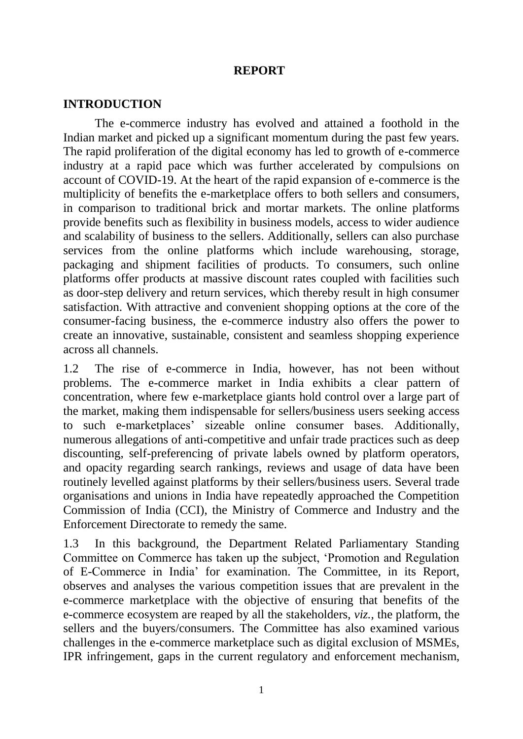# REPORT

## INTRODUCTION

The e-commerce industry has evolved and attained a foothold in the Indian market and picked up a significant momentum during the past few years. The rapid proliferation of the digital economy has led to growth of e-commerce industry at a rapid pace which was further accelerated by compulsions on account of COVID-19. At the heart of the rapid expansion of e-commerce is the multiplicity of benefits the e-marketplace offers to both sellers and consumers, in comparison to traditional brick and mortar markets. The online platforms provide benefits such as flexibility in business models, access to wider audience and scalability of business to the sellers. Additionally, sellers can also purchase services from the online platforms which include warehousing, storage, packaging and shipment facilities of products. To consumers, such online platforms offer products at massive discount rates coupled with facilities such as door-step delivery and return services, which thereby result in high consumer satisfaction. With attractive and convenient shopping options at the core of the consumer-facing business, the e-commerce industry also offers the power to create an innovative, sustainable, consistent and seamless shopping experience across all channels.

1.2 The rise of e-commerce in India, however, has not been without problems. The e-commerce market in India exhibits a clear pattern of concentration, where few e-marketplace giants hold control over a large part of the market, making them indispensable for sellers/business users seeking access to such e-marketplaces' sizeable online consumer bases. Additionally, numerous allegations of anti-competitive and unfair trade practices such as deep discounting, self-preferencing of private labels owned by platform operators, and opacity regarding search rankings, reviews and usage of data have been routinely levelled against platforms by their sellers/business users. Several trade organisations and unions in India have repeatedly approached the Competition Commission of India (CCI), the Ministry of Commerce and Industry and the Enforcement Directorate to remedy the same.

1.3 In this background, the Department Related Parliamentary Standing Committee on Commerce has taken up the subject, 'Promotion and Regulation of E-Commerce in India' for examination. The Committee, in its Report, observes and analyses the various competition issues that are prevalent in the e-commerce marketplace with the objective of ensuring that benefits of the e-commerce ecosystem are reaped by all the stakeholders, *viz.*, the platform, the sellers and the buyers/consumers. The Committee has also examined various challenges in the e-commerce marketplace such as digital exclusion of MSMEs, IPR infringement, gaps in the current regulatory and enforcement mechanism,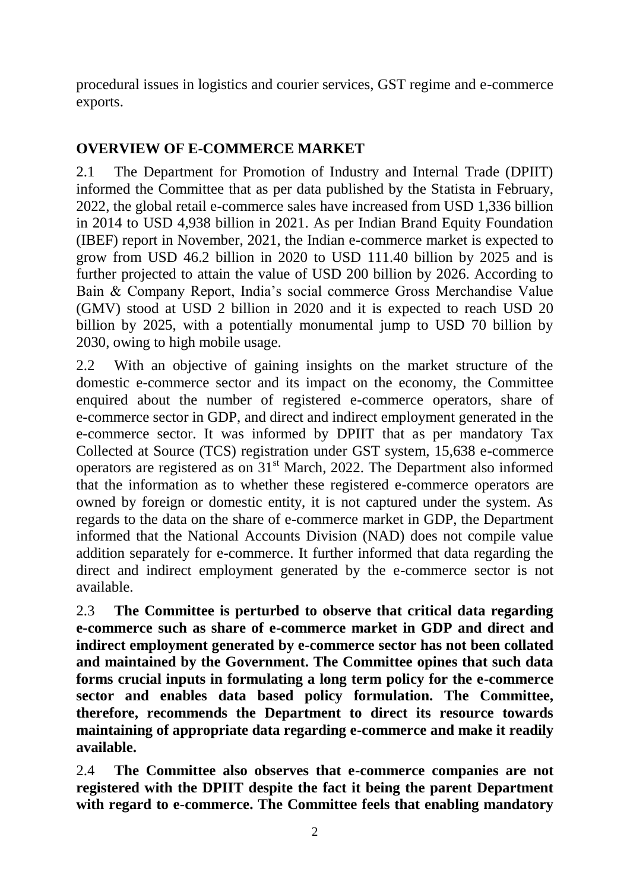procedural issues in logistics and courier services, GST regime and e-commerce exports.

## OVERVIEW OF E-COMMERCE MARKET

2.1 The Department for Promotion of Industry and Internal Trade (DPIIT) informed the Committee that as per data published by the Statista in February, 2022, the global retail e-commerce sales have increased from USD 1,336 billion in 2014 to USD 4,938 billion in 2021. As per Indian Brand Equity Foundation (IBEF) report in November, 2021, the Indian e-commerce market is expected to grow from USD 46.2 billion in 2020 to USD 111.40 billion by 2025 and is further projected to attain the value of USD 200 billion by 2026. According to Bain & Company Report, India's social commerce Gross Merchandise Value (GMV) stood at USD 2 billion in 2020 and it is expected to reach USD 20 billion by 2025, with a potentially monumental jump to USD 70 billion by 2030, owing to high mobile usage.

2.2 With an objective of gaining insights on the market structure of the domestic e-commerce sector and its impact on the economy, the Committee enquired about the number of registered e-commerce operators, share of e-commerce sector in GDP, and direct and indirect employment generated in the e-commerce sector. It was informed by DPIIT that as per mandatory Tax Collected at Source (TCS) registration under GST system, 15,638 e-commerce operators are registered as on 31st March, 2022. The Department also informed that the information as to whether these registered e-commerce operators are owned by foreign or domestic entity, it is not captured under the system. As regards to the data on the share of e-commerce market in GDP, the Department informed that the National Accounts Division (NAD) does not compile value addition separately for e-commerce. It further informed that data regarding the direct and indirect employment generated by the e-commerce sector is not available.

2.3 **The Committee is perturbed to observe that critical data regarding e-commerce such as share of e-commerce market in GDP and direct and indirect employment generated by e-commerce sector has not been collated and maintained by the Government. The Committee opines that such data forms crucial inputs in formulating a long term policy for the e-commerce sector and enables data based policy formulation. The Committee, therefore, recommends the Department to direct its resource towards maintaining of appropriate data regarding e-commerce and make it readily available.**

2.4 **The Committee also observes that e-commerce companies are not registered with the DPIIT despite the fact it being the parent Department with regard to e-commerce. The Committee feels that enabling mandatory**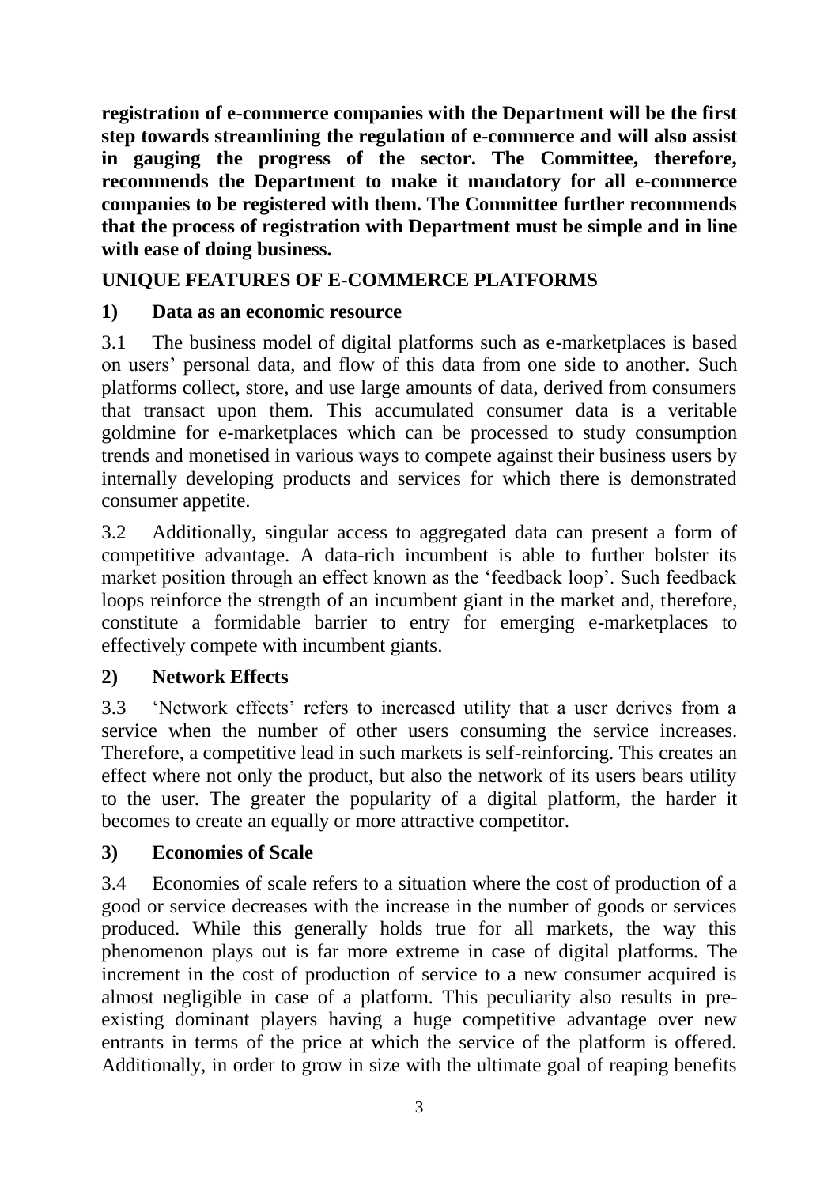**registration of e-commerce companies with the Department will be the first step towards streamlining the regulation of e-commerce and will also assist in gauging the progress of the sector. The Committee, therefore, recommends the Department to make it mandatory for all e-commerce companies to be registered with them. The Committee further recommends that the process of registration with Department must be simple and in line with ease of doing business.**

## UNIQUE FEATURES OF E-COMMERCE PLATFORMS

### 1) Data as an economic resource

3.1 The business model of digital platforms such as e-marketplaces is based on users' personal data, and flow of this data from one side to another. Such platforms collect, store, and use large amounts of data, derived from consumers that transact upon them. This accumulated consumer data is a veritable goldmine for e-marketplaces which can be processed to study consumption trends and monetised in various ways to compete against their business users by internally developing products and services for which there is demonstrated consumer appetite.

3.2 Additionally, singular access to aggregated data can present a form of competitive advantage. A data-rich incumbent is able to further bolster its market position through an effect known as the 'feedback loop'. Such feedback loops reinforce the strength of an incumbent giant in the market and, therefore, constitute a formidable barrier to entry for emerging e-marketplaces to effectively compete with incumbent giants.

### 2) Network Effects

3.3 'Network effects' refers to increased utility that a user derives from a service when the number of other users consuming the service increases. Therefore, a competitive lead in such markets is self-reinforcing. This creates an effect where not only the product, but also the network of its users bears utility to the user. The greater the popularity of a digital platform, the harder it becomes to create an equally or more attractive competitor.

### 3) Economies of Scale

3.4 Economies of scale refers to a situation where the cost of production of a good or service decreases with the increase in the number of goods or services produced. While this generally holds true for all markets, the way this phenomenon plays out is far more extreme in case of digital platforms. The increment in the cost of production of service to a new consumer acquired is almost negligible in case of a platform. This peculiarity also results in pre-existing dominant players having a huge competitive advantage over new entrants in terms of the price at which the service of the platform is offered. Additionally, in order to grow in size with the ultimate goal of reaping benefits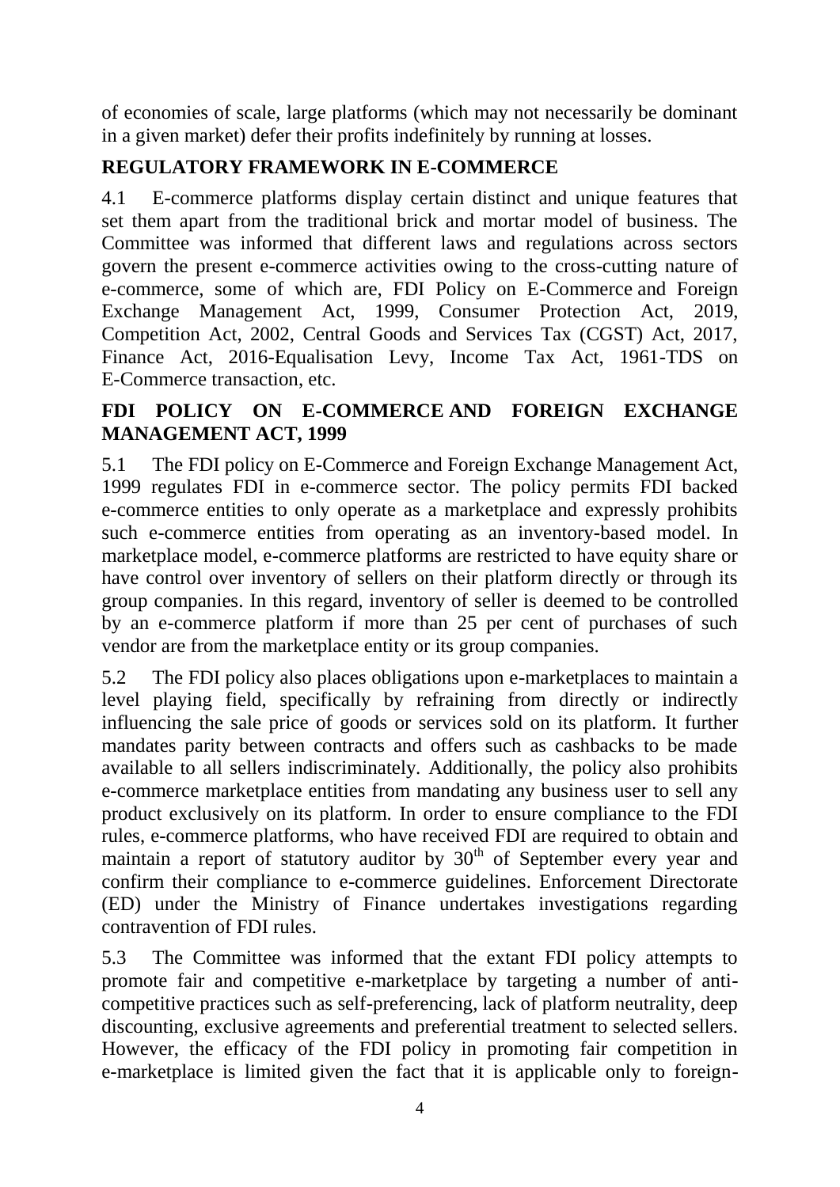of economies of scale, large platforms (which may not necessarily be dominant in a given market) defer their profits indefinitely by running at losses.

## REGULATORY FRAMEWORK IN E-COMMERCE

4.1 E-commerce platforms display certain distinct and unique features that set them apart from the traditional brick and mortar model of business. The Committee was informed that different laws and regulations across sectors govern the present e-commerce activities owing to the cross-cutting nature of e-commerce, some of which are, FDI Policy on E-Commerce and Foreign Exchange Management Act, 1999, Consumer Protection Act, 2019, Competition Act, 2002, Central Goods and Services Tax (CGST) Act, 2017, Finance Act, 2016-Equalisation Levy, Income Tax Act, 1961-TDS on E-Commerce transaction, etc.

## FDI POLICY ON E-COMMERCE AND FOREIGN EXCHANGE MANAGEMENT ACT, 1999

5.1 The FDI policy on E-Commerce and Foreign Exchange Management Act, 1999 regulates FDI in e-commerce sector. The policy permits FDI backed e-commerce entities to only operate as a marketplace and expressly prohibits such e-commerce entities from operating as an inventory-based model. In marketplace model, e-commerce platforms are restricted to have equity share or have control over inventory of sellers on their platform directly or through its group companies. In this regard, inventory of seller is deemed to be controlled by an e-commerce platform if more than 25 per cent of purchases of such vendor are from the marketplace entity or its group companies.

5.2 The FDI policy also places obligations upon e-marketplaces to maintain a level playing field, specifically by refraining from directly or indirectly influencing the sale price of goods or services sold on its platform. It further mandates parity between contracts and offers such as cashbacks to be made available to all sellers indiscriminately. Additionally, the policy also prohibits e-commerce marketplace entities from mandating any business user to sell any product exclusively on its platform. In order to ensure compliance to the FDI rules, e-commerce platforms, who have received FDI are required to obtain and maintain a report of statutory auditor by 30th of September every year and confirm their compliance to e-commerce guidelines. Enforcement Directorate (ED) under the Ministry of Finance undertakes investigations regarding contravention of FDI rules.

5.3 The Committee was informed that the extant FDI policy attempts to promote fair and competitive e-marketplace by targeting a number of anti-competitive practices such as self-preferencing, lack of platform neutrality, deep discounting, exclusive agreements and preferential treatment to selected sellers. However, the efficacy of the FDI policy in promoting fair competition in e-marketplace is limited given the fact that it is applicable only to foreign-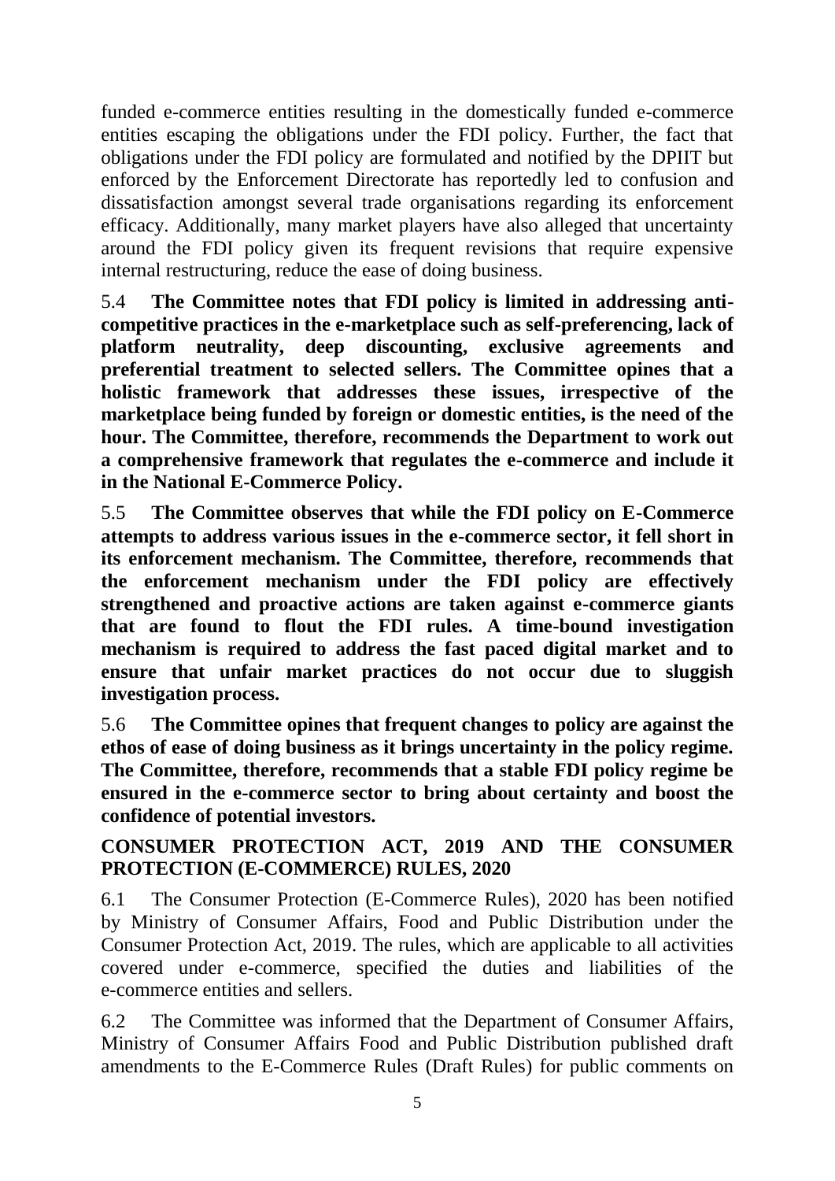funded e-commerce entities resulting in the domestically funded e-commerce entities escaping the obligations under the FDI policy. Further, the fact that obligations under the FDI policy are formulated and notified by the DPIIT but enforced by the Enforcement Directorate has reportedly led to confusion and dissatisfaction amongst several trade organisations regarding its enforcement efficacy. Additionally, many market players have also alleged that uncertainty around the FDI policy given its frequent revisions that require expensive internal restructuring, reduce the ease of doing business.

5.4 **The Committee notes that FDI policy is limited in addressing anti-competitive practices in the e-marketplace such as self-preferencing, lack of platform neutrality, deep discounting, exclusive agreements and preferential treatment to selected sellers. The Committee opines that a holistic framework that addresses these issues, irrespective of the marketplace being funded by foreign or domestic entities, is the need of the hour. The Committee, therefore, recommends the Department to work out a comprehensive framework that regulates the e-commerce and include it in the National E-Commerce Policy.**

5.5 **The Committee observes that while the FDI policy on E-Commerce attempts to address various issues in the e-commerce sector, it fell short in its enforcement mechanism. The Committee, therefore, recommends that the enforcement mechanism under the FDI policy are effectively strengthened and proactive actions are taken against e-commerce giants that are found to flout the FDI rules. A time-bound investigation mechanism is required to address the fast paced digital market and to ensure that unfair market practices do not occur due to sluggish investigation process.**

5.6 **The Committee opines that frequent changes to policy are against the ethos of ease of doing business as it brings uncertainty in the policy regime. The Committee, therefore, recommends that a stable FDI policy regime be ensured in the e-commerce sector to bring about certainty and boost the confidence of potential investors.**

## CONSUMER PROTECTION ACT, 2019 AND THE CONSUMER PROTECTION (E-COMMERCE) RULES, 2020

6.1 The Consumer Protection (E-Commerce Rules), 2020 has been notified by Ministry of Consumer Affairs, Food and Public Distribution under the Consumer Protection Act, 2019. The rules, which are applicable to all activities covered under e-commerce, specified the duties and liabilities of the e-commerce entities and sellers.

6.2 The Committee was informed that the Department of Consumer Affairs, Ministry of Consumer Affairs Food and Public Distribution published draft amendments to the E-Commerce Rules (Draft Rules) for public comments on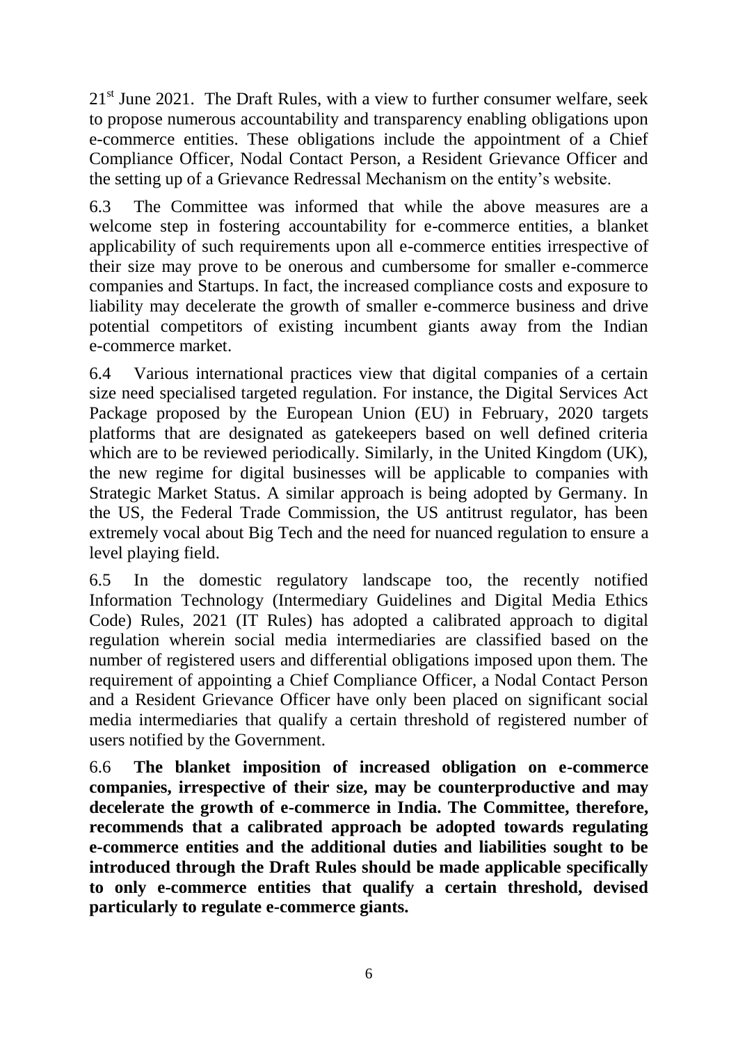21[st] June 2021. The Draft Rules, with a view to further consumer welfare, seek to propose numerous accountability and transparency enabling obligations upon e-commerce entities. These obligations include the appointment of a Chief Compliance Officer, Nodal Contact Person, a Resident Grievance Officer and the setting up of a Grievance Redressal Mechanism on the entity's website.

6.3 The Committee was informed that while the above measures are a welcome step in fostering accountability for e-commerce entities, a blanket applicability of such requirements upon all e-commerce entities irrespective of their size may prove to be onerous and cumbersome for smaller e-commerce companies and Startups. In fact, the increased compliance costs and exposure to liability may decelerate the growth of smaller e-commerce business and drive potential competitors of existing incumbent giants away from the Indian e-commerce market.

6.4 Various international practices view that digital companies of a certain size need specialised targeted regulation. For instance, the Digital Services Act Package proposed by the European Union (EU) in February, 2020 targets platforms that are designated as gatekeepers based on well defined criteria which are to be reviewed periodically. Similarly, in the United Kingdom (UK), the new regime for digital businesses will be applicable to companies with Strategic Market Status. A similar approach is being adopted by Germany. In the US, the Federal Trade Commission, the US antitrust regulator, has been extremely vocal about Big Tech and the need for nuanced regulation to ensure a level playing field.

6.5 In the domestic regulatory landscape too, the recently notified Information Technology (Intermediary Guidelines and Digital Media Ethics Code) Rules, 2021 (IT Rules) has adopted a calibrated approach to digital regulation wherein social media intermediaries are classified based on the number of registered users and differential obligations imposed upon them. The requirement of appointing a Chief Compliance Officer, a Nodal Contact Person and a Resident Grievance Officer have only been placed on significant social media intermediaries that qualify a certain threshold of registered number of users notified by the Government.

6.6 **The blanket imposition of increased obligation on e-commerce companies, irrespective of their size, may be counterproductive and may decelerate the growth of e-commerce in India. The Committee, therefore, recommends that a calibrated approach be adopted towards regulating e-commerce entities and the additional duties and liabilities sought to be introduced through the Draft Rules should be made applicable specifically to only e-commerce entities that qualify a certain threshold, devised particularly to regulate e-commerce giants.**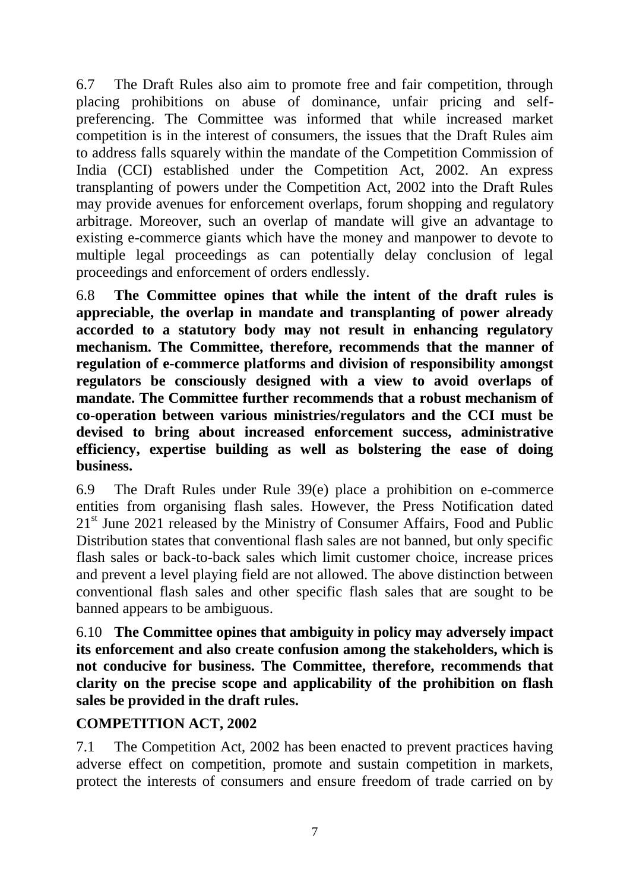6.7 The Draft Rules also aim to promote free and fair competition, through placing prohibitions on abuse of dominance, unfair pricing and self-preferencing. The Committee was informed that while increased market competition is in the interest of consumers, the issues that the Draft Rules aim to address falls squarely within the mandate of the Competition Commission of India (CCI) established under the Competition Act, 2002. An express transplanting of powers under the Competition Act, 2002 into the Draft Rules may provide avenues for enforcement overlaps, forum shopping and regulatory arbitrage. Moreover, such an overlap of mandate will give an advantage to existing e-commerce giants which have the money and manpower to devote to multiple legal proceedings as can potentially delay conclusion of legal proceedings and enforcement of orders endlessly.

6.8 **The Committee opines that while the intent of the draft rules is appreciable, the overlap in mandate and transplanting of power already accorded to a statutory body may not result in enhancing regulatory mechanism. The Committee, therefore, recommends that the manner of regulation of e-commerce platforms and division of responsibility amongst regulators be consciously designed with a view to avoid overlaps of mandate. The Committee further recommends that a robust mechanism of co-operation between various ministries/regulators and the CCI must be devised to bring about increased enforcement success, administrative efficiency, expertise building as well as bolstering the ease of doing business.**

6.9 The Draft Rules under Rule 39(e) place a prohibition on e-commerce entities from organising flash sales. However, the Press Notification dated 21st June 2021 released by the Ministry of Consumer Affairs, Food and Public Distribution states that conventional flash sales are not banned, but only specific flash sales or back-to-back sales which limit customer choice, increase prices and prevent a level playing field are not allowed. The above distinction between conventional flash sales and other specific flash sales that are sought to be banned appears to be ambiguous.

6.10 **The Committee opines that ambiguity in policy may adversely impact its enforcement and also create confusion among the stakeholders, which is not conducive for business. The Committee, therefore, recommends that clarity on the precise scope and applicability of the prohibition on flash sales be provided in the draft rules.**

## COMPETITION ACT, 2002

7.1 The Competition Act, 2002 has been enacted to prevent practices having adverse effect on competition, promote and sustain competition in markets, protect the interests of consumers and ensure freedom of trade carried on by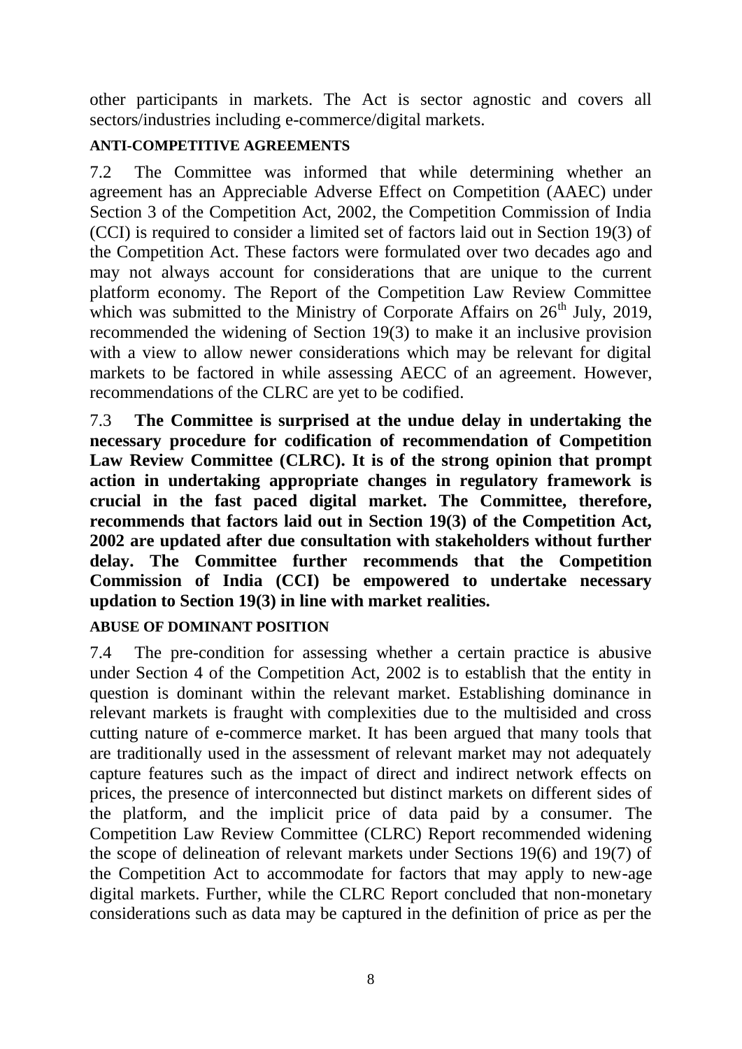other participants in markets. The Act is sector agnostic and covers all sectors/industries including e-commerce/digital markets.

**ANTI-COMPETITIVE AGREEMENTS**

7.2 The Committee was informed that while determining whether an agreement has an Appreciable Adverse Effect on Competition (AAEC) under Section 3 of the Competition Act, 2002, the Competition Commission of India (CCI) is required to consider a limited set of factors laid out in Section 19(3) of the Competition Act. These factors were formulated over two decades ago and may not always account for considerations that are unique to the current platform economy. The Report of the Competition Law Review Committee which was submitted to the Ministry of Corporate Affairs on 26th July, 2019, recommended the widening of Section 19(3) to make it an inclusive provision with a view to allow newer considerations which may be relevant for digital markets to be factored in while assessing AECC of an agreement. However, recommendations of the CLRC are yet to be codified.

7.3 **The Committee is surprised at the undue delay in undertaking the necessary procedure for codification of recommendation of Competition Law Review Committee (CLRC). It is of the strong opinion that prompt action in undertaking appropriate changes in regulatory framework is crucial in the fast paced digital market. The Committee, therefore, recommends that factors laid out in Section 19(3) of the Competition Act, 2002 are updated after due consultation with stakeholders without further delay. The Committee further recommends that the Competition Commission of India (CCI) be empowered to undertake necessary updation to Section 19(3) in line with market realities.**

**ABUSE OF DOMINANT POSITION**

7.4 The pre-condition for assessing whether a certain practice is abusive under Section 4 of the Competition Act, 2002 is to establish that the entity in question is dominant within the relevant market. Establishing dominance in relevant markets is fraught with complexities due to the multisided and cross cutting nature of e-commerce market. It has been argued that many tools that are traditionally used in the assessment of relevant market may not adequately capture features such as the impact of direct and indirect network effects on prices, the presence of interconnected but distinct markets on different sides of the platform, and the implicit price of data paid by a consumer. The Competition Law Review Committee (CLRC) Report recommended widening the scope of delineation of relevant markets under Sections 19(6) and 19(7) of the Competition Act to accommodate for factors that may apply to new-age digital markets. Further, while the CLRC Report concluded that non-monetary considerations such as data may be captured in the definition of price as per the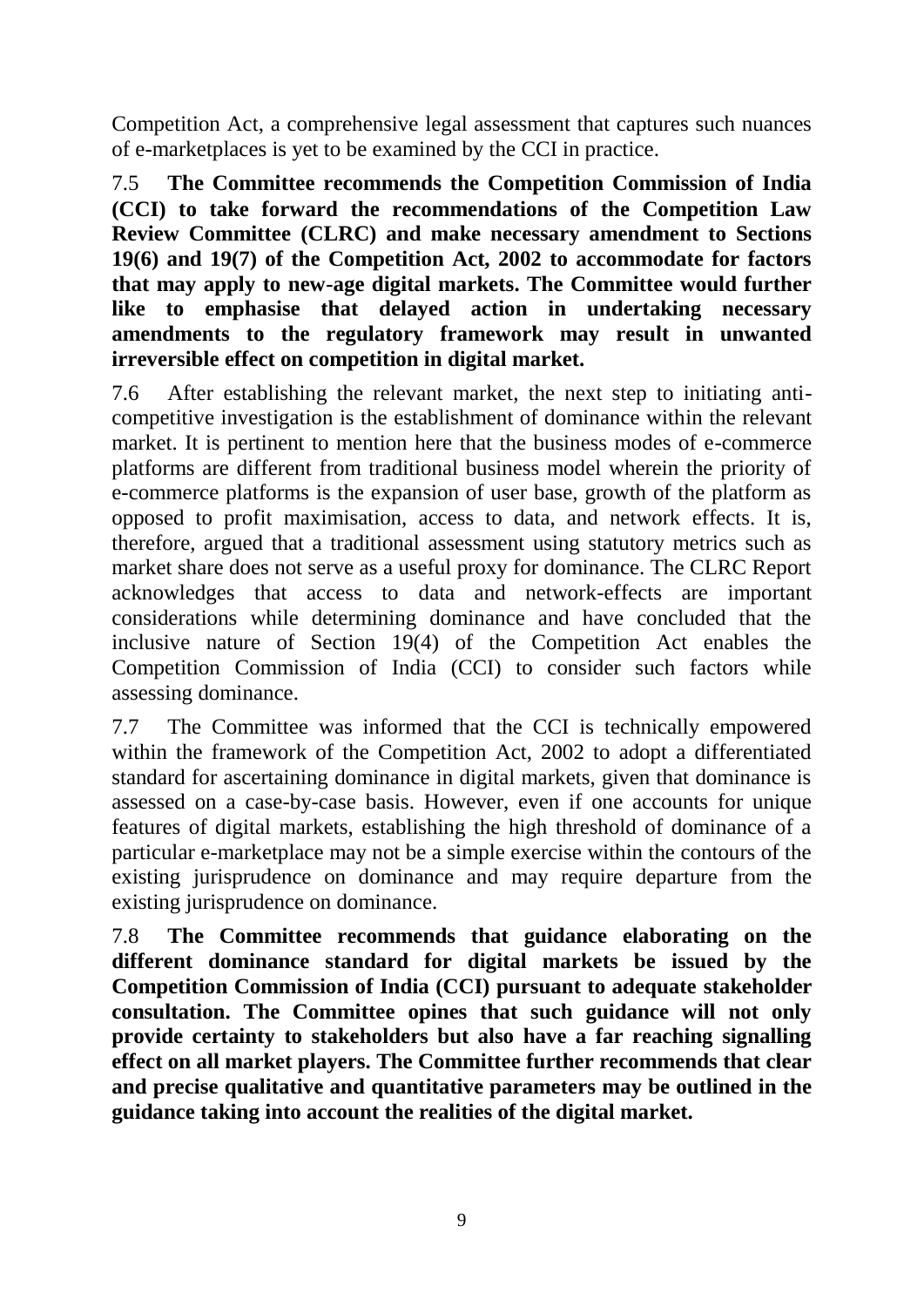Competition Act, a comprehensive legal assessment that captures such nuances of e-marketplaces is yet to be examined by the CCI in practice.

7.5 **The Committee recommends the Competition Commission of India (CCI) to take forward the recommendations of the Competition Law Review Committee (CLRC) and make necessary amendment to Sections 19(6) and 19(7) of the Competition Act, 2002 to accommodate for factors that may apply to new-age digital markets. The Committee would further like to emphasise that delayed action in undertaking necessary amendments to the regulatory framework may result in unwanted irreversible effect on competition in digital market.**

7.6 After establishing the relevant market, the next step to initiating anti-competitive investigation is the establishment of dominance within the relevant market. It is pertinent to mention here that the business modes of e-commerce platforms are different from traditional business model wherein the priority of e-commerce platforms is the expansion of user base, growth of the platform as opposed to profit maximisation, access to data, and network effects. It is, therefore, argued that a traditional assessment using statutory metrics such as market share does not serve as a useful proxy for dominance. The CLRC Report acknowledges that access to data and network-effects are important considerations while determining dominance and have concluded that the inclusive nature of Section 19(4) of the Competition Act enables the Competition Commission of India (CCI) to consider such factors while assessing dominance.

7.7 The Committee was informed that the CCI is technically empowered within the framework of the Competition Act, 2002 to adopt a differentiated standard for ascertaining dominance in digital markets, given that dominance is assessed on a case-by-case basis. However, even if one accounts for unique features of digital markets, establishing the high threshold of dominance of a particular e-marketplace may not be a simple exercise within the contours of the existing jurisprudence on dominance and may require departure from the existing jurisprudence on dominance.

7.8 **The Committee recommends that guidance elaborating on the different dominance standard for digital markets be issued by the Competition Commission of India (CCI) pursuant to adequate stakeholder consultation. The Committee opines that such guidance will not only provide certainty to stakeholders but also have a far reaching signalling effect on all market players. The Committee further recommends that clear and precise qualitative and quantitative parameters may be outlined in the guidance taking into account the realities of the digital market.**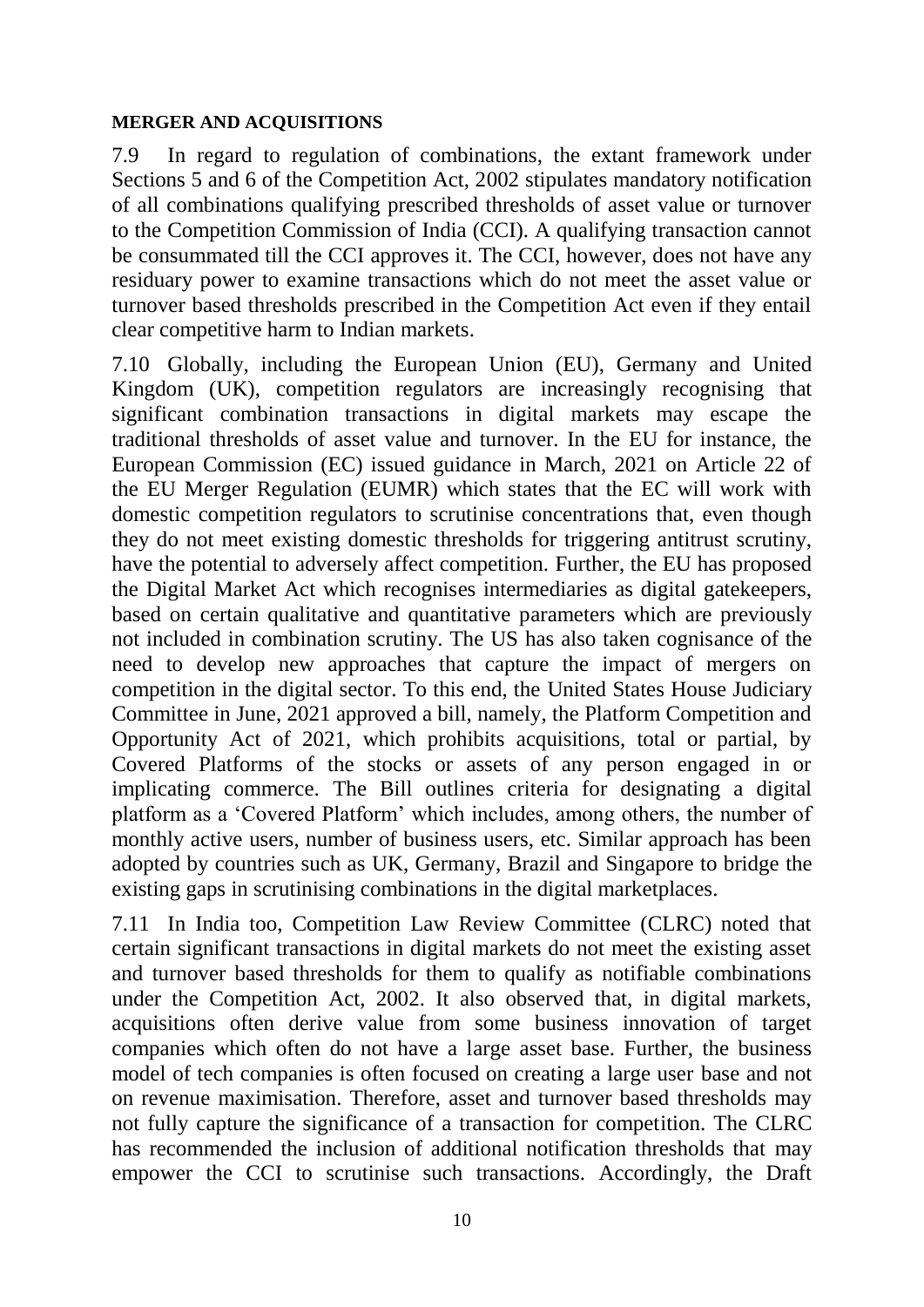**MERGER AND ACQUISITIONS**

7.9 In regard to regulation of combinations, the extant framework under Sections 5 and 6 of the Competition Act, 2002 stipulates mandatory notification of all combinations qualifying prescribed thresholds of asset value or turnover to the Competition Commission of India (CCI). A qualifying transaction cannot be consummated till the CCI approves it. The CCI, however, does not have any residuary power to examine transactions which do not meet the asset value or turnover based thresholds prescribed in the Competition Act even if they entail clear competitive harm to Indian markets.

7.10 Globally, including the European Union (EU), Germany and United Kingdom (UK), competition regulators are increasingly recognising that significant combination transactions in digital markets may escape the traditional thresholds of asset value and turnover. In the EU for instance, the European Commission (EC) issued guidance in March, 2021 on Article 22 of the EU Merger Regulation (EUMR) which states that the EC will work with domestic competition regulators to scrutinise concentrations that, even though they do not meet existing domestic thresholds for triggering antitrust scrutiny, have the potential to adversely affect competition. Further, the EU has proposed the Digital Market Act which recognises intermediaries as digital gatekeepers, based on certain qualitative and quantitative parameters which are previously not included in combination scrutiny. The US has also taken cognisance of the need to develop new approaches that capture the impact of mergers on competition in the digital sector. To this end, the United States House Judiciary Committee in June, 2021 approved a bill, namely, the Platform Competition and Opportunity Act of 2021, which prohibits acquisitions, total or partial, by Covered Platforms of the stocks or assets of any person engaged in or implicating commerce. The Bill outlines criteria for designating a digital platform as a 'Covered Platform' which includes, among others, the number of monthly active users, number of business users, etc. Similar approach has been adopted by countries such as UK, Germany, Brazil and Singapore to bridge the existing gaps in scrutinising combinations in the digital marketplaces.

7.11 In India too, Competition Law Review Committee (CLRC) noted that certain significant transactions in digital markets do not meet the existing asset and turnover based thresholds for them to qualify as notifiable combinations under the Competition Act, 2002. It also observed that, in digital markets, acquisitions often derive value from some business innovation of target companies which often do not have a large asset base. Further, the business model of tech companies is often focused on creating a large user base and not on revenue maximisation. Therefore, asset and turnover based thresholds may not fully capture the significance of a transaction for competition. The CLRC has recommended the inclusion of additional notification thresholds that may empower the CCI to scrutinise such transactions. Accordingly, the Draft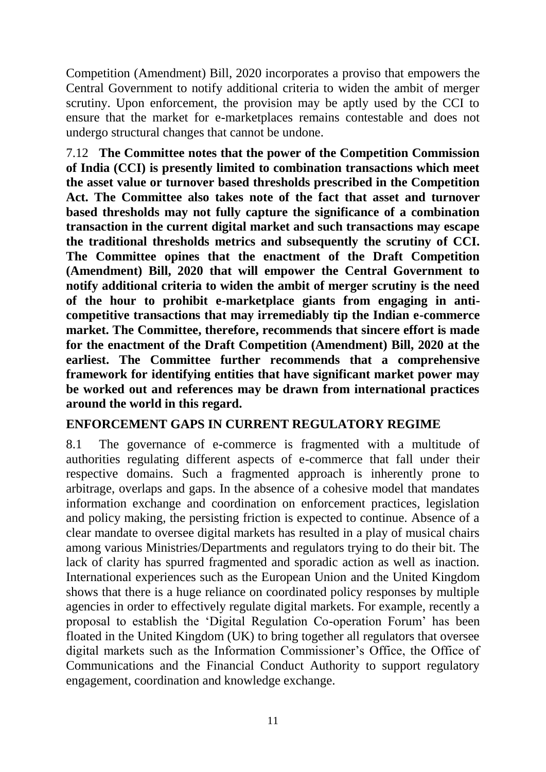Competition (Amendment) Bill, 2020 incorporates a proviso that empowers the Central Government to notify additional criteria to widen the ambit of merger scrutiny. Upon enforcement, the provision may be aptly used by the CCI to ensure that the market for e-marketplaces remains contestable and does not undergo structural changes that cannot be undone.

7.12 **The Committee notes that the power of the Competition Commission of India (CCI) is presently limited to combination transactions which meet the asset value or turnover based thresholds prescribed in the Competition Act. The Committee also takes note of the fact that asset and turnover based thresholds may not fully capture the significance of a combination transaction in the current digital market and such transactions may escape the traditional thresholds metrics and subsequently the scrutiny of CCI. The Committee opines that the enactment of the Draft Competition (Amendment) Bill, 2020 that will empower the Central Government to notify additional criteria to widen the ambit of merger scrutiny is the need of the hour to prohibit e-marketplace giants from engaging in anti-competitive transactions that may irremediably tip the Indian e-commerce market. The Committee, therefore, recommends that sincere effort is made for the enactment of the Draft Competition (Amendment) Bill, 2020 at the earliest. The Committee further recommends that a comprehensive framework for identifying entities that have significant market power may be worked out and references may be drawn from international practices around the world in this regard.**

## ENFORCEMENT GAPS IN CURRENT REGULATORY REGIME

8.1 The governance of e-commerce is fragmented with a multitude of authorities regulating different aspects of e-commerce that fall under their respective domains. Such a fragmented approach is inherently prone to arbitrage, overlaps and gaps. In the absence of a cohesive model that mandates information exchange and coordination on enforcement practices, legislation and policy making, the persisting friction is expected to continue. Absence of a clear mandate to oversee digital markets has resulted in a play of musical chairs among various Ministries/Departments and regulators trying to do their bit. The lack of clarity has spurred fragmented and sporadic action as well as inaction. International experiences such as the European Union and the United Kingdom shows that there is a huge reliance on coordinated policy responses by multiple agencies in order to effectively regulate digital markets. For example, recently a proposal to establish the 'Digital Regulation Co-operation Forum' has been floated in the United Kingdom (UK) to bring together all regulators that oversee digital markets such as the Information Commissioner's Office, the Office of Communications and the Financial Conduct Authority to support regulatory engagement, coordination and knowledge exchange.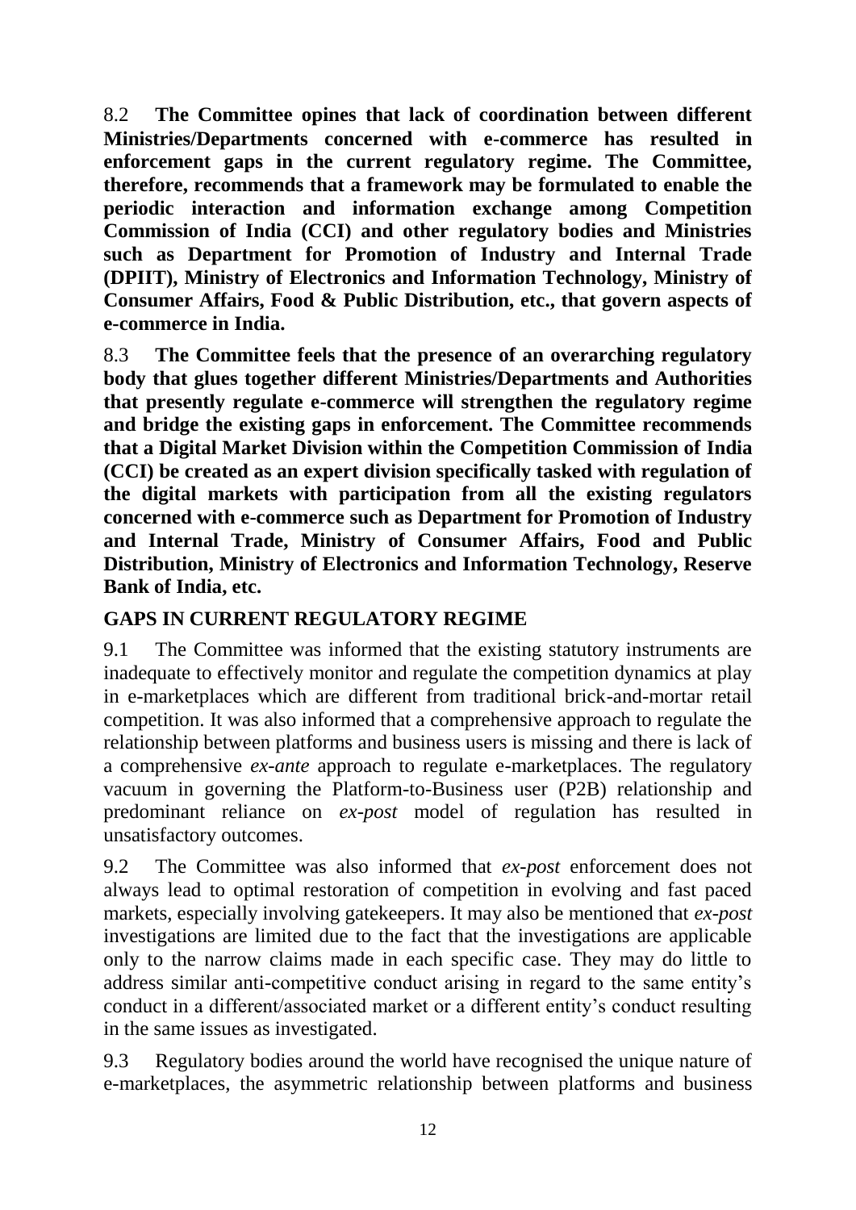8.2 **The Committee opines that lack of coordination between different Ministries/Departments concerned with e-commerce has resulted in enforcement gaps in the current regulatory regime. The Committee, therefore, recommends that a framework may be formulated to enable the periodic interaction and information exchange among Competition Commission of India (CCI) and other regulatory bodies and Ministries such as Department for Promotion of Industry and Internal Trade (DPIIT), Ministry of Electronics and Information Technology, Ministry of Consumer Affairs, Food & Public Distribution, etc., that govern aspects of e-commerce in India.**

8.3 **The Committee feels that the presence of an overarching regulatory body that glues together different Ministries/Departments and Authorities that presently regulate e-commerce will strengthen the regulatory regime and bridge the existing gaps in enforcement. The Committee recommends that a Digital Market Division within the Competition Commission of India (CCI) be created as an expert division specifically tasked with regulation of the digital markets with participation from all the existing regulators concerned with e-commerce such as Department for Promotion of Industry and Internal Trade, Ministry of Consumer Affairs, Food and Public Distribution, Ministry of Electronics and Information Technology, Reserve Bank of India, etc.**

## GAPS IN CURRENT REGULATORY REGIME

9.1 The Committee was informed that the existing statutory instruments are inadequate to effectively monitor and regulate the competition dynamics at play in e-marketplaces which are different from traditional brick-and-mortar retail competition. It was also informed that a comprehensive approach to regulate the relationship between platforms and business users is missing and there is lack of a comprehensive *ex-ante* approach to regulate e-marketplaces. The regulatory vacuum in governing the Platform-to-Business user (P2B) relationship and predominant reliance on *ex-post* model of regulation has resulted in unsatisfactory outcomes.

9.2 The Committee was also informed that *ex-post* enforcement does not always lead to optimal restoration of competition in evolving and fast paced markets, especially involving gatekeepers. It may also be mentioned that *ex-post* investigations are limited due to the fact that the investigations are applicable only to the narrow claims made in each specific case. They may do little to address similar anti-competitive conduct arising in regard to the same entity's conduct in a different/associated market or a different entity's conduct resulting in the same issues as investigated.

9.3 Regulatory bodies around the world have recognised the unique nature of e-marketplaces, the asymmetric relationship between platforms and business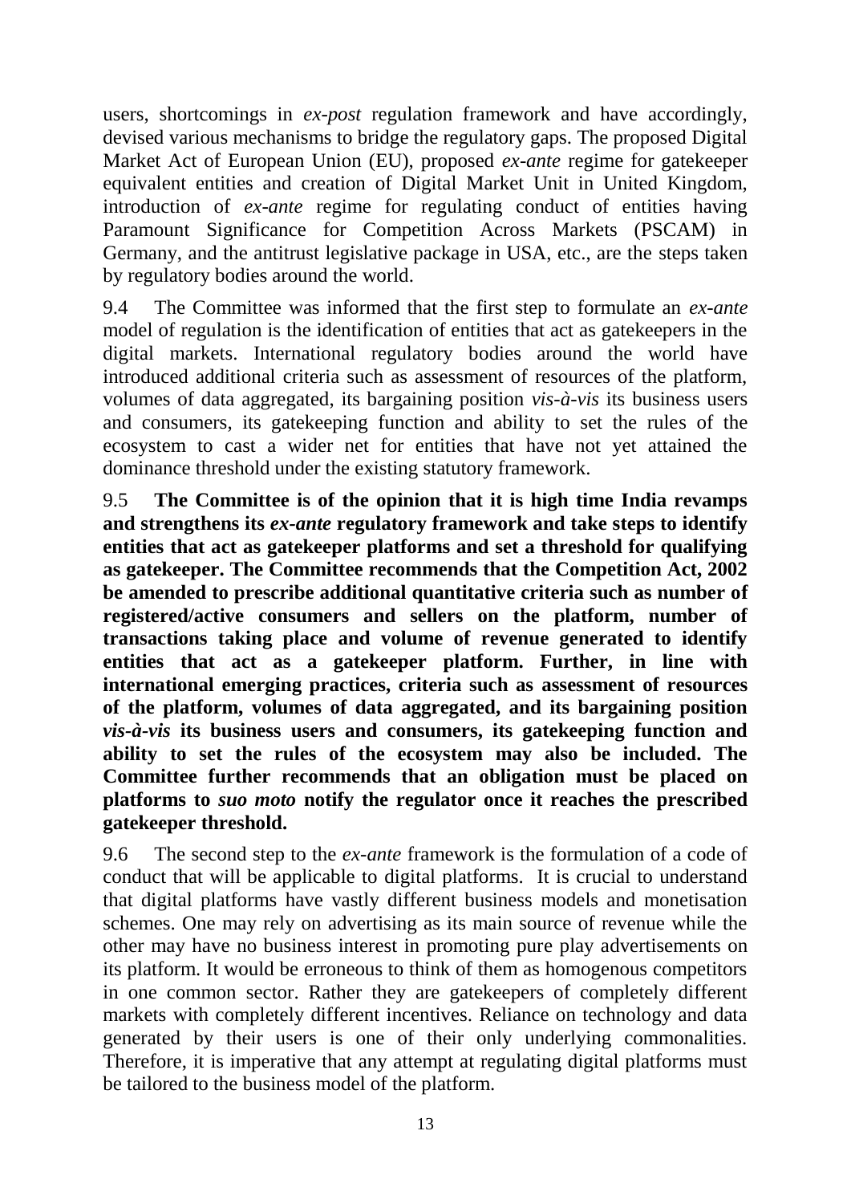users, shortcomings in *ex-post* regulation framework and have accordingly, devised various mechanisms to bridge the regulatory gaps. The proposed Digital Market Act of European Union (EU), proposed *ex-ante* regime for gatekeeper equivalent entities and creation of Digital Market Unit in United Kingdom, introduction of *ex-ante* regime for regulating conduct of entities having Paramount Significance for Competition Across Markets (PSCAM) in Germany, and the antitrust legislative package in USA, etc., are the steps taken by regulatory bodies around the world.

9.4 The Committee was informed that the first step to formulate an *ex-ante* model of regulation is the identification of entities that act as gatekeepers in the digital markets. International regulatory bodies around the world have introduced additional criteria such as assessment of resources of the platform, volumes of data aggregated, its bargaining position *vis-à-vis* its business users and consumers, its gatekeeping function and ability to set the rules of the ecosystem to cast a wider net for entities that have not yet attained the dominance threshold under the existing statutory framework.

9.5 **The Committee is of the opinion that it is high time India revamps and strengthens its *ex-ante* regulatory framework and take steps to identify entities that act as gatekeeper platforms and set a threshold for qualifying as gatekeeper. The Committee recommends that the Competition Act, 2002 be amended to prescribe additional quantitative criteria such as number of registered/active consumers and sellers on the platform, number of transactions taking place and volume of revenue generated to identify entities that act as a gatekeeper platform. Further, in line with international emerging practices, criteria such as assessment of resources of the platform, volumes of data aggregated, and its bargaining position *vis-à-vis* its business users and consumers, its gatekeeping function and ability to set the rules of the ecosystem may also be included. The Committee further recommends that an obligation must be placed on platforms to *suo moto* notify the regulator once it reaches the prescribed gatekeeper threshold.**

9.6 The second step to the *ex-ante* framework is the formulation of a code of conduct that will be applicable to digital platforms. It is crucial to understand that digital platforms have vastly different business models and monetisation schemes. One may rely on advertising as its main source of revenue while the other may have no business interest in promoting pure play advertisements on its platform. It would be erroneous to think of them as homogenous competitors in one common sector. Rather they are gatekeepers of completely different markets with completely different incentives. Reliance on technology and data generated by their users is one of their only underlying commonalities. Therefore, it is imperative that any attempt at regulating digital platforms must be tailored to the business model of the platform.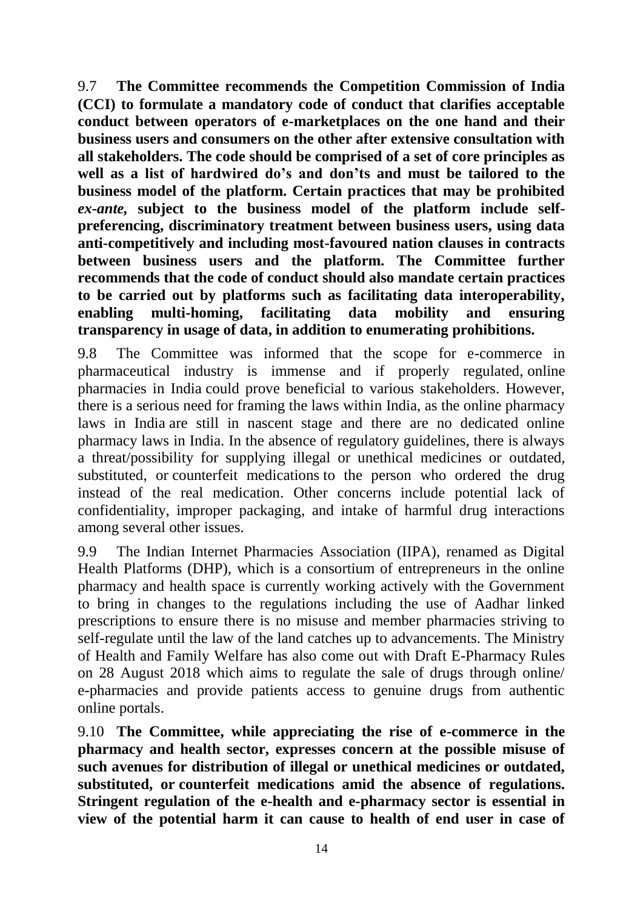9.7 **The Committee recommends the Competition Commission of India (CCI) to formulate a mandatory code of conduct that clarifies acceptable conduct between operators of e-marketplaces on the one hand and their business users and consumers on the other after extensive consultation with all stakeholders. The code should be comprised of a set of core principles as well as a list of hardwired do's and don'ts and must be tailored to the business model of the platform. Certain practices that may be prohibited *ex-ante*, subject to the business model of the platform include self-preferencing, discriminatory treatment between business users, using data anti-competitively and including most-favoured nation clauses in contracts between business users and the platform. The Committee further recommends that the code of conduct should also mandate certain practices to be carried out by platforms such as facilitating data interoperability, enabling multi-homing, facilitating data mobility and ensuring transparency in usage of data, in addition to enumerating prohibitions.**

9.8 The Committee was informed that the scope for e-commerce in pharmaceutical industry is immense and if properly regulated, online pharmacies in India could prove beneficial to various stakeholders. However, there is a serious need for framing the laws within India, as the online pharmacy laws in India are still in nascent stage and there are no dedicated online pharmacy laws in India. In the absence of regulatory guidelines, there is always a threat/possibility for supplying illegal or unethical medicines or outdated, substituted, or counterfeit medications to the person who ordered the drug instead of the real medication. Other concerns include potential lack of confidentiality, improper packaging, and intake of harmful drug interactions among several other issues.

9.9 The Indian Internet Pharmacies Association (IIPA), renamed as Digital Health Platforms (DHP), which is a consortium of entrepreneurs in the online pharmacy and health space is currently working actively with the Government to bring in changes to the regulations including the use of Aadhar linked prescriptions to ensure there is no misuse and member pharmacies striving to self-regulate until the law of the land catches up to advancements. The Ministry of Health and Family Welfare has also come out with Draft E-Pharmacy Rules on 28 August 2018 which aims to regulate the sale of drugs through online/ e-pharmacies and provide patients access to genuine drugs from authentic online portals.

9.10 **The Committee, while appreciating the rise of e-commerce in the pharmacy and health sector, expresses concern at the possible misuse of such avenues for distribution of illegal or unethical medicines or outdated, substituted, or counterfeit medications amid the absence of regulations. Stringent regulation of the e-health and e-pharmacy sector is essential in view of the potential harm it can cause to health of end user in case of**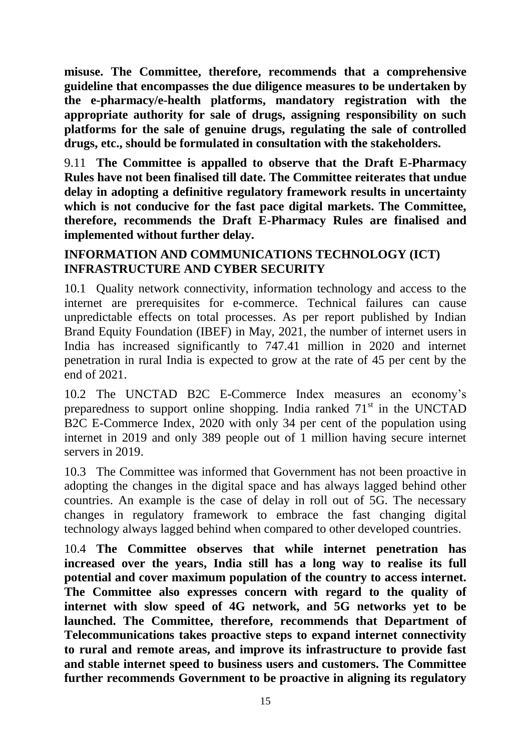**misuse. The Committee, therefore, recommends that a comprehensive guideline that encompasses the due diligence measures to be undertaken by the e-pharmacy/e-health platforms, mandatory registration with the appropriate authority for sale of drugs, assigning responsibility on such platforms for the sale of genuine drugs, regulating the sale of controlled drugs, etc., should be formulated in consultation with the stakeholders.**

9.11 **The Committee is appalled to observe that the Draft E-Pharmacy Rules have not been finalised till date. The Committee reiterates that undue delay in adopting a definitive regulatory framework results in uncertainty which is not conducive for the fast pace digital markets. The Committee, therefore, recommends the Draft E-Pharmacy Rules are finalised and implemented without further delay.**

## INFORMATION AND COMMUNICATIONS TECHNOLOGY (ICT) INFRASTRUCTURE AND CYBER SECURITY

10.1 Quality network connectivity, information technology and access to the internet are prerequisites for e-commerce. Technical failures can cause unpredictable effects on total processes. As per report published by Indian Brand Equity Foundation (IBEF) in May, 2021, the number of internet users in India has increased significantly to 747.41 million in 2020 and internet penetration in rural India is expected to grow at the rate of 45 per cent by the end of 2021.

10.2 The UNCTAD B2C E-Commerce Index measures an economy's preparedness to support online shopping. India ranked 71st in the UNCTAD B2C E-Commerce Index, 2020 with only 34 per cent of the population using internet in 2019 and only 389 people out of 1 million having secure internet servers in 2019.

10.3 The Committee was informed that Government has not been proactive in adopting the changes in the digital space and has always lagged behind other countries. An example is the case of delay in roll out of 5G. The necessary changes in regulatory framework to embrace the fast changing digital technology always lagged behind when compared to other developed countries.

10.4 **The Committee observes that while internet penetration has increased over the years, India still has a long way to realise its full potential and cover maximum population of the country to access internet. The Committee also expresses concern with regard to the quality of internet with slow speed of 4G network, and 5G networks yet to be launched. The Committee, therefore, recommends that Department of Telecommunications takes proactive steps to expand internet connectivity to rural and remote areas, and improve its infrastructure to provide fast and stable internet speed to business users and customers. The Committee further recommends Government to be proactive in aligning its regulatory**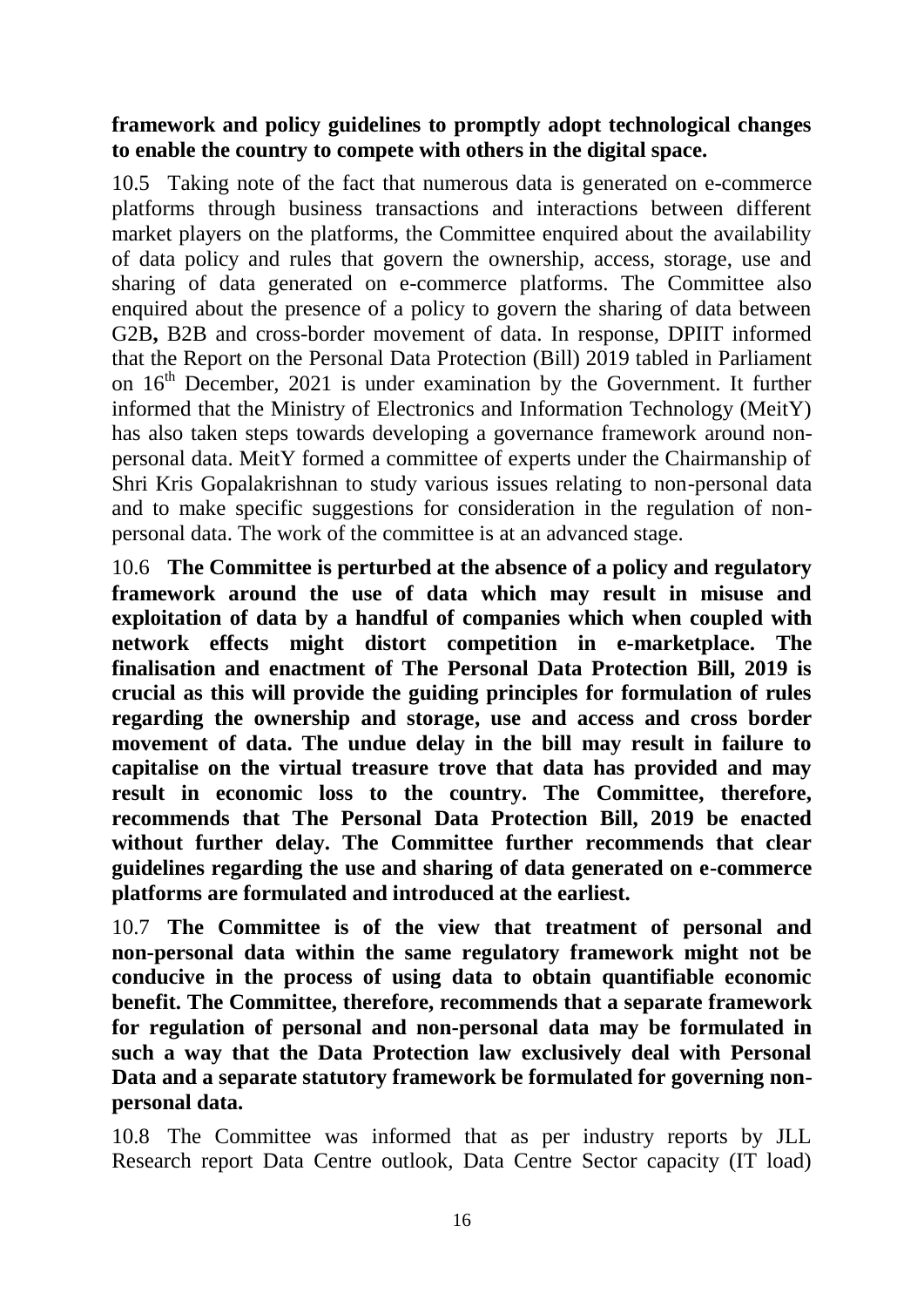**framework and policy guidelines to promptly adopt technological changes to enable the country to compete with others in the digital space.**

10.5 Taking note of the fact that numerous data is generated on e-commerce platforms through business transactions and interactions between different market players on the platforms, the Committee enquired about the availability of data policy and rules that govern the ownership, access, storage, use and sharing of data generated on e-commerce platforms. The Committee also enquired about the presence of a policy to govern the sharing of data between G2B**,** B2B and cross-border movement of data. In response, DPIIT informed that the Report on the Personal Data Protection (Bill) 2019 tabled in Parliament on 16th December, 2021 is under examination by the Government. It further informed that the Ministry of Electronics and Information Technology (MeitY) has also taken steps towards developing a governance framework around non-personal data. MeitY formed a committee of experts under the Chairmanship of Shri Kris Gopalakrishnan to study various issues relating to non-personal data and to make specific suggestions for consideration in the regulation of non-personal data. The work of the committee is at an advanced stage.

10.6 **The Committee is perturbed at the absence of a policy and regulatory framework around the use of data which may result in misuse and exploitation of data by a handful of companies which when coupled with network effects might distort competition in e-marketplace. The finalisation and enactment of The Personal Data Protection Bill, 2019 is crucial as this will provide the guiding principles for formulation of rules regarding the ownership and storage, use and access and cross border movement of data. The undue delay in the bill may result in failure to capitalise on the virtual treasure trove that data has provided and may result in economic loss to the country. The Committee, therefore, recommends that The Personal Data Protection Bill, 2019 be enacted without further delay. The Committee further recommends that clear guidelines regarding the use and sharing of data generated on e-commerce platforms are formulated and introduced at the earliest.**

10.7 **The Committee is of the view that treatment of personal and non-personal data within the same regulatory framework might not be conducive in the process of using data to obtain quantifiable economic benefit. The Committee, therefore, recommends that a separate framework for regulation of personal and non-personal data may be formulated in such a way that the Data Protection law exclusively deal with Personal Data and a separate statutory framework be formulated for governing non-personal data.**

10.8 The Committee was informed that as per industry reports by JLL Research report Data Centre outlook, Data Centre Sector capacity (IT load)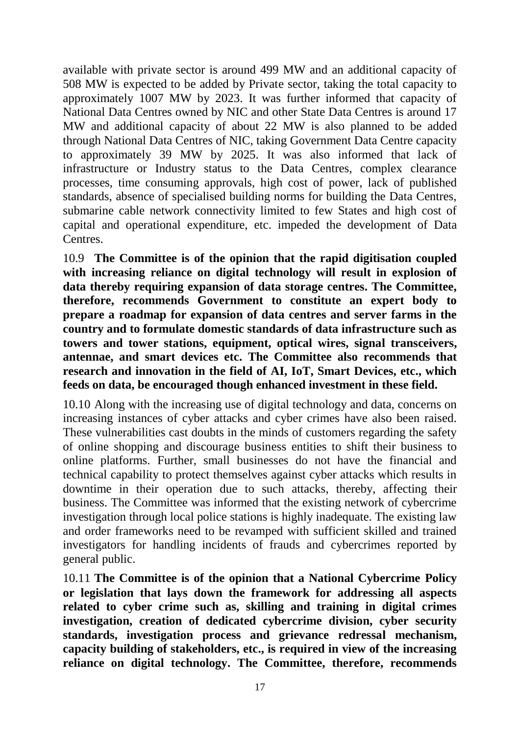available with private sector is around 499 MW and an additional capacity of 508 MW is expected to be added by Private sector, taking the total capacity to approximately 1007 MW by 2023. It was further informed that capacity of National Data Centres owned by NIC and other State Data Centres is around 17 MW and additional capacity of about 22 MW is also planned to be added through National Data Centres of NIC, taking Government Data Centre capacity to approximately 39 MW by 2025. It was also informed that lack of infrastructure or Industry status to the Data Centres, complex clearance processes, time consuming approvals, high cost of power, lack of published standards, absence of specialised building norms for building the Data Centres, submarine cable network connectivity limited to few States and high cost of capital and operational expenditure, etc. impeded the development of Data Centres.

10.9 **The Committee is of the opinion that the rapid digitisation coupled with increasing reliance on digital technology will result in explosion of data thereby requiring expansion of data storage centres. The Committee, therefore, recommends Government to constitute an expert body to prepare a roadmap for expansion of data centres and server farms in the country and to formulate domestic standards of data infrastructure such as towers and tower stations, equipment, optical wires, signal transceivers, antennae, and smart devices etc. The Committee also recommends that research and innovation in the field of AI, IoT, Smart Devices, etc., which feeds on data, be encouraged though enhanced investment in these field.**

10.10 Along with the increasing use of digital technology and data, concerns on increasing instances of cyber attacks and cyber crimes have also been raised. These vulnerabilities cast doubts in the minds of customers regarding the safety of online shopping and discourage business entities to shift their business to online platforms. Further, small businesses do not have the financial and technical capability to protect themselves against cyber attacks which results in downtime in their operation due to such attacks, thereby, affecting their business. The Committee was informed that the existing network of cybercrime investigation through local police stations is highly inadequate. The existing law and order frameworks need to be revamped with sufficient skilled and trained investigators for handling incidents of frauds and cybercrimes reported by general public.

10.11 **The Committee is of the opinion that a National Cybercrime Policy or legislation that lays down the framework for addressing all aspects related to cyber crime such as, skilling and training in digital crimes investigation, creation of dedicated cybercrime division, cyber security standards, investigation process and grievance redressal mechanism, capacity building of stakeholders, etc., is required in view of the increasing reliance on digital technology. The Committee, therefore, recommends**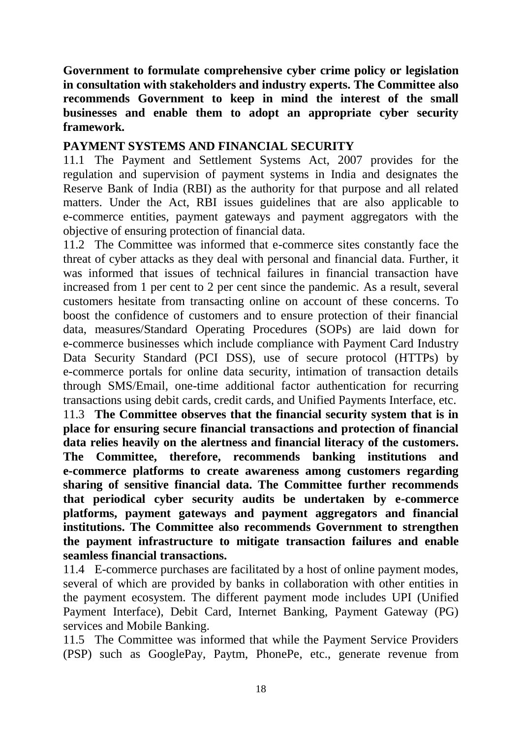**Government to formulate comprehensive cyber crime policy or legislation in consultation with stakeholders and industry experts. The Committee also recommends Government to keep in mind the interest of the small businesses and enable them to adopt an appropriate cyber security framework.**

## PAYMENT SYSTEMS AND FINANCIAL SECURITY

11.1 The Payment and Settlement Systems Act, 2007 provides for the regulation and supervision of payment systems in India and designates the Reserve Bank of India (RBI) as the authority for that purpose and all related matters. Under the Act, RBI issues guidelines that are also applicable to e-commerce entities, payment gateways and payment aggregators with the objective of ensuring protection of financial data.

11.2 The Committee was informed that e-commerce sites constantly face the threat of cyber attacks as they deal with personal and financial data. Further, it was informed that issues of technical failures in financial transaction have increased from 1 per cent to 2 per cent since the pandemic. As a result, several customers hesitate from transacting online on account of these concerns. To boost the confidence of customers and to ensure protection of their financial data, measures/Standard Operating Procedures (SOPs) are laid down for e-commerce businesses which include compliance with Payment Card Industry Data Security Standard (PCI DSS), use of secure protocol (HTTPs) by e-commerce portals for online data security, intimation of transaction details through SMS/Email, one-time additional factor authentication for recurring transactions using debit cards, credit cards, and Unified Payments Interface, etc.

11.3 **The Committee observes that the financial security system that is in place for ensuring secure financial transactions and protection of financial data relies heavily on the alertness and financial literacy of the customers. The Committee, therefore, recommends banking institutions and e-commerce platforms to create awareness among customers regarding sharing of sensitive financial data. The Committee further recommends that periodical cyber security audits be undertaken by e-commerce platforms, payment gateways and payment aggregators and financial institutions. The Committee also recommends Government to strengthen the payment infrastructure to mitigate transaction failures and enable seamless financial transactions.**

11.4 E-commerce purchases are facilitated by a host of online payment modes, several of which are provided by banks in collaboration with other entities in the payment ecosystem. The different payment mode includes UPI (Unified Payment Interface), Debit Card, Internet Banking, Payment Gateway (PG) services and Mobile Banking.

11.5 The Committee was informed that while the Payment Service Providers (PSP) such as GooglePay, Paytm, PhonePe, etc., generate revenue from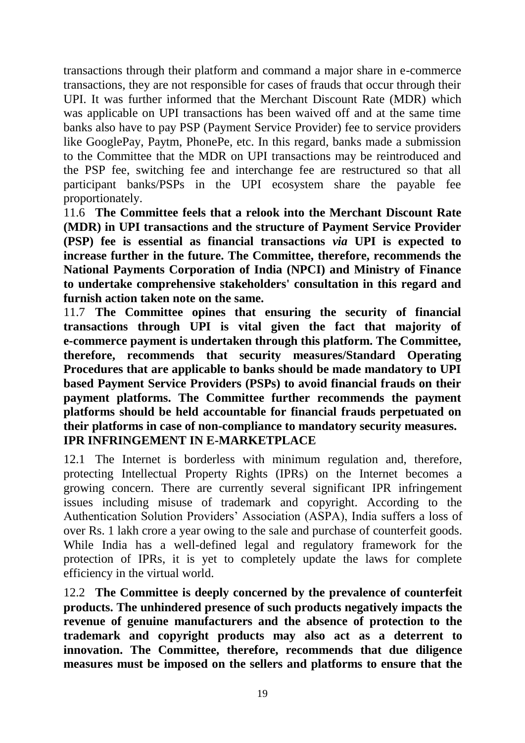transactions through their platform and command a major share in e-commerce transactions, they are not responsible for cases of frauds that occur through their UPI. It was further informed that the Merchant Discount Rate (MDR) which was applicable on UPI transactions has been waived off and at the same time banks also have to pay PSP (Payment Service Provider) fee to service providers like GooglePay, Paytm, PhonePe, etc. In this regard, banks made a submission to the Committee that the MDR on UPI transactions may be reintroduced and the PSP fee, switching fee and interchange fee are restructured so that all participant banks/PSPs in the UPI ecosystem share the payable fee proportionately.

11.6 **The Committee feels that a relook into the Merchant Discount Rate (MDR) in UPI transactions and the structure of Payment Service Provider (PSP) fee is essential as financial transactions *via* UPI is expected to increase further in the future. The Committee, therefore, recommends the National Payments Corporation of India (NPCI) and Ministry of Finance to undertake comprehensive stakeholders' consultation in this regard and furnish action taken note on the same.**

11.7 **The Committee opines that ensuring the security of financial transactions through UPI is vital given the fact that majority of e-commerce payment is undertaken through this platform. The Committee, therefore, recommends that security measures/Standard Operating Procedures that are applicable to banks should be made mandatory to UPI based Payment Service Providers (PSPs) to avoid financial frauds on their payment platforms. The Committee further recommends the payment platforms should be held accountable for financial frauds perpetuated on their platforms in case of non-compliance to mandatory security measures.**

## IPR INFRINGEMENT IN E-MARKETPLACE

12.1 The Internet is borderless with minimum regulation and, therefore, protecting Intellectual Property Rights (IPRs) on the Internet becomes a growing concern. There are currently several significant IPR infringement issues including misuse of trademark and copyright. According to the Authentication Solution Providers' Association (ASPA), India suffers a loss of over Rs. 1 lakh crore a year owing to the sale and purchase of counterfeit goods. While India has a well-defined legal and regulatory framework for the protection of IPRs, it is yet to completely update the laws for complete efficiency in the virtual world.

12.2 **The Committee is deeply concerned by the prevalence of counterfeit products. The unhindered presence of such products negatively impacts the revenue of genuine manufacturers and the absence of protection to the trademark and copyright products may also act as a deterrent to innovation. The Committee, therefore, recommends that due diligence measures must be imposed on the sellers and platforms to ensure that the**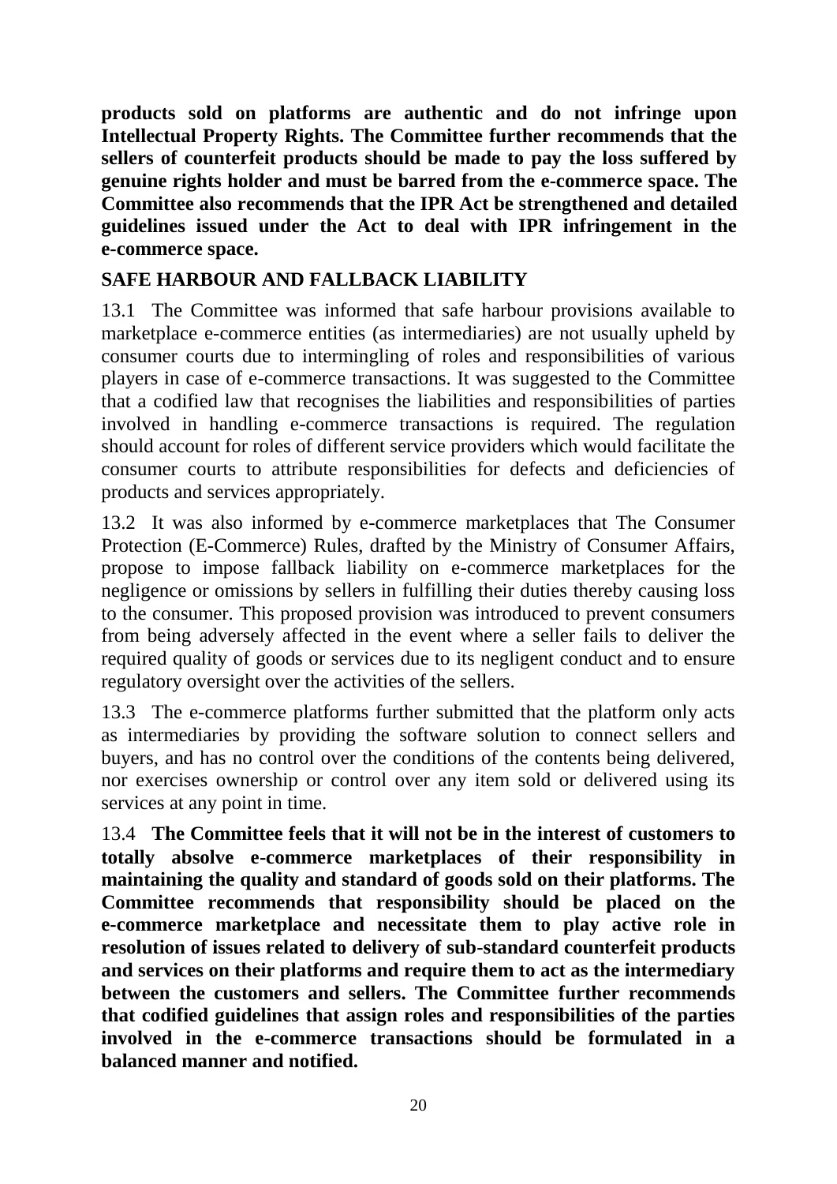**products sold on platforms are authentic and do not infringe upon Intellectual Property Rights. The Committee further recommends that the sellers of counterfeit products should be made to pay the loss suffered by genuine rights holder and must be barred from the e-commerce space. The Committee also recommends that the IPR Act be strengthened and detailed guidelines issued under the Act to deal with IPR infringement in the e-commerce space.**

## SAFE HARBOUR AND FALLBACK LIABILITY

13.1 The Committee was informed that safe harbour provisions available to marketplace e-commerce entities (as intermediaries) are not usually upheld by consumer courts due to intermingling of roles and responsibilities of various players in case of e-commerce transactions. It was suggested to the Committee that a codified law that recognises the liabilities and responsibilities of parties involved in handling e-commerce transactions is required. The regulation should account for roles of different service providers which would facilitate the consumer courts to attribute responsibilities for defects and deficiencies of products and services appropriately.

13.2 It was also informed by e-commerce marketplaces that The Consumer Protection (E-Commerce) Rules, drafted by the Ministry of Consumer Affairs, propose to impose fallback liability on e-commerce marketplaces for the negligence or omissions by sellers in fulfilling their duties thereby causing loss to the consumer. This proposed provision was introduced to prevent consumers from being adversely affected in the event where a seller fails to deliver the required quality of goods or services due to its negligent conduct and to ensure regulatory oversight over the activities of the sellers.

13.3 The e-commerce platforms further submitted that the platform only acts as intermediaries by providing the software solution to connect sellers and buyers, and has no control over the conditions of the contents being delivered, nor exercises ownership or control over any item sold or delivered using its services at any point in time.

13.4 **The Committee feels that it will not be in the interest of customers to totally absolve e-commerce marketplaces of their responsibility in maintaining the quality and standard of goods sold on their platforms. The Committee recommends that responsibility should be placed on the e-commerce marketplace and necessitate them to play active role in resolution of issues related to delivery of sub-standard counterfeit products and services on their platforms and require them to act as the intermediary between the customers and sellers. The Committee further recommends that codified guidelines that assign roles and responsibilities of the parties involved in the e-commerce transactions should be formulated in a balanced manner and notified.**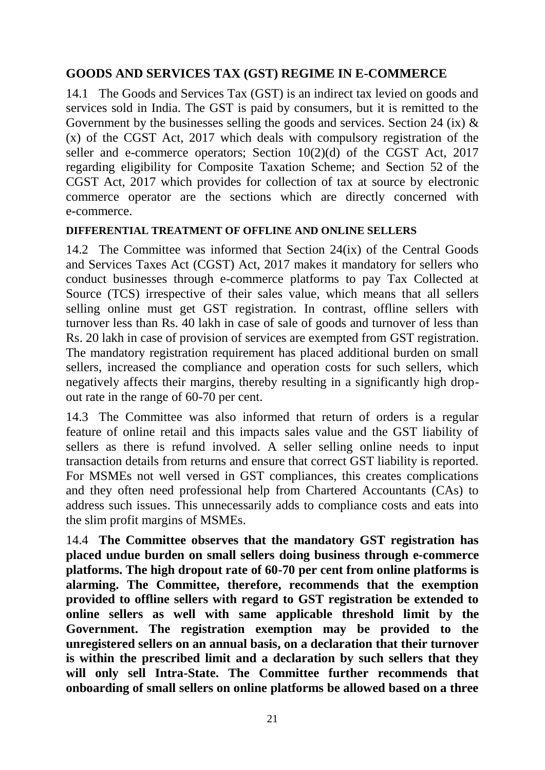## GOODS AND SERVICES TAX (GST) REGIME IN E-COMMERCE

14.1 The Goods and Services Tax (GST) is an indirect tax levied on goods and services sold in India. The GST is paid by consumers, but it is remitted to the Government by the businesses selling the goods and services. Section 24 (ix) & (x) of the CGST Act, 2017 which deals with compulsory registration of the seller and e-commerce operators; Section 10(2)(d) of the CGST Act, 2017 regarding eligibility for Composite Taxation Scheme; and Section 52 of the CGST Act, 2017 which provides for collection of tax at source by electronic commerce operator are the sections which are directly concerned with e-commerce.

### DIFFERENTIAL TREATMENT OF OFFLINE AND ONLINE SELLERS

14.2 The Committee was informed that Section 24(ix) of the Central Goods and Services Taxes Act (CGST) Act, 2017 makes it mandatory for sellers who conduct businesses through e-commerce platforms to pay Tax Collected at Source (TCS) irrespective of their sales value, which means that all sellers selling online must get GST registration. In contrast, offline sellers with turnover less than Rs. 40 lakh in case of sale of goods and turnover of less than Rs. 20 lakh in case of provision of services are exempted from GST registration. The mandatory registration requirement has placed additional burden on small sellers, increased the compliance and operation costs for such sellers, which negatively affects their margins, thereby resulting in a significantly high drop-out rate in the range of 60-70 per cent.

14.3 The Committee was also informed that return of orders is a regular feature of online retail and this impacts sales value and the GST liability of sellers as there is refund involved. A seller selling online needs to input transaction details from returns and ensure that correct GST liability is reported. For MSMEs not well versed in GST compliances, this creates complications and they often need professional help from Chartered Accountants (CAs) to address such issues. This unnecessarily adds to compliance costs and eats into the slim profit margins of MSMEs.

14.4 **The Committee observes that the mandatory GST registration has placed undue burden on small sellers doing business through e-commerce platforms. The high dropout rate of 60-70 per cent from online platforms is alarming. The Committee, therefore, recommends that the exemption provided to offline sellers with regard to GST registration be extended to online sellers as well with same applicable threshold limit by the Government. The registration exemption may be provided to the unregistered sellers on an annual basis, on a declaration that their turnover is within the prescribed limit and a declaration by such sellers that they will only sell Intra-State. The Committee further recommends that onboarding of small sellers on online platforms be allowed based on a three**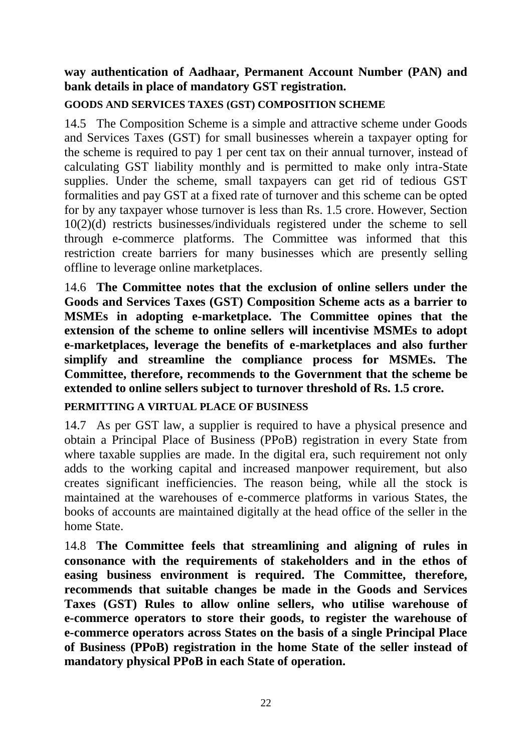**way authentication of Aadhaar, Permanent Account Number (PAN) and bank details in place of mandatory GST registration.**

**GOODS AND SERVICES TAXES (GST) COMPOSITION SCHEME**

14.5 The Composition Scheme is a simple and attractive scheme under Goods and Services Taxes (GST) for small businesses wherein a taxpayer opting for the scheme is required to pay 1 per cent tax on their annual turnover, instead of calculating GST liability monthly and is permitted to make only intra-State supplies. Under the scheme, small taxpayers can get rid of tedious GST formalities and pay GST at a fixed rate of turnover and this scheme can be opted for by any taxpayer whose turnover is less than Rs. 1.5 crore. However, Section 10(2)(d) restricts businesses/individuals registered under the scheme to sell through e-commerce platforms. The Committee was informed that this restriction create barriers for many businesses which are presently selling offline to leverage online marketplaces.

14.6 **The Committee notes that the exclusion of online sellers under the Goods and Services Taxes (GST) Composition Scheme acts as a barrier to MSMEs in adopting e-marketplace. The Committee opines that the extension of the scheme to online sellers will incentivise MSMEs to adopt e-marketplaces, leverage the benefits of e-marketplaces and also further simplify and streamline the compliance process for MSMEs. The Committee, therefore, recommends to the Government that the scheme be extended to online sellers subject to turnover threshold of Rs. 1.5 crore.**

**PERMITTING A VIRTUAL PLACE OF BUSINESS**

14.7 As per GST law, a supplier is required to have a physical presence and obtain a Principal Place of Business (PPoB) registration in every State from where taxable supplies are made. In the digital era, such requirement not only adds to the working capital and increased manpower requirement, but also creates significant inefficiencies. The reason being, while all the stock is maintained at the warehouses of e-commerce platforms in various States, the books of accounts are maintained digitally at the head office of the seller in the home State.

14.8 **The Committee feels that streamlining and aligning of rules in consonance with the requirements of stakeholders and in the ethos of easing business environment is required. The Committee, therefore, recommends that suitable changes be made in the Goods and Services Taxes (GST) Rules to allow online sellers, who utilise warehouse of e-commerce operators to store their goods, to register the warehouse of e-commerce operators across States on the basis of a single Principal Place of Business (PPoB) registration in the home State of the seller instead of mandatory physical PPoB in each State of operation.**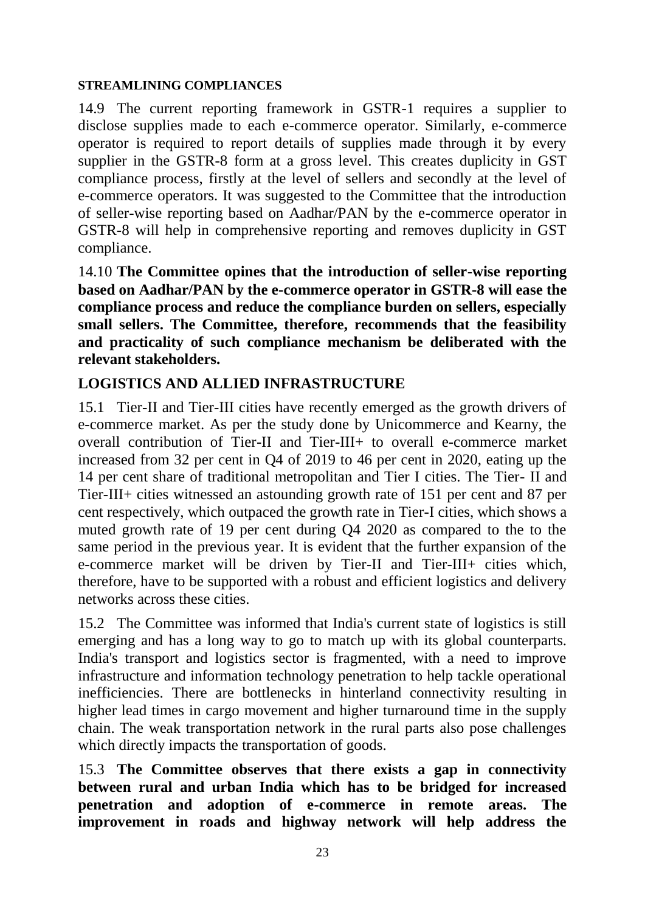### STREAMLINING COMPLIANCES

14.9 The current reporting framework in GSTR-1 requires a supplier to disclose supplies made to each e-commerce operator. Similarly, e-commerce operator is required to report details of supplies made through it by every supplier in the GSTR-8 form at a gross level. This creates duplicity in GST compliance process, firstly at the level of sellers and secondly at the level of e-commerce operators. It was suggested to the Committee that the introduction of seller-wise reporting based on Aadhar/PAN by the e-commerce operator in GSTR-8 will help in comprehensive reporting and removes duplicity in GST compliance.

14.10 **The Committee opines that the introduction of seller-wise reporting based on Aadhar/PAN by the e-commerce operator in GSTR-8 will ease the compliance process and reduce the compliance burden on sellers, especially small sellers. The Committee, therefore, recommends that the feasibility and practicality of such compliance mechanism be deliberated with the relevant stakeholders.**

## LOGISTICS AND ALLIED INFRASTRUCTURE

15.1 Tier-II and Tier-III cities have recently emerged as the growth drivers of e-commerce market. As per the study done by Unicommerce and Kearny, the overall contribution of Tier-II and Tier-III+ to overall e-commerce market increased from 32 per cent in Q4 of 2019 to 46 per cent in 2020, eating up the 14 per cent share of traditional metropolitan and Tier I cities. The Tier- II and Tier-III+ cities witnessed an astounding growth rate of 151 per cent and 87 per cent respectively, which outpaced the growth rate in Tier-I cities, which shows a muted growth rate of 19 per cent during Q4 2020 as compared to the to the same period in the previous year. It is evident that the further expansion of the e-commerce market will be driven by Tier-II and Tier-III+ cities which, therefore, have to be supported with a robust and efficient logistics and delivery networks across these cities.

15.2 The Committee was informed that India's current state of logistics is still emerging and has a long way to go to match up with its global counterparts. India's transport and logistics sector is fragmented, with a need to improve infrastructure and information technology penetration to help tackle operational inefficiencies. There are bottlenecks in hinterland connectivity resulting in higher lead times in cargo movement and higher turnaround time in the supply chain. The weak transportation network in the rural parts also pose challenges which directly impacts the transportation of goods.

15.3 **The Committee observes that there exists a gap in connectivity between rural and urban India which has to be bridged for increased penetration and adoption of e-commerce in remote areas. The improvement in roads and highway network will help address the**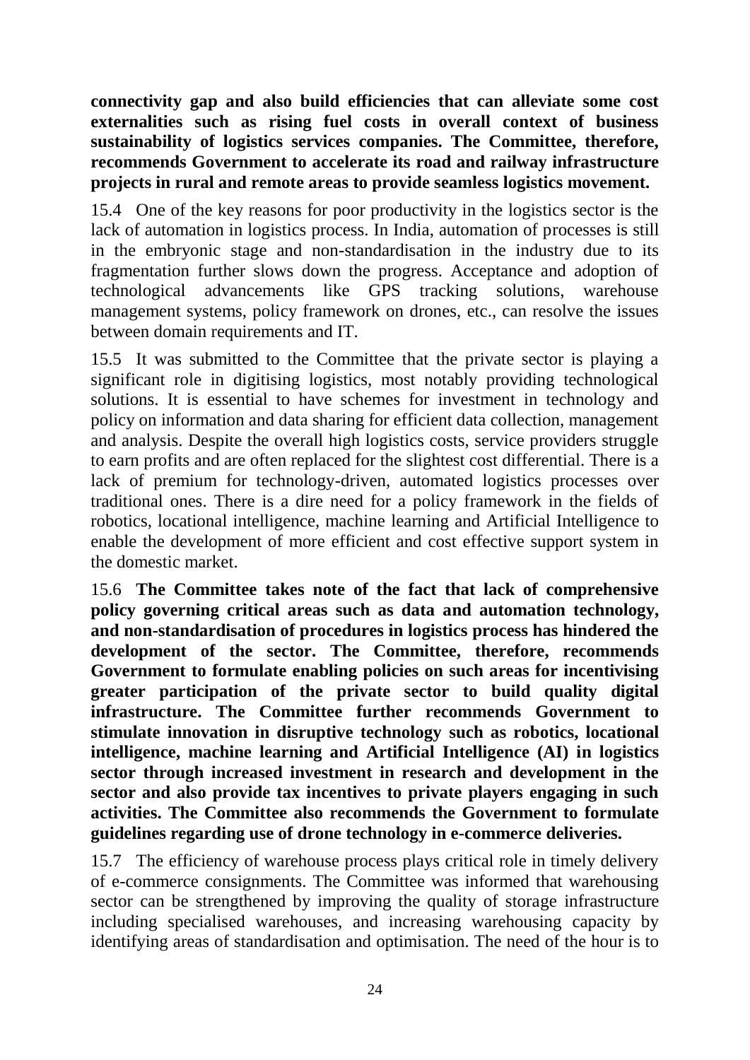**connectivity gap and also build efficiencies that can alleviate some cost externalities such as rising fuel costs in overall context of business sustainability of logistics services companies. The Committee, therefore, recommends Government to accelerate its road and railway infrastructure projects in rural and remote areas to provide seamless logistics movement.**

15.4 One of the key reasons for poor productivity in the logistics sector is the lack of automation in logistics process. In India, automation of processes is still in the embryonic stage and non-standardisation in the industry due to its fragmentation further slows down the progress. Acceptance and adoption of technological advancements like GPS tracking solutions, warehouse management systems, policy framework on drones, etc., can resolve the issues between domain requirements and IT.

15.5 It was submitted to the Committee that the private sector is playing a significant role in digitising logistics, most notably providing technological solutions. It is essential to have schemes for investment in technology and policy on information and data sharing for efficient data collection, management and analysis. Despite the overall high logistics costs, service providers struggle to earn profits and are often replaced for the slightest cost differential. There is a lack of premium for technology-driven, automated logistics processes over traditional ones. There is a dire need for a policy framework in the fields of robotics, locational intelligence, machine learning and Artificial Intelligence to enable the development of more efficient and cost effective support system in the domestic market.

15.6 **The Committee takes note of the fact that lack of comprehensive policy governing critical areas such as data and automation technology, and non-standardisation of procedures in logistics process has hindered the development of the sector. The Committee, therefore, recommends Government to formulate enabling policies on such areas for incentivising greater participation of the private sector to build quality digital infrastructure. The Committee further recommends Government to stimulate innovation in disruptive technology such as robotics, locational intelligence, machine learning and Artificial Intelligence (AI) in logistics sector through increased investment in research and development in the sector and also provide tax incentives to private players engaging in such activities. The Committee also recommends the Government to formulate guidelines regarding use of drone technology in e-commerce deliveries.**

15.7 The efficiency of warehouse process plays critical role in timely delivery of e-commerce consignments. The Committee was informed that warehousing sector can be strengthened by improving the quality of storage infrastructure including specialised warehouses, and increasing warehousing capacity by identifying areas of standardisation and optimisation. The need of the hour is to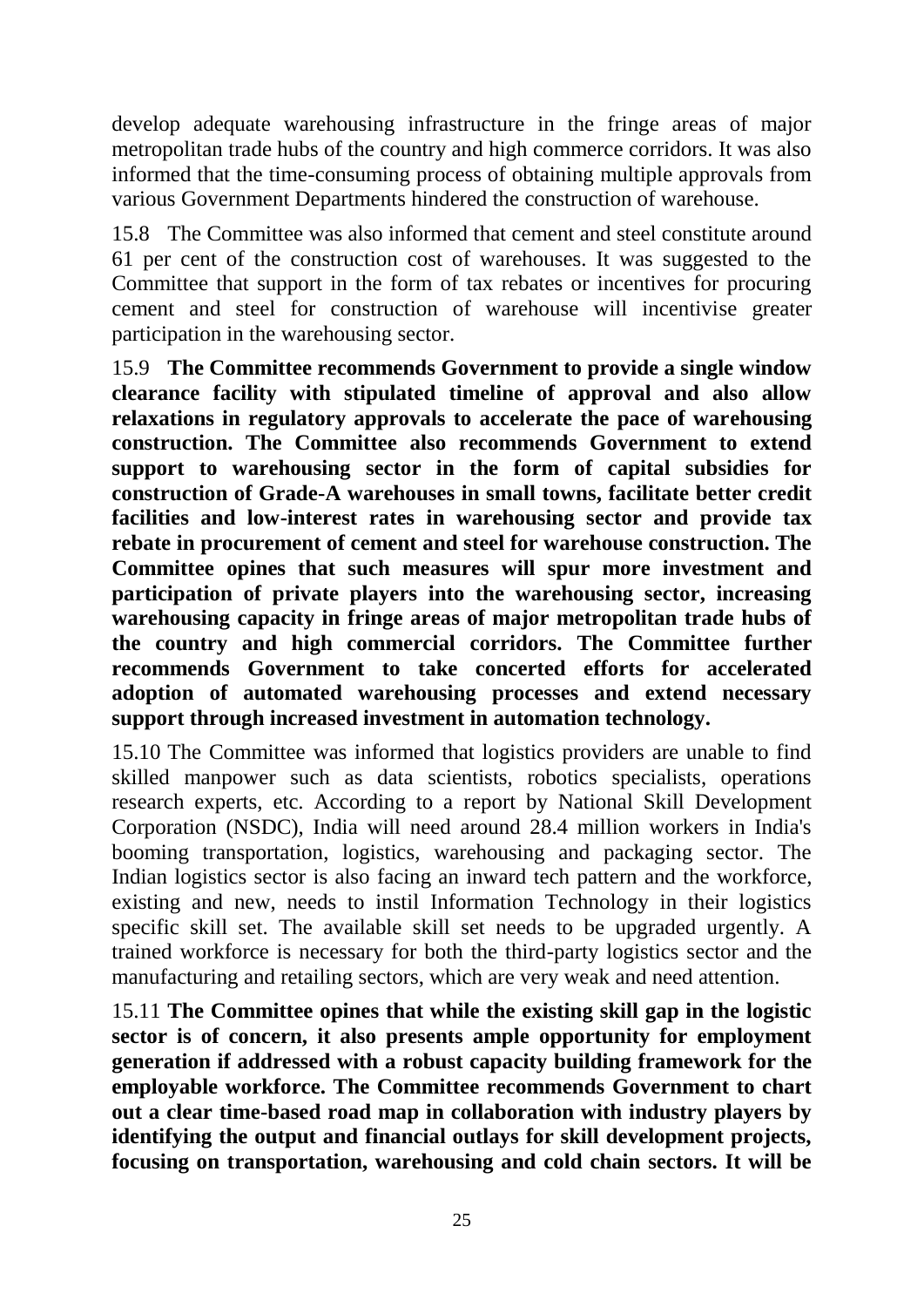develop adequate warehousing infrastructure in the fringe areas of major metropolitan trade hubs of the country and high commerce corridors. It was also informed that the time-consuming process of obtaining multiple approvals from various Government Departments hindered the construction of warehouse.

15.8 The Committee was also informed that cement and steel constitute around 61 per cent of the construction cost of warehouses. It was suggested to the Committee that support in the form of tax rebates or incentives for procuring cement and steel for construction of warehouse will incentivise greater participation in the warehousing sector.

15.9 **The Committee recommends Government to provide a single window clearance facility with stipulated timeline of approval and also allow relaxations in regulatory approvals to accelerate the pace of warehousing construction. The Committee also recommends Government to extend support to warehousing sector in the form of capital subsidies for construction of Grade-A warehouses in small towns, facilitate better credit facilities and low-interest rates in warehousing sector and provide tax rebate in procurement of cement and steel for warehouse construction. The Committee opines that such measures will spur more investment and participation of private players into the warehousing sector, increasing warehousing capacity in fringe areas of major metropolitan trade hubs of the country and high commercial corridors. The Committee further recommends Government to take concerted efforts for accelerated adoption of automated warehousing processes and extend necessary support through increased investment in automation technology.**

15.10 The Committee was informed that logistics providers are unable to find skilled manpower such as data scientists, robotics specialists, operations research experts, etc. According to a report by National Skill Development Corporation (NSDC), India will need around 28.4 million workers in India's booming transportation, logistics, warehousing and packaging sector. The Indian logistics sector is also facing an inward tech pattern and the workforce, existing and new, needs to instil Information Technology in their logistics specific skill set. The available skill set needs to be upgraded urgently. A trained workforce is necessary for both the third-party logistics sector and the manufacturing and retailing sectors, which are very weak and need attention.

15.11 **The Committee opines that while the existing skill gap in the logistic sector is of concern, it also presents ample opportunity for employment generation if addressed with a robust capacity building framework for the employable workforce. The Committee recommends Government to chart out a clear time-based road map in collaboration with industry players by identifying the output and financial outlays for skill development projects, focusing on transportation, warehousing and cold chain sectors. It will be**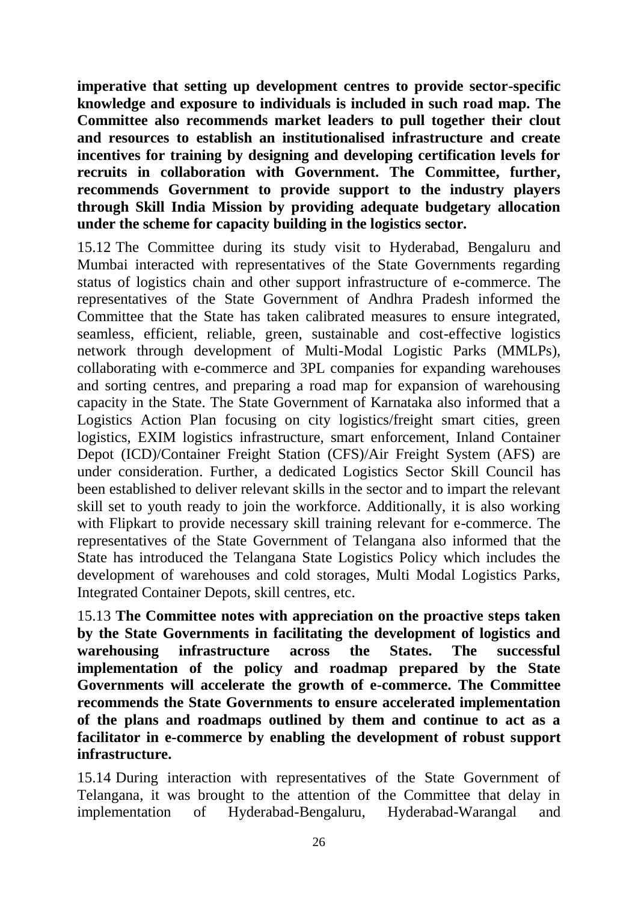**imperative that setting up development centres to provide sector-specific knowledge and exposure to individuals is included in such road map. The Committee also recommends market leaders to pull together their clout and resources to establish an institutionalised infrastructure and create incentives for training by designing and developing certification levels for recruits in collaboration with Government. The Committee, further, recommends Government to provide support to the industry players through Skill India Mission by providing adequate budgetary allocation under the scheme for capacity building in the logistics sector.**

15.12 The Committee during its study visit to Hyderabad, Bengaluru and Mumbai interacted with representatives of the State Governments regarding status of logistics chain and other support infrastructure of e-commerce. The representatives of the State Government of Andhra Pradesh informed the Committee that the State has taken calibrated measures to ensure integrated, seamless, efficient, reliable, green, sustainable and cost-effective logistics network through development of Multi-Modal Logistic Parks (MMLPs), collaborating with e-commerce and 3PL companies for expanding warehouses and sorting centres, and preparing a road map for expansion of warehousing capacity in the State. The State Government of Karnataka also informed that a Logistics Action Plan focusing on city logistics/freight smart cities, green logistics, EXIM logistics infrastructure, smart enforcement, Inland Container Depot (ICD)/Container Freight Station (CFS)/Air Freight System (AFS) are under consideration. Further, a dedicated Logistics Sector Skill Council has been established to deliver relevant skills in the sector and to impart the relevant skill set to youth ready to join the workforce. Additionally, it is also working with Flipkart to provide necessary skill training relevant for e-commerce. The representatives of the State Government of Telangana also informed that the State has introduced the Telangana State Logistics Policy which includes the development of warehouses and cold storages, Multi Modal Logistics Parks, Integrated Container Depots, skill centres, etc.

15.13 **The Committee notes with appreciation on the proactive steps taken by the State Governments in facilitating the development of logistics and warehousing infrastructure across the States. The successful implementation of the policy and roadmap prepared by the State Governments will accelerate the growth of e-commerce. The Committee recommends the State Governments to ensure accelerated implementation of the plans and roadmaps outlined by them and continue to act as a facilitator in e-commerce by enabling the development of robust support infrastructure.**

15.14 During interaction with representatives of the State Government of Telangana, it was brought to the attention of the Committee that delay in implementation of Hyderabad-Bengaluru, Hyderabad-Warangal and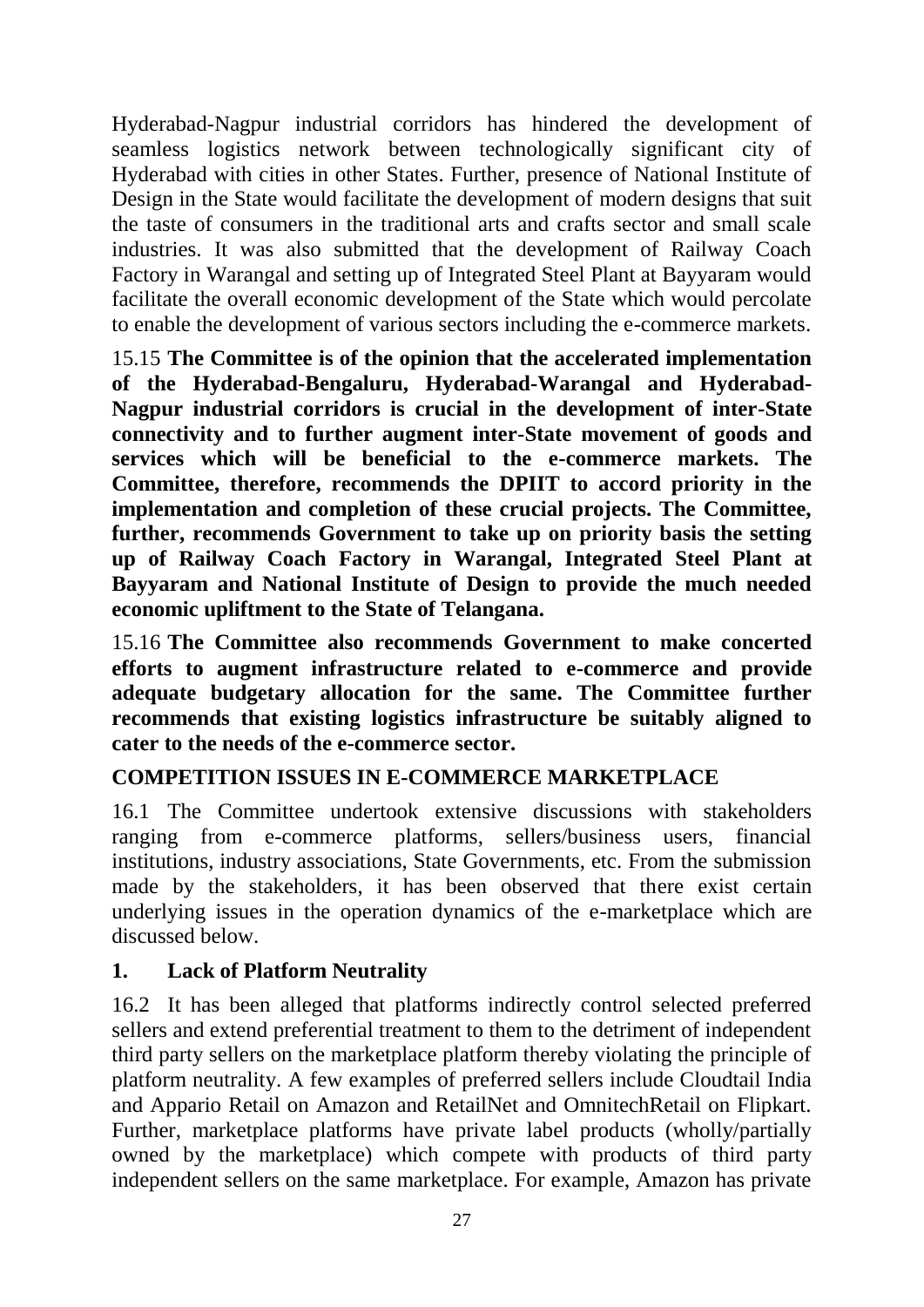Hyderabad-Nagpur industrial corridors has hindered the development of seamless logistics network between technologically significant city of Hyderabad with cities in other States. Further, presence of National Institute of Design in the State would facilitate the development of modern designs that suit the taste of consumers in the traditional arts and crafts sector and small scale industries. It was also submitted that the development of Railway Coach Factory in Warangal and setting up of Integrated Steel Plant at Bayyaram would facilitate the overall economic development of the State which would percolate to enable the development of various sectors including the e-commerce markets.

15.15 **The Committee is of the opinion that the accelerated implementation of the Hyderabad-Bengaluru, Hyderabad-Warangal and Hyderabad-Nagpur industrial corridors is crucial in the development of inter-State connectivity and to further augment inter-State movement of goods and services which will be beneficial to the e-commerce markets. The Committee, therefore, recommends the DPIIT to accord priority in the implementation and completion of these crucial projects. The Committee, further, recommends Government to take up on priority basis the setting up of Railway Coach Factory in Warangal, Integrated Steel Plant at Bayyaram and National Institute of Design to provide the much needed economic upliftment to the State of Telangana.**

15.16 **The Committee also recommends Government to make concerted efforts to augment infrastructure related to e-commerce and provide adequate budgetary allocation for the same. The Committee further recommends that existing logistics infrastructure be suitably aligned to cater to the needs of the e-commerce sector.**

## COMPETITION ISSUES IN E-COMMERCE MARKETPLACE

16.1 The Committee undertook extensive discussions with stakeholders ranging from e-commerce platforms, sellers/business users, financial institutions, industry associations, State Governments, etc. From the submission made by the stakeholders, it has been observed that there exist certain underlying issues in the operation dynamics of the e-marketplace which are discussed below.

### 1. Lack of Platform Neutrality

16.2 It has been alleged that platforms indirectly control selected preferred sellers and extend preferential treatment to them to the detriment of independent third party sellers on the marketplace platform thereby violating the principle of platform neutrality. A few examples of preferred sellers include Cloudtail India and Appario Retail on Amazon and RetailNet and OmnitechRetail on Flipkart. Further, marketplace platforms have private label products (wholly/partially owned by the marketplace) which compete with products of third party independent sellers on the same marketplace. For example, Amazon has private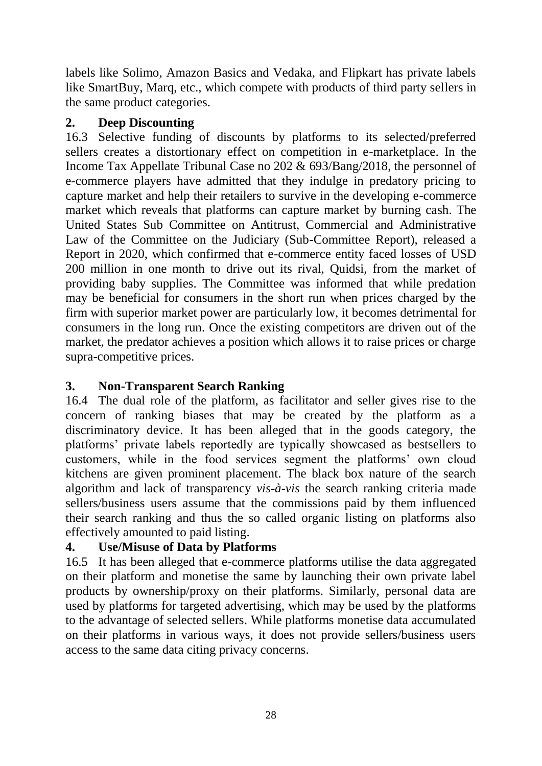labels like Solimo, Amazon Basics and Vedaka, and Flipkart has private labels like SmartBuy, Marq, etc., which compete with products of third party sellers in the same product categories.

**2. Deep Discounting**

16.3 Selective funding of discounts by platforms to its selected/preferred sellers creates a distortionary effect on competition in e-marketplace. In the Income Tax Appellate Tribunal Case no 202 & 693/Bang/2018, the personnel of e-commerce players have admitted that they indulge in predatory pricing to capture market and help their retailers to survive in the developing e-commerce market which reveals that platforms can capture market by burning cash. The United States Sub Committee on Antitrust, Commercial and Administrative Law of the Committee on the Judiciary (Sub-Committee Report), released a Report in 2020, which confirmed that e-commerce entity faced losses of USD 200 million in one month to drive out its rival, Quidsi, from the market of providing baby supplies. The Committee was informed that while predation may be beneficial for consumers in the short run when prices charged by the firm with superior market power are particularly low, it becomes detrimental for consumers in the long run. Once the existing competitors are driven out of the market, the predator achieves a position which allows it to raise prices or charge supra-competitive prices.

**3. Non-Transparent Search Ranking**

16.4 The dual role of the platform, as facilitator and seller gives rise to the concern of ranking biases that may be created by the platform as a discriminatory device. It has been alleged that in the goods category, the platforms' private labels reportedly are typically showcased as bestsellers to customers, while in the food services segment the platforms' own cloud kitchens are given prominent placement. The black box nature of the search algorithm and lack of transparency *vis-à-vis* the search ranking criteria made sellers/business users assume that the commissions paid by them influenced their search ranking and thus the so called organic listing on platforms also effectively amounted to paid listing.

**4. Use/Misuse of Data by Platforms**

16.5 It has been alleged that e-commerce platforms utilise the data aggregated on their platform and monetise the same by launching their own private label products by ownership/proxy on their platforms. Similarly, personal data are used by platforms for targeted advertising, which may be used by the platforms to the advantage of selected sellers. While platforms monetise data accumulated on their platforms in various ways, it does not provide sellers/business users access to the same data citing privacy concerns.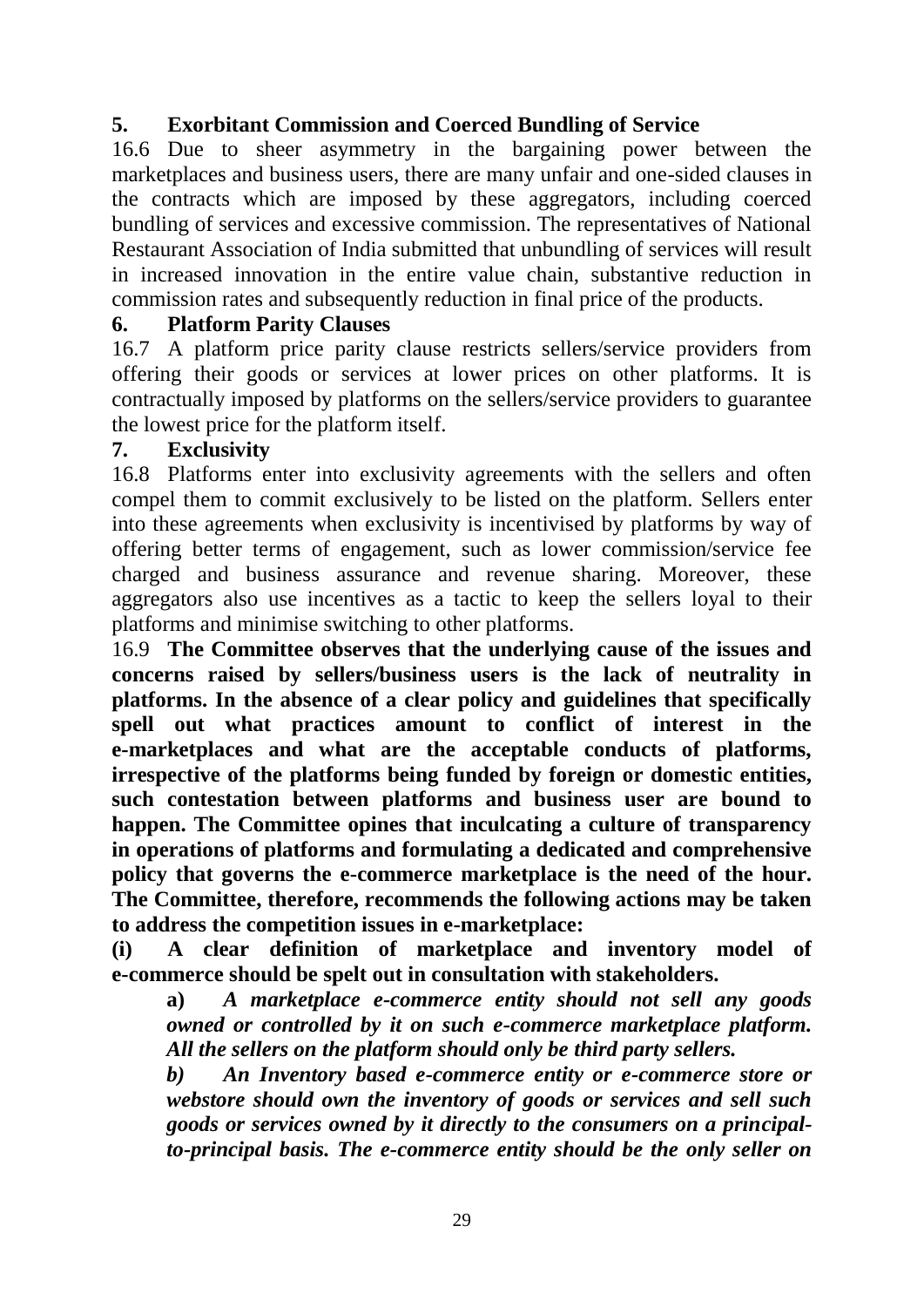**5. Exorbitant Commission and Coerced Bundling of Service**

16.6 Due to sheer asymmetry in the bargaining power between the marketplaces and business users, there are many unfair and one-sided clauses in the contracts which are imposed by these aggregators, including coerced bundling of services and excessive commission. The representatives of National Restaurant Association of India submitted that unbundling of services will result in increased innovation in the entire value chain, substantive reduction in commission rates and subsequently reduction in final price of the products.

**6. Platform Parity Clauses**

16.7 A platform price parity clause restricts sellers/service providers from offering their goods or services at lower prices on other platforms. It is contractually imposed by platforms on the sellers/service providers to guarantee the lowest price for the platform itself.

**7. Exclusivity**

16.8 Platforms enter into exclusivity agreements with the sellers and often compel them to commit exclusively to be listed on the platform. Sellers enter into these agreements when exclusivity is incentivised by platforms by way of offering better terms of engagement, such as lower commission/service fee charged and business assurance and revenue sharing. Moreover, these aggregators also use incentives as a tactic to keep the sellers loyal to their platforms and minimise switching to other platforms.

16.9 **The Committee observes that the underlying cause of the issues and concerns raised by sellers/business users is the lack of neutrality in platforms. In the absence of a clear policy and guidelines that specifically spell out what practices amount to conflict of interest in the e-marketplaces and what are the acceptable conducts of platforms, irrespective of the platforms being funded by foreign or domestic entities, such contestation between platforms and business user are bound to happen. The Committee opines that inculcating a culture of transparency in operations of platforms and formulating a dedicated and comprehensive policy that governs the e-commerce marketplace is the need of the hour. The Committee, therefore, recommends the following actions may be taken to address the competition issues in e-marketplace:**

**(i) A clear definition of marketplace and inventory model of e-commerce should be spelt out in consultation with stakeholders.**

**a)** ***A marketplace e-commerce entity should not sell any goods owned or controlled by it on such e-commerce marketplace platform. All the sellers on the platform should only be third party sellers.***

***b) An Inventory based e-commerce entity or e-commerce store or webstore should own the inventory of goods or services and sell such goods or services owned by it directly to the consumers on a principal-to-principal basis. The e-commerce entity should be the only seller on***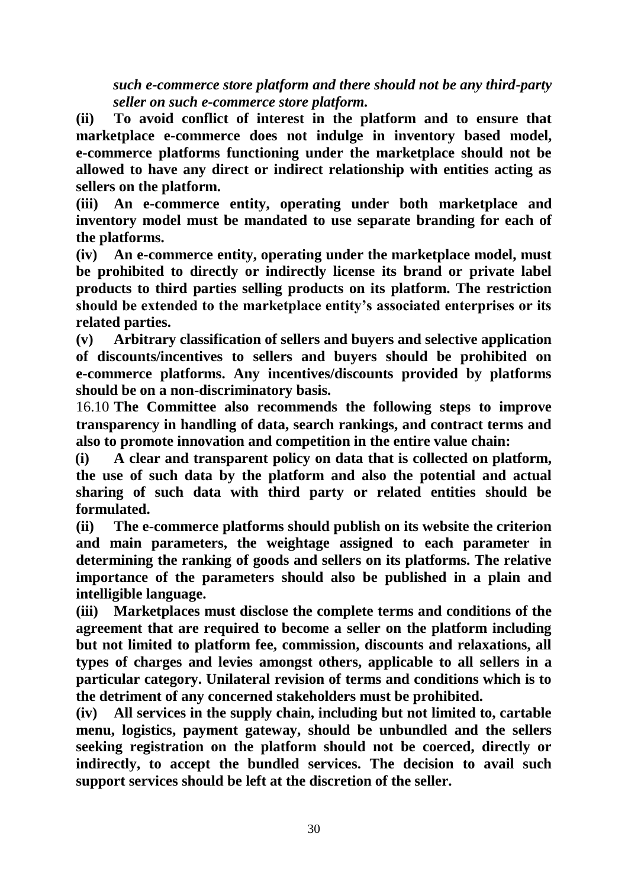***such e-commerce store platform and there should not be any third-party seller on such e-commerce store platform.***

**(ii) To avoid conflict of interest in the platform and to ensure that marketplace e-commerce does not indulge in inventory based model, e-commerce platforms functioning under the marketplace should not be allowed to have any direct or indirect relationship with entities acting as sellers on the platform.**

**(iii) An e-commerce entity, operating under both marketplace and inventory model must be mandated to use separate branding for each of the platforms.**

**(iv) An e-commerce entity, operating under the marketplace model, must be prohibited to directly or indirectly license its brand or private label products to third parties selling products on its platform. The restriction should be extended to the marketplace entity's associated enterprises or its related parties.**

**(v) Arbitrary classification of sellers and buyers and selective application of discounts/incentives to sellers and buyers should be prohibited on e-commerce platforms. Any incentives/discounts provided by platforms should be on a non-discriminatory basis.**

16.10 **The Committee also recommends the following steps to improve transparency in handling of data, search rankings, and contract terms and also to promote innovation and competition in the entire value chain:**

**(i) A clear and transparent policy on data that is collected on platform, the use of such data by the platform and also the potential and actual sharing of such data with third party or related entities should be formulated.**

**(ii) The e-commerce platforms should publish on its website the criterion and main parameters, the weightage assigned to each parameter in determining the ranking of goods and sellers on its platforms. The relative importance of the parameters should also be published in a plain and intelligible language.**

**(iii) Marketplaces must disclose the complete terms and conditions of the agreement that are required to become a seller on the platform including but not limited to platform fee, commission, discounts and relaxations, all types of charges and levies amongst others, applicable to all sellers in a particular category. Unilateral revision of terms and conditions which is to the detriment of any concerned stakeholders must be prohibited.**

**(iv) All services in the supply chain, including but not limited to, cartable menu, logistics, payment gateway, should be unbundled and the sellers seeking registration on the platform should not be coerced, directly or indirectly, to accept the bundled services. The decision to avail such support services should be left at the discretion of the seller.**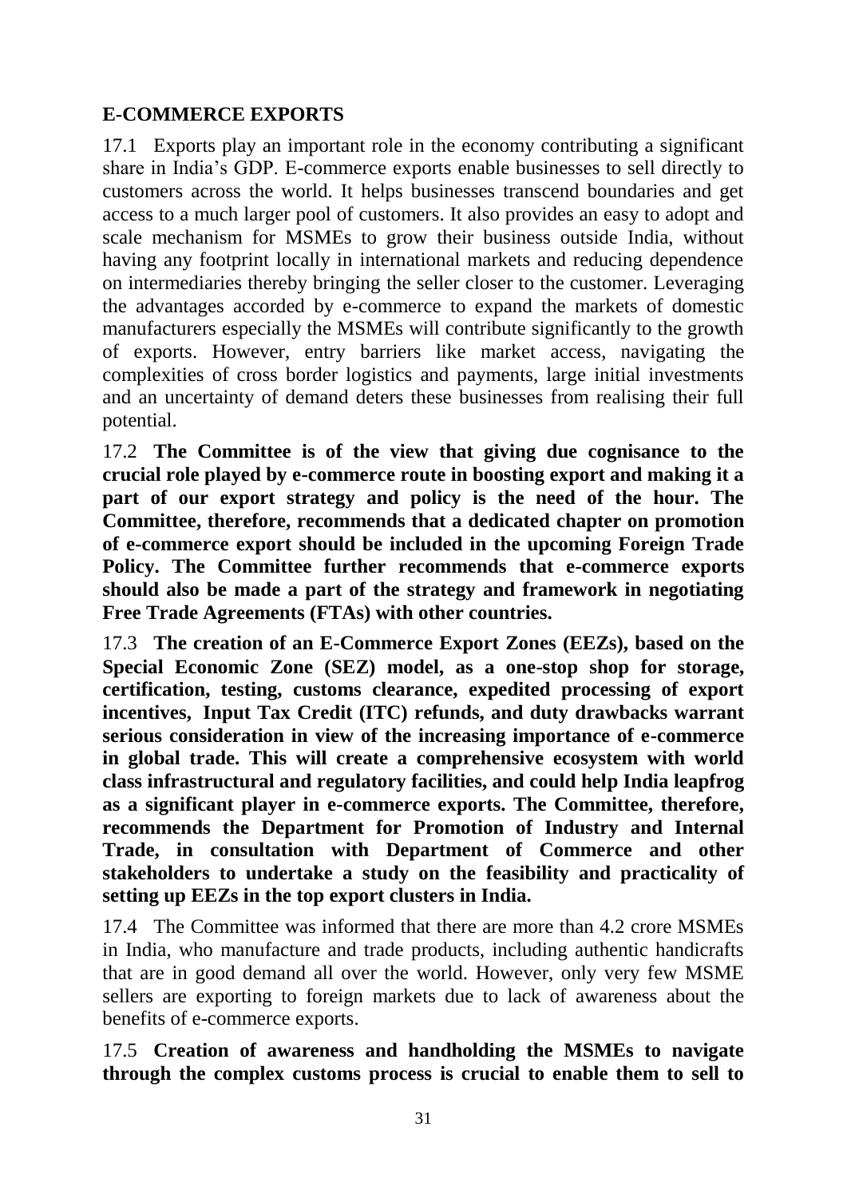## E-COMMERCE EXPORTS

17.1 Exports play an important role in the economy contributing a significant share in India's GDP. E-commerce exports enable businesses to sell directly to customers across the world. It helps businesses transcend boundaries and get access to a much larger pool of customers. It also provides an easy to adopt and scale mechanism for MSMEs to grow their business outside India, without having any footprint locally in international markets and reducing dependence on intermediaries thereby bringing the seller closer to the customer. Leveraging the advantages accorded by e-commerce to expand the markets of domestic manufacturers especially the MSMEs will contribute significantly to the growth of exports. However, entry barriers like market access, navigating the complexities of cross border logistics and payments, large initial investments and an uncertainty of demand deters these businesses from realising their full potential.

17.2 **The Committee is of the view that giving due cognisance to the crucial role played by e-commerce route in boosting export and making it a part of our export strategy and policy is the need of the hour. The Committee, therefore, recommends that a dedicated chapter on promotion of e-commerce export should be included in the upcoming Foreign Trade Policy. The Committee further recommends that e-commerce exports should also be made a part of the strategy and framework in negotiating Free Trade Agreements (FTAs) with other countries.**

17.3 **The creation of an E-Commerce Export Zones (EEZs), based on the Special Economic Zone (SEZ) model, as a one-stop shop for storage, certification, testing, customs clearance, expedited processing of export incentives, Input Tax Credit (ITC) refunds, and duty drawbacks warrant serious consideration in view of the increasing importance of e-commerce in global trade. This will create a comprehensive ecosystem with world class infrastructural and regulatory facilities, and could help India leapfrog as a significant player in e-commerce exports. The Committee, therefore, recommends the Department for Promotion of Industry and Internal Trade, in consultation with Department of Commerce and other stakeholders to undertake a study on the feasibility and practicality of setting up EEZs in the top export clusters in India.**

17.4 The Committee was informed that there are more than 4.2 crore MSMEs in India, who manufacture and trade products, including authentic handicrafts that are in good demand all over the world. However, only very few MSME sellers are exporting to foreign markets due to lack of awareness about the benefits of e-commerce exports.

17.5 **Creation of awareness and handholding the MSMEs to navigate through the complex customs process is crucial to enable them to sell to**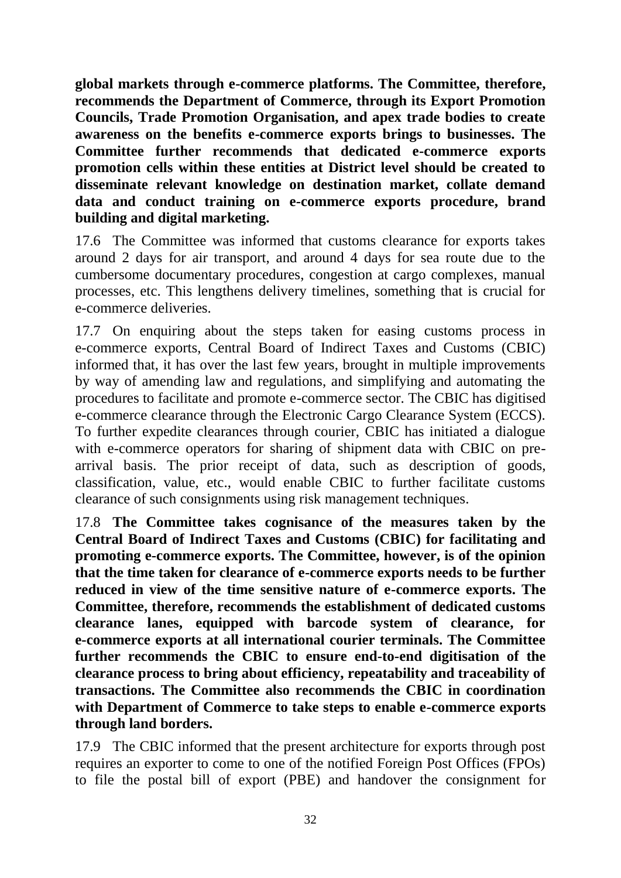**global markets through e-commerce platforms. The Committee, therefore, recommends the Department of Commerce, through its Export Promotion Councils, Trade Promotion Organisation, and apex trade bodies to create awareness on the benefits e-commerce exports brings to businesses. The Committee further recommends that dedicated e-commerce exports promotion cells within these entities at District level should be created to disseminate relevant knowledge on destination market, collate demand data and conduct training on e-commerce exports procedure, brand building and digital marketing.**

17.6 The Committee was informed that customs clearance for exports takes around 2 days for air transport, and around 4 days for sea route due to the cumbersome documentary procedures, congestion at cargo complexes, manual processes, etc. This lengthens delivery timelines, something that is crucial for e-commerce deliveries.

17.7 On enquiring about the steps taken for easing customs process in e-commerce exports, Central Board of Indirect Taxes and Customs (CBIC) informed that, it has over the last few years, brought in multiple improvements by way of amending law and regulations, and simplifying and automating the procedures to facilitate and promote e-commerce sector. The CBIC has digitised e-commerce clearance through the Electronic Cargo Clearance System (ECCS). To further expedite clearances through courier, CBIC has initiated a dialogue with e-commerce operators for sharing of shipment data with CBIC on pre-arrival basis. The prior receipt of data, such as description of goods, classification, value, etc., would enable CBIC to further facilitate customs clearance of such consignments using risk management techniques.

17.8 **The Committee takes cognisance of the measures taken by the Central Board of Indirect Taxes and Customs (CBIC) for facilitating and promoting e-commerce exports. The Committee, however, is of the opinion that the time taken for clearance of e-commerce exports needs to be further reduced in view of the time sensitive nature of e-commerce exports. The Committee, therefore, recommends the establishment of dedicated customs clearance lanes, equipped with barcode system of clearance, for e-commerce exports at all international courier terminals. The Committee further recommends the CBIC to ensure end-to-end digitisation of the clearance process to bring about efficiency, repeatability and traceability of transactions. The Committee also recommends the CBIC in coordination with Department of Commerce to take steps to enable e-commerce exports through land borders.**

17.9 The CBIC informed that the present architecture for exports through post requires an exporter to come to one of the notified Foreign Post Offices (FPOs) to file the postal bill of export (PBE) and handover the consignment for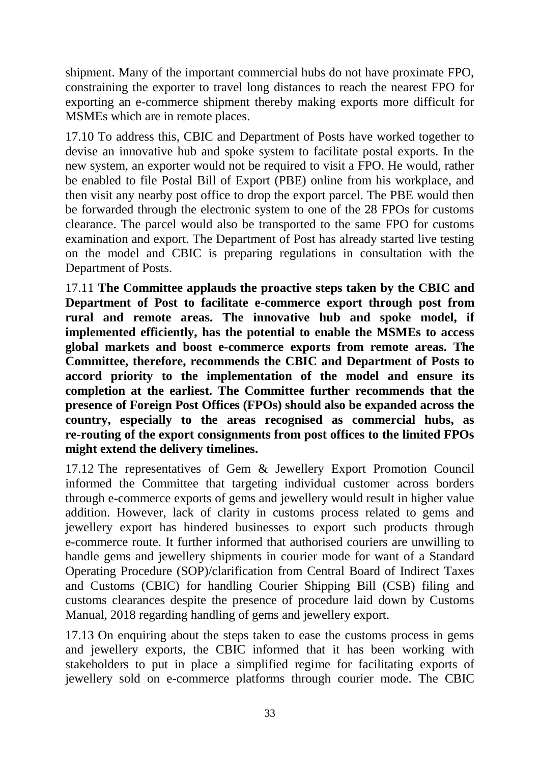shipment. Many of the important commercial hubs do not have proximate FPO, constraining the exporter to travel long distances to reach the nearest FPO for exporting an e-commerce shipment thereby making exports more difficult for MSMEs which are in remote places.

17.10 To address this, CBIC and Department of Posts have worked together to devise an innovative hub and spoke system to facilitate postal exports. In the new system, an exporter would not be required to visit a FPO. He would, rather be enabled to file Postal Bill of Export (PBE) online from his workplace, and then visit any nearby post office to drop the export parcel. The PBE would then be forwarded through the electronic system to one of the 28 FPOs for customs clearance. The parcel would also be transported to the same FPO for customs examination and export. The Department of Post has already started live testing on the model and CBIC is preparing regulations in consultation with the Department of Posts.

17.11 **The Committee applauds the proactive steps taken by the CBIC and Department of Post to facilitate e-commerce export through post from rural and remote areas. The innovative hub and spoke model, if implemented efficiently, has the potential to enable the MSMEs to access global markets and boost e-commerce exports from remote areas. The Committee, therefore, recommends the CBIC and Department of Posts to accord priority to the implementation of the model and ensure its completion at the earliest. The Committee further recommends that the presence of Foreign Post Offices (FPOs) should also be expanded across the country, especially to the areas recognised as commercial hubs, as re-routing of the export consignments from post offices to the limited FPOs might extend the delivery timelines.**

17.12 The representatives of Gem & Jewellery Export Promotion Council informed the Committee that targeting individual customer across borders through e-commerce exports of gems and jewellery would result in higher value addition. However, lack of clarity in customs process related to gems and jewellery export has hindered businesses to export such products through e-commerce route. It further informed that authorised couriers are unwilling to handle gems and jewellery shipments in courier mode for want of a Standard Operating Procedure (SOP)/clarification from Central Board of Indirect Taxes and Customs (CBIC) for handling Courier Shipping Bill (CSB) filing and customs clearances despite the presence of procedure laid down by Customs Manual, 2018 regarding handling of gems and jewellery export.

17.13 On enquiring about the steps taken to ease the customs process in gems and jewellery exports, the CBIC informed that it has been working with stakeholders to put in place a simplified regime for facilitating exports of jewellery sold on e-commerce platforms through courier mode. The CBIC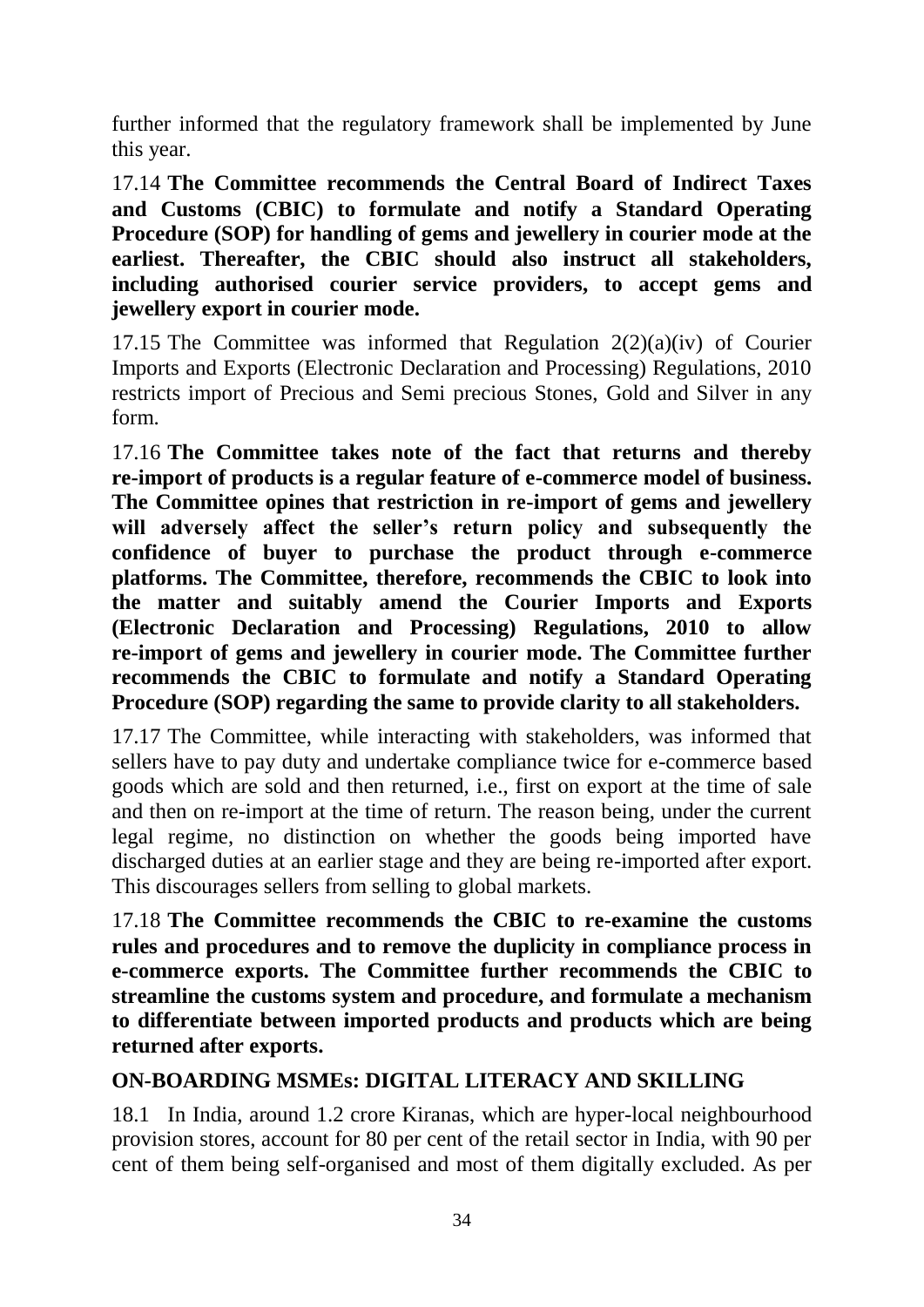further informed that the regulatory framework shall be implemented by June this year.

17.14 **The Committee recommends the Central Board of Indirect Taxes and Customs (CBIC) to formulate and notify a Standard Operating Procedure (SOP) for handling of gems and jewellery in courier mode at the earliest. Thereafter, the CBIC should also instruct all stakeholders, including authorised courier service providers, to accept gems and jewellery export in courier mode.**

17.15 The Committee was informed that Regulation 2(2)(a)(iv) of Courier Imports and Exports (Electronic Declaration and Processing) Regulations, 2010 restricts import of Precious and Semi precious Stones, Gold and Silver in any form.

17.16 **The Committee takes note of the fact that returns and thereby re-import of products is a regular feature of e-commerce model of business. The Committee opines that restriction in re-import of gems and jewellery will adversely affect the seller's return policy and subsequently the confidence of buyer to purchase the product through e-commerce platforms. The Committee, therefore, recommends the CBIC to look into the matter and suitably amend the Courier Imports and Exports (Electronic Declaration and Processing) Regulations, 2010 to allow re-import of gems and jewellery in courier mode. The Committee further recommends the CBIC to formulate and notify a Standard Operating Procedure (SOP) regarding the same to provide clarity to all stakeholders.**

17.17 The Committee, while interacting with stakeholders, was informed that sellers have to pay duty and undertake compliance twice for e-commerce based goods which are sold and then returned, i.e., first on export at the time of sale and then on re-import at the time of return. The reason being, under the current legal regime, no distinction on whether the goods being imported have discharged duties at an earlier stage and they are being re-imported after export. This discourages sellers from selling to global markets.

17.18 **The Committee recommends the CBIC to re-examine the customs rules and procedures and to remove the duplicity in compliance process in e-commerce exports. The Committee further recommends the CBIC to streamline the customs system and procedure, and formulate a mechanism to differentiate between imported products and products which are being returned after exports.**

## ON-BOARDING MSMEs: DIGITAL LITERACY AND SKILLING

18.1 In India, around 1.2 crore Kiranas, which are hyper-local neighbourhood provision stores, account for 80 per cent of the retail sector in India, with 90 per cent of them being self-organised and most of them digitally excluded. As per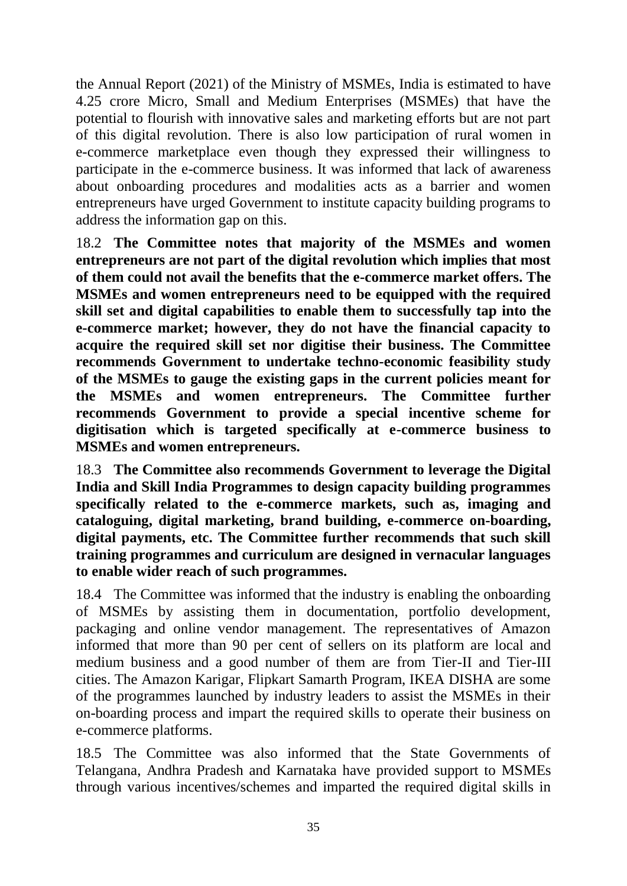the Annual Report (2021) of the Ministry of MSMEs, India is estimated to have 4.25 crore Micro, Small and Medium Enterprises (MSMEs) that have the potential to flourish with innovative sales and marketing efforts but are not part of this digital revolution. There is also low participation of rural women in e-commerce marketplace even though they expressed their willingness to participate in the e-commerce business. It was informed that lack of awareness about onboarding procedures and modalities acts as a barrier and women entrepreneurs have urged Government to institute capacity building programs to address the information gap on this.

18.2 **The Committee notes that majority of the MSMEs and women entrepreneurs are not part of the digital revolution which implies that most of them could not avail the benefits that the e-commerce market offers. The MSMEs and women entrepreneurs need to be equipped with the required skill set and digital capabilities to enable them to successfully tap into the e-commerce market; however, they do not have the financial capacity to acquire the required skill set nor digitise their business. The Committee recommends Government to undertake techno-economic feasibility study of the MSMEs to gauge the existing gaps in the current policies meant for the MSMEs and women entrepreneurs. The Committee further recommends Government to provide a special incentive scheme for digitisation which is targeted specifically at e-commerce business to MSMEs and women entrepreneurs.**

18.3 **The Committee also recommends Government to leverage the Digital India and Skill India Programmes to design capacity building programmes specifically related to the e-commerce markets, such as, imaging and cataloguing, digital marketing, brand building, e-commerce on-boarding, digital payments, etc. The Committee further recommends that such skill training programmes and curriculum are designed in vernacular languages to enable wider reach of such programmes.**

18.4 The Committee was informed that the industry is enabling the onboarding of MSMEs by assisting them in documentation, portfolio development, packaging and online vendor management. The representatives of Amazon informed that more than 90 per cent of sellers on its platform are local and medium business and a good number of them are from Tier-II and Tier-III cities. The Amazon Karigar, Flipkart Samarth Program, IKEA DISHA are some of the programmes launched by industry leaders to assist the MSMEs in their on-boarding process and impart the required skills to operate their business on e-commerce platforms.

18.5 The Committee was also informed that the State Governments of Telangana, Andhra Pradesh and Karnataka have provided support to MSMEs through various incentives/schemes and imparted the required digital skills in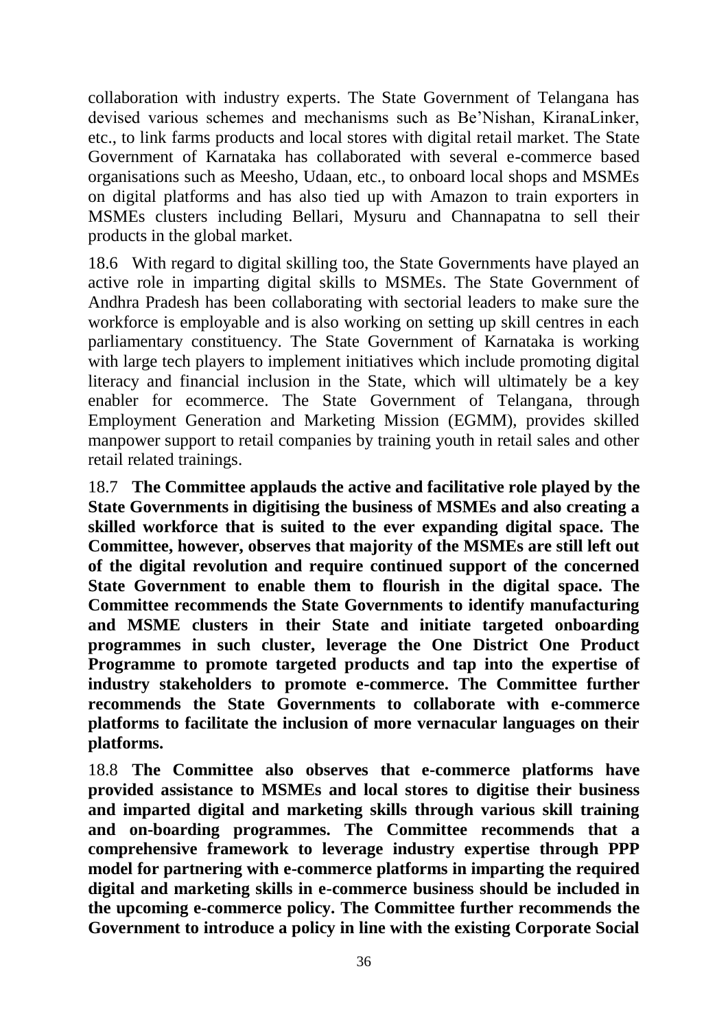collaboration with industry experts. The State Government of Telangana has devised various schemes and mechanisms such as Be'Nishan, KiranaLinker, etc., to link farms products and local stores with digital retail market. The State Government of Karnataka has collaborated with several e-commerce based organisations such as Meesho, Udaan, etc., to onboard local shops and MSMEs on digital platforms and has also tied up with Amazon to train exporters in MSMEs clusters including Bellari, Mysuru and Channapatna to sell their products in the global market.

18.6 With regard to digital skilling too, the State Governments have played an active role in imparting digital skills to MSMEs. The State Government of Andhra Pradesh has been collaborating with sectorial leaders to make sure the workforce is employable and is also working on setting up skill centres in each parliamentary constituency. The State Government of Karnataka is working with large tech players to implement initiatives which include promoting digital literacy and financial inclusion in the State, which will ultimately be a key enabler for ecommerce. The State Government of Telangana, through Employment Generation and Marketing Mission (EGMM), provides skilled manpower support to retail companies by training youth in retail sales and other retail related trainings.

18.7 **The Committee applauds the active and facilitative role played by the State Governments in digitising the business of MSMEs and also creating a skilled workforce that is suited to the ever expanding digital space. The Committee, however, observes that majority of the MSMEs are still left out of the digital revolution and require continued support of the concerned State Government to enable them to flourish in the digital space. The Committee recommends the State Governments to identify manufacturing and MSME clusters in their State and initiate targeted onboarding programmes in such cluster, leverage the One District One Product Programme to promote targeted products and tap into the expertise of industry stakeholders to promote e-commerce. The Committee further recommends the State Governments to collaborate with e-commerce platforms to facilitate the inclusion of more vernacular languages on their platforms.**

18.8 **The Committee also observes that e-commerce platforms have provided assistance to MSMEs and local stores to digitise their business and imparted digital and marketing skills through various skill training and on-boarding programmes. The Committee recommends that a comprehensive framework to leverage industry expertise through PPP model for partnering with e-commerce platforms in imparting the required digital and marketing skills in e-commerce business should be included in the upcoming e-commerce policy. The Committee further recommends the Government to introduce a policy in line with the existing Corporate Social**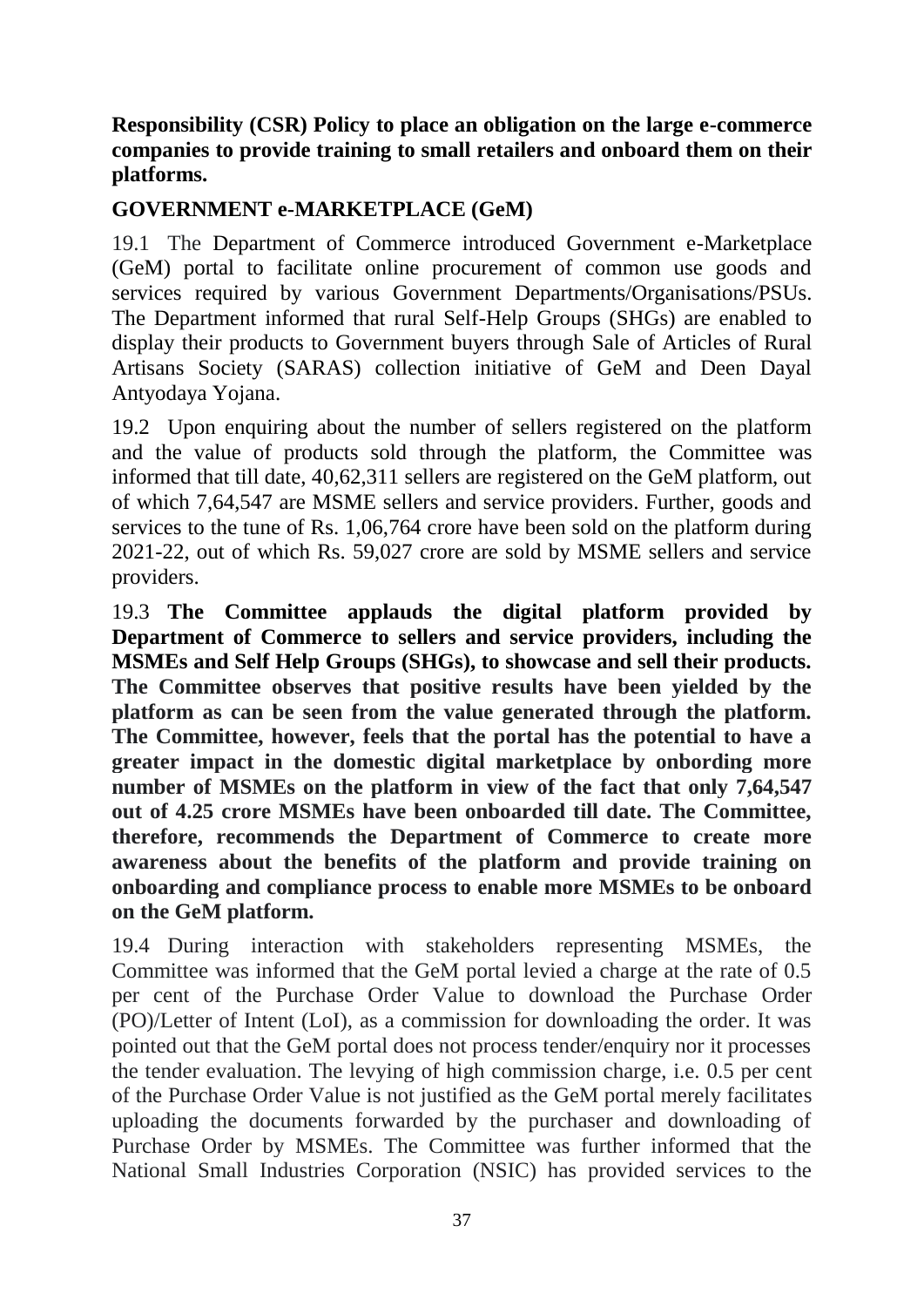**Responsibility (CSR) Policy to place an obligation on the large e-commerce companies to provide training to small retailers and onboard them on their platforms.**

## GOVERNMENT e-MARKETPLACE (GeM)

19.1 The Department of Commerce introduced Government e-Marketplace (GeM) portal to facilitate online procurement of common use goods and services required by various Government Departments/Organisations/PSUs. The Department informed that rural Self-Help Groups (SHGs) are enabled to display their products to Government buyers through Sale of Articles of Rural Artisans Society (SARAS) collection initiative of GeM and Deen Dayal Antyodaya Yojana.

19.2 Upon enquiring about the number of sellers registered on the platform and the value of products sold through the platform, the Committee was informed that till date, 40,62,311 sellers are registered on the GeM platform, out of which 7,64,547 are MSME sellers and service providers. Further, goods and services to the tune of Rs. 1,06,764 crore have been sold on the platform during 2021-22, out of which Rs. 59,027 crore are sold by MSME sellers and service providers.

19.3 **The Committee applauds the digital platform provided by Department of Commerce to sellers and service providers, including the MSMEs and Self Help Groups (SHGs), to showcase and sell their products. The Committee observes that positive results have been yielded by the platform as can be seen from the value generated through the platform. The Committee, however, feels that the portal has the potential to have a greater impact in the domestic digital marketplace by onbording more number of MSMEs on the platform in view of the fact that only 7,64,547 out of 4.25 crore MSMEs have been onboarded till date. The Committee, therefore, recommends the Department of Commerce to create more awareness about the benefits of the platform and provide training on onboarding and compliance process to enable more MSMEs to be onboard on the GeM platform.**

19.4 During interaction with stakeholders representing MSMEs, the Committee was informed that the GeM portal levied a charge at the rate of 0.5 per cent of the Purchase Order Value to download the Purchase Order (PO)/Letter of Intent (LoI), as a commission for downloading the order. It was pointed out that the GeM portal does not process tender/enquiry nor it processes the tender evaluation. The levying of high commission charge, i.e. 0.5 per cent of the Purchase Order Value is not justified as the GeM portal merely facilitates uploading the documents forwarded by the purchaser and downloading of Purchase Order by MSMEs. The Committee was further informed that the National Small Industries Corporation (NSIC) has provided services to the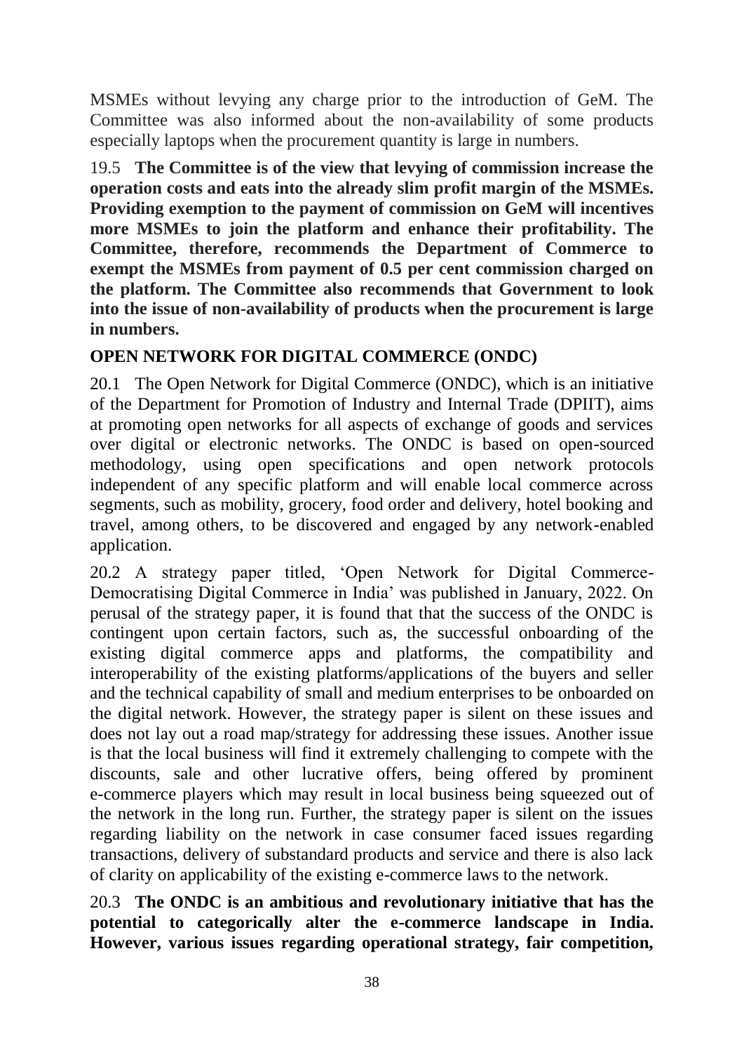MSMEs without levying any charge prior to the introduction of GeM. The Committee was also informed about the non-availability of some products especially laptops when the procurement quantity is large in numbers.

19.5 **The Committee is of the view that levying of commission increase the operation costs and eats into the already slim profit margin of the MSMEs. Providing exemption to the payment of commission on GeM will incentives more MSMEs to join the platform and enhance their profitability. The Committee, therefore, recommends the Department of Commerce to exempt the MSMEs from payment of 0.5 per cent commission charged on the platform. The Committee also recommends that Government to look into the issue of non-availability of products when the procurement is large in numbers.**

**OPEN NETWORK FOR DIGITAL COMMERCE (ONDC)**

20.1 The Open Network for Digital Commerce (ONDC), which is an initiative of the Department for Promotion of Industry and Internal Trade (DPIIT), aims at promoting open networks for all aspects of exchange of goods and services over digital or electronic networks. The ONDC is based on open-sourced methodology, using open specifications and open network protocols independent of any specific platform and will enable local commerce across segments, such as mobility, grocery, food order and delivery, hotel booking and travel, among others, to be discovered and engaged by any network-enabled application.

20.2 A strategy paper titled, 'Open Network for Digital Commerce-Democratising Digital Commerce in India' was published in January, 2022. On perusal of the strategy paper, it is found that that the success of the ONDC is contingent upon certain factors, such as, the successful onboarding of the existing digital commerce apps and platforms, the compatibility and interoperability of the existing platforms/applications of the buyers and seller and the technical capability of small and medium enterprises to be onboarded on the digital network. However, the strategy paper is silent on these issues and does not lay out a road map/strategy for addressing these issues. Another issue is that the local business will find it extremely challenging to compete with the discounts, sale and other lucrative offers, being offered by prominent e-commerce players which may result in local business being squeezed out of the network in the long run. Further, the strategy paper is silent on the issues regarding liability on the network in case consumer faced issues regarding transactions, delivery of substandard products and service and there is also lack of clarity on applicability of the existing e-commerce laws to the network.

20.3 **The ONDC is an ambitious and revolutionary initiative that has the potential to categorically alter the e-commerce landscape in India. However, various issues regarding operational strategy, fair competition,**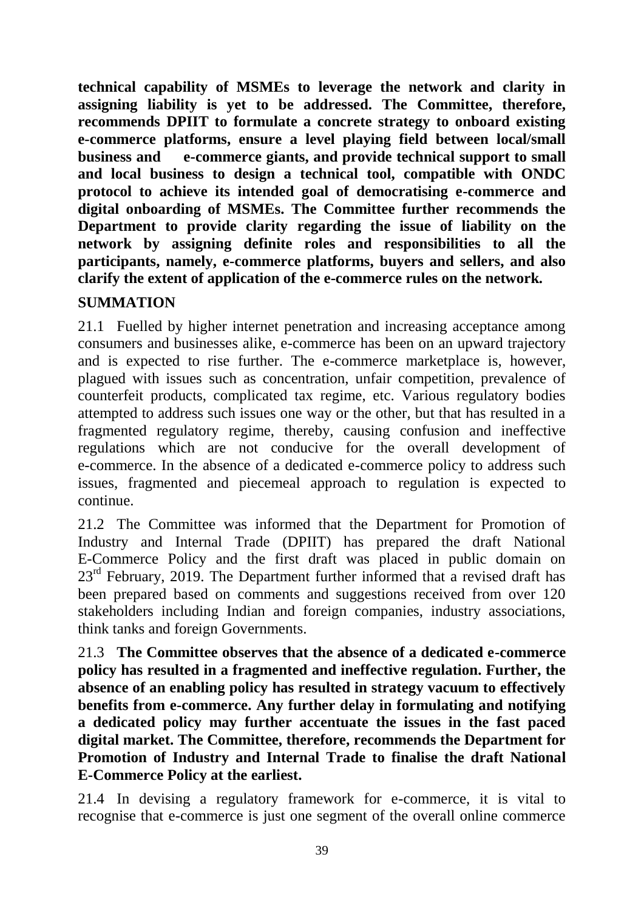**technical capability of MSMEs to leverage the network and clarity in assigning liability is yet to be addressed. The Committee, therefore, recommends DPIIT to formulate a concrete strategy to onboard existing e-commerce platforms, ensure a level playing field between local/small business and e-commerce giants, and provide technical support to small and local business to design a technical tool, compatible with ONDC protocol to achieve its intended goal of democratising e-commerce and digital onboarding of MSMEs. The Committee further recommends the Department to provide clarity regarding the issue of liability on the network by assigning definite roles and responsibilities to all the participants, namely, e-commerce platforms, buyers and sellers, and also clarify the extent of application of the e-commerce rules on the network.**

## SUMMATION

21.1 Fuelled by higher internet penetration and increasing acceptance among consumers and businesses alike, e-commerce has been on an upward trajectory and is expected to rise further. The e-commerce marketplace is, however, plagued with issues such as concentration, unfair competition, prevalence of counterfeit products, complicated tax regime, etc. Various regulatory bodies attempted to address such issues one way or the other, but that has resulted in a fragmented regulatory regime, thereby, causing confusion and ineffective regulations which are not conducive for the overall development of e-commerce. In the absence of a dedicated e-commerce policy to address such issues, fragmented and piecemeal approach to regulation is expected to continue.

21.2 The Committee was informed that the Department for Promotion of Industry and Internal Trade (DPIIT) has prepared the draft National E-Commerce Policy and the first draft was placed in public domain on 23rd February, 2019. The Department further informed that a revised draft has been prepared based on comments and suggestions received from over 120 stakeholders including Indian and foreign companies, industry associations, think tanks and foreign Governments.

21.3 **The Committee observes that the absence of a dedicated e-commerce policy has resulted in a fragmented and ineffective regulation. Further, the absence of an enabling policy has resulted in strategy vacuum to effectively benefits from e-commerce. Any further delay in formulating and notifying a dedicated policy may further accentuate the issues in the fast paced digital market. The Committee, therefore, recommends the Department for Promotion of Industry and Internal Trade to finalise the draft National E-Commerce Policy at the earliest.**

21.4 In devising a regulatory framework for e-commerce, it is vital to recognise that e-commerce is just one segment of the overall online commerce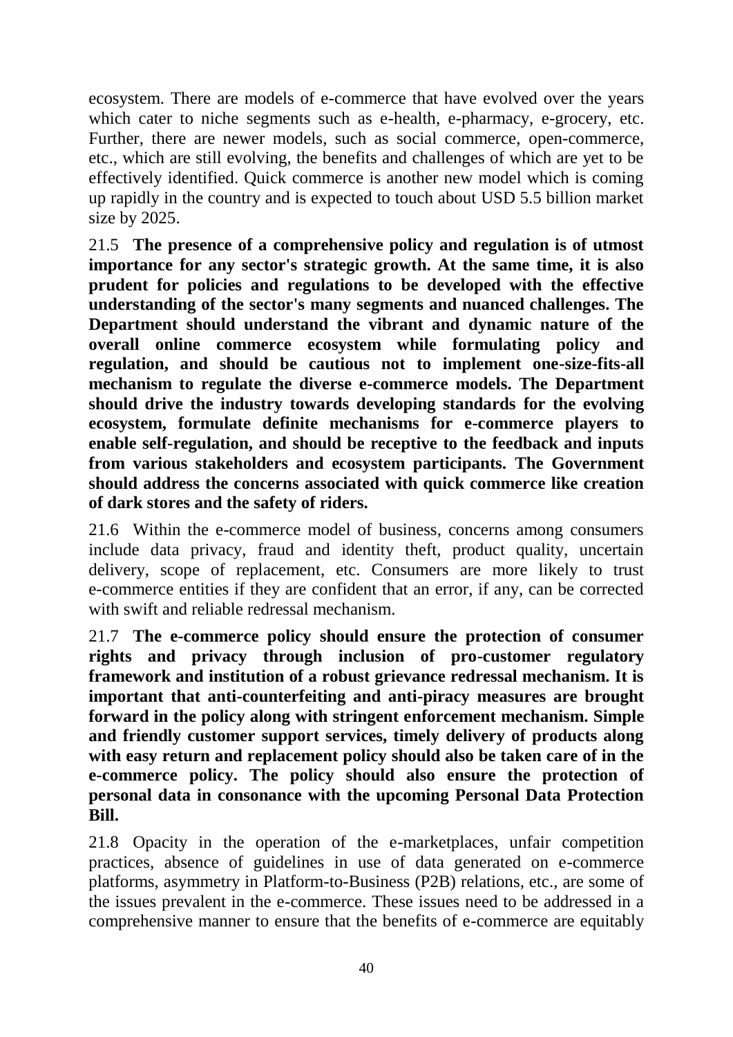ecosystem. There are models of e-commerce that have evolved over the years which cater to niche segments such as e-health, e-pharmacy, e-grocery, etc. Further, there are newer models, such as social commerce, open-commerce, etc., which are still evolving, the benefits and challenges of which are yet to be effectively identified. Quick commerce is another new model which is coming up rapidly in the country and is expected to touch about USD 5.5 billion market size by 2025.

21.5 **The presence of a comprehensive policy and regulation is of utmost importance for any sector's strategic growth. At the same time, it is also prudent for policies and regulations to be developed with the effective understanding of the sector's many segments and nuanced challenges. The Department should understand the vibrant and dynamic nature of the overall online commerce ecosystem while formulating policy and regulation, and should be cautious not to implement one-size-fits-all mechanism to regulate the diverse e-commerce models. The Department should drive the industry towards developing standards for the evolving ecosystem, formulate definite mechanisms for e-commerce players to enable self-regulation, and should be receptive to the feedback and inputs from various stakeholders and ecosystem participants. The Government should address the concerns associated with quick commerce like creation of dark stores and the safety of riders.**

21.6 Within the e-commerce model of business, concerns among consumers include data privacy, fraud and identity theft, product quality, uncertain delivery, scope of replacement, etc. Consumers are more likely to trust e-commerce entities if they are confident that an error, if any, can be corrected with swift and reliable redressal mechanism.

21.7 **The e-commerce policy should ensure the protection of consumer rights and privacy through inclusion of pro-customer regulatory framework and institution of a robust grievance redressal mechanism. It is important that anti-counterfeiting and anti-piracy measures are brought forward in the policy along with stringent enforcement mechanism. Simple and friendly customer support services, timely delivery of products along with easy return and replacement policy should also be taken care of in the e-commerce policy. The policy should also ensure the protection of personal data in consonance with the upcoming Personal Data Protection Bill.**

21.8 Opacity in the operation of the e-marketplaces, unfair competition practices, absence of guidelines in use of data generated on e-commerce platforms, asymmetry in Platform-to-Business (P2B) relations, etc., are some of the issues prevalent in the e-commerce. These issues need to be addressed in a comprehensive manner to ensure that the benefits of e-commerce are equitably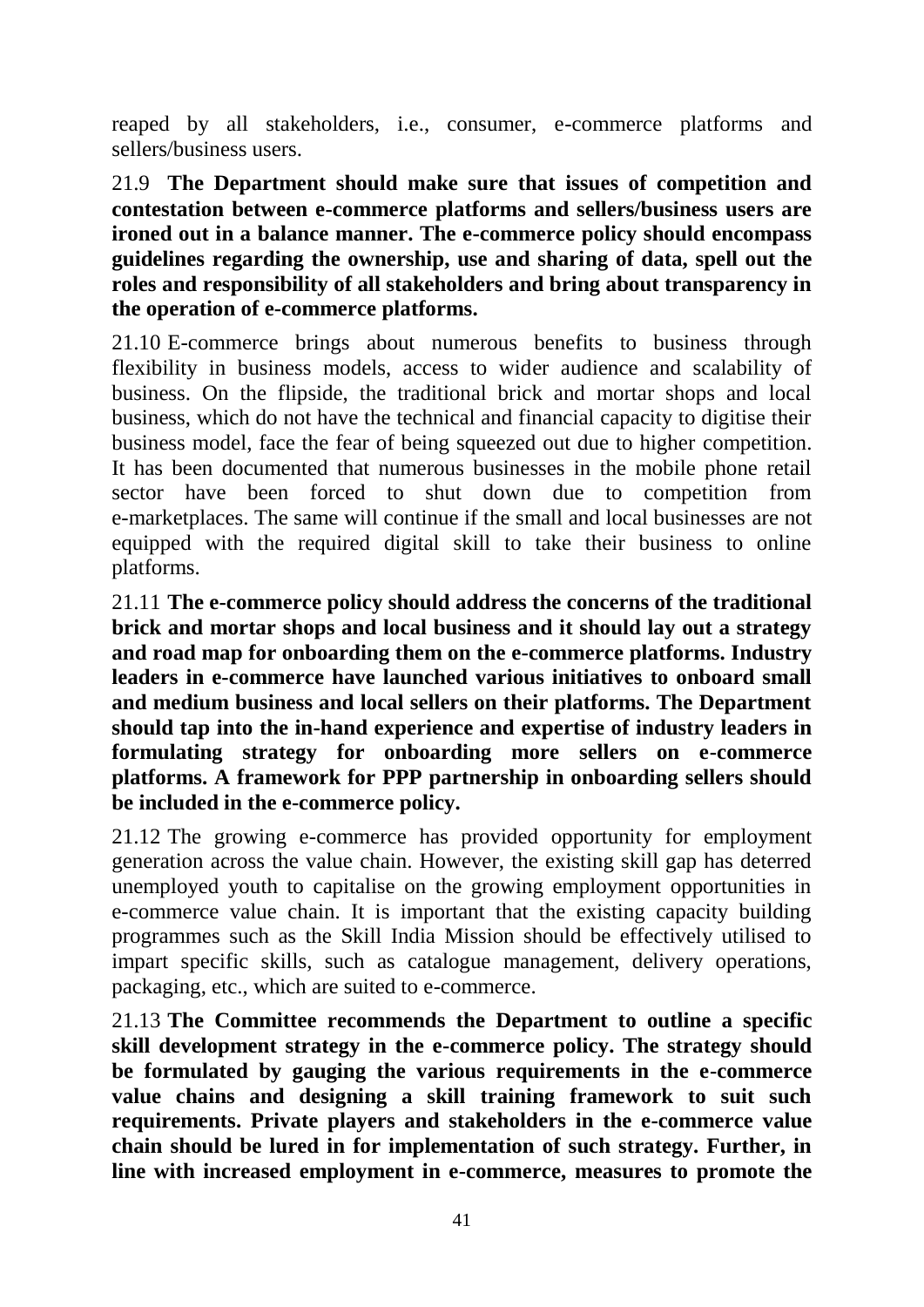reaped by all stakeholders, i.e., consumer, e-commerce platforms and sellers/business users.

21.9 **The Department should make sure that issues of competition and contestation between e-commerce platforms and sellers/business users are ironed out in a balance manner. The e-commerce policy should encompass guidelines regarding the ownership, use and sharing of data, spell out the roles and responsibility of all stakeholders and bring about transparency in the operation of e-commerce platforms.**

21.10 E-commerce brings about numerous benefits to business through flexibility in business models, access to wider audience and scalability of business. On the flipside, the traditional brick and mortar shops and local business, which do not have the technical and financial capacity to digitise their business model, face the fear of being squeezed out due to higher competition. It has been documented that numerous businesses in the mobile phone retail sector have been forced to shut down due to competition from e-marketplaces. The same will continue if the small and local businesses are not equipped with the required digital skill to take their business to online platforms.

21.11 **The e-commerce policy should address the concerns of the traditional brick and mortar shops and local business and it should lay out a strategy and road map for onboarding them on the e-commerce platforms. Industry leaders in e-commerce have launched various initiatives to onboard small and medium business and local sellers on their platforms. The Department should tap into the in-hand experience and expertise of industry leaders in formulating strategy for onboarding more sellers on e-commerce platforms. A framework for PPP partnership in onboarding sellers should be included in the e-commerce policy.**

21.12 The growing e-commerce has provided opportunity for employment generation across the value chain. However, the existing skill gap has deterred unemployed youth to capitalise on the growing employment opportunities in e-commerce value chain. It is important that the existing capacity building programmes such as the Skill India Mission should be effectively utilised to impart specific skills, such as catalogue management, delivery operations, packaging, etc., which are suited to e-commerce.

21.13 **The Committee recommends the Department to outline a specific skill development strategy in the e-commerce policy. The strategy should be formulated by gauging the various requirements in the e-commerce value chains and designing a skill training framework to suit such requirements. Private players and stakeholders in the e-commerce value chain should be lured in for implementation of such strategy. Further, in line with increased employment in e-commerce, measures to promote the**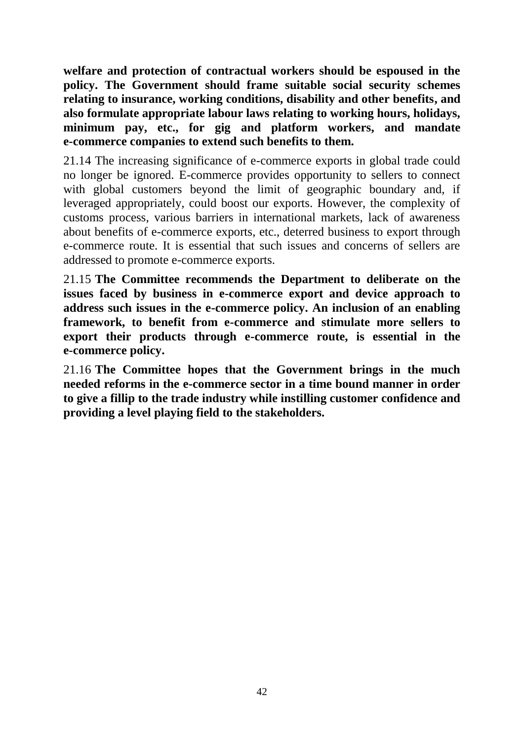**welfare and protection of contractual workers should be espoused in the policy. The Government should frame suitable social security schemes relating to insurance, working conditions, disability and other benefits, and also formulate appropriate labour laws relating to working hours, holidays, minimum pay, etc., for gig and platform workers, and mandate e-commerce companies to extend such benefits to them.**

21.14 The increasing significance of e-commerce exports in global trade could no longer be ignored. E-commerce provides opportunity to sellers to connect with global customers beyond the limit of geographic boundary and, if leveraged appropriately, could boost our exports. However, the complexity of customs process, various barriers in international markets, lack of awareness about benefits of e-commerce exports, etc., deterred business to export through e-commerce route. It is essential that such issues and concerns of sellers are addressed to promote e-commerce exports.

21.15 **The Committee recommends the Department to deliberate on the issues faced by business in e-commerce export and device approach to address such issues in the e-commerce policy. An inclusion of an enabling framework, to benefit from e-commerce and stimulate more sellers to export their products through e-commerce route, is essential in the e-commerce policy.**

21.16 **The Committee hopes that the Government brings in the much needed reforms in the e-commerce sector in a time bound manner in order to give a fillip to the trade industry while instilling customer confidence and providing a level playing field to the stakeholders.**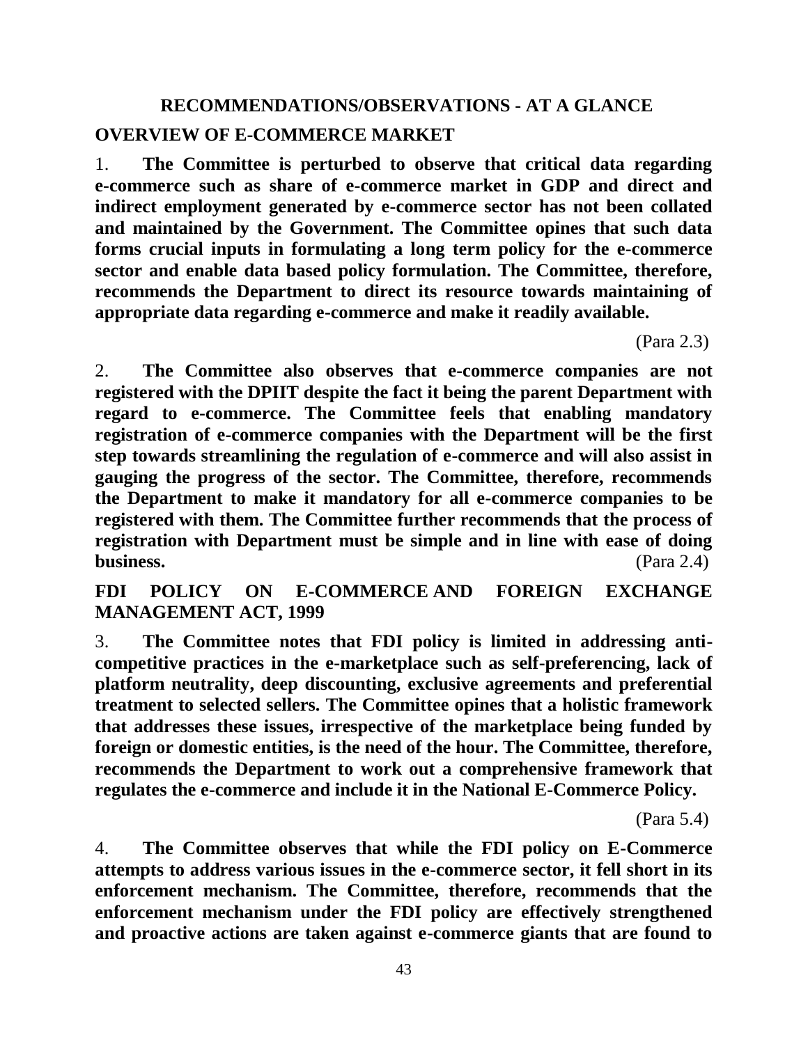## RECOMMENDATIONS/OBSERVATIONS - AT A GLANCE

### OVERVIEW OF E-COMMERCE MARKET

1. **The Committee is perturbed to observe that critical data regarding e-commerce such as share of e-commerce market in GDP and direct and indirect employment generated by e-commerce sector has not been collated and maintained by the Government. The Committee opines that such data forms crucial inputs in formulating a long term policy for the e-commerce sector and enable data based policy formulation. The Committee, therefore, recommends the Department to direct its resource towards maintaining of appropriate data regarding e-commerce and make it readily available.**

(Para 2.3)

2. **The Committee also observes that e-commerce companies are not registered with the DPIIT despite the fact it being the parent Department with regard to e-commerce. The Committee feels that enabling mandatory registration of e-commerce companies with the Department will be the first step towards streamlining the regulation of e-commerce and will also assist in gauging the progress of the sector. The Committee, therefore, recommends the Department to make it mandatory for all e-commerce companies to be registered with them. The Committee further recommends that the process of registration with Department must be simple and in line with ease of doing business.** (Para 2.4)

### FDI POLICY ON E-COMMERCE AND FOREIGN EXCHANGE MANAGEMENT ACT, 1999

3. **The Committee notes that FDI policy is limited in addressing anti-competitive practices in the e-marketplace such as self-preferencing, lack of platform neutrality, deep discounting, exclusive agreements and preferential treatment to selected sellers. The Committee opines that a holistic framework that addresses these issues, irrespective of the marketplace being funded by foreign or domestic entities, is the need of the hour. The Committee, therefore, recommends the Department to work out a comprehensive framework that regulates the e-commerce and include it in the National E-Commerce Policy.**

(Para 5.4)

4. **The Committee observes that while the FDI policy on E-Commerce attempts to address various issues in the e-commerce sector, it fell short in its enforcement mechanism. The Committee, therefore, recommends that the enforcement mechanism under the FDI policy are effectively strengthened and proactive actions are taken against e-commerce giants that are found to**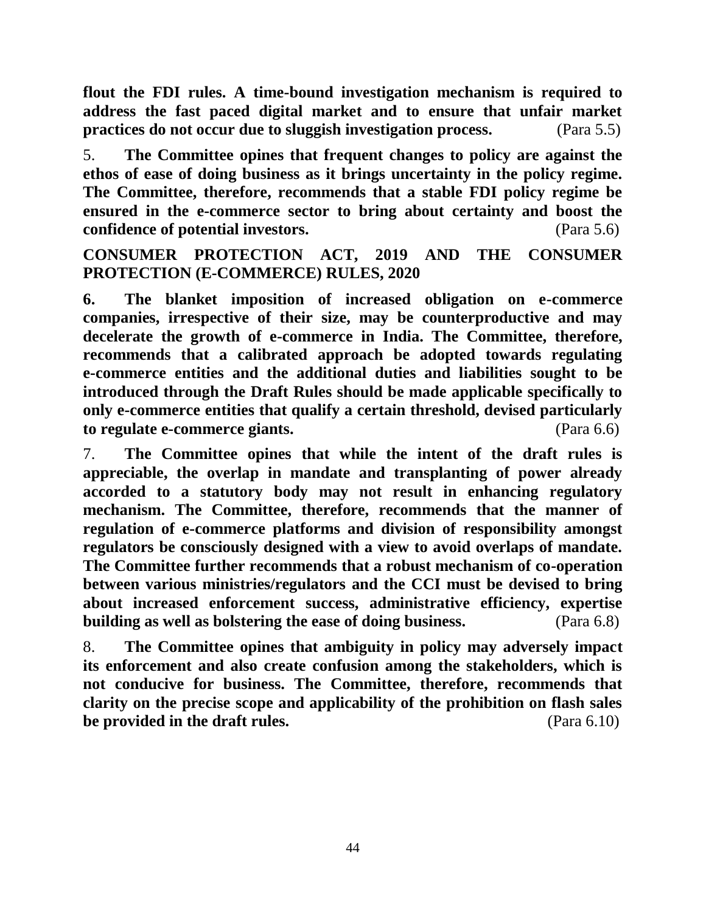**flout the FDI rules. A time-bound investigation mechanism is required to address the fast paced digital market and to ensure that unfair market practices do not occur due to sluggish investigation process.** (Para 5.5)

5. **The Committee opines that frequent changes to policy are against the ethos of ease of doing business as it brings uncertainty in the policy regime. The Committee, therefore, recommends that a stable FDI policy regime be ensured in the e-commerce sector to bring about certainty and boost the confidence of potential investors.** (Para 5.6)

**CONSUMER PROTECTION ACT, 2019 AND THE CONSUMER PROTECTION (E-COMMERCE) RULES, 2020**

**6. The blanket imposition of increased obligation on e-commerce companies, irrespective of their size, may be counterproductive and may decelerate the growth of e-commerce in India. The Committee, therefore, recommends that a calibrated approach be adopted towards regulating e-commerce entities and the additional duties and liabilities sought to be introduced through the Draft Rules should be made applicable specifically to only e-commerce entities that qualify a certain threshold, devised particularly to regulate e-commerce giants.** (Para 6.6)

7. **The Committee opines that while the intent of the draft rules is appreciable, the overlap in mandate and transplanting of power already accorded to a statutory body may not result in enhancing regulatory mechanism. The Committee, therefore, recommends that the manner of regulation of e-commerce platforms and division of responsibility amongst regulators be consciously designed with a view to avoid overlaps of mandate. The Committee further recommends that a robust mechanism of co-operation between various ministries/regulators and the CCI must be devised to bring about increased enforcement success, administrative efficiency, expertise building as well as bolstering the ease of doing business.** (Para 6.8)

8. **The Committee opines that ambiguity in policy may adversely impact its enforcement and also create confusion among the stakeholders, which is not conducive for business. The Committee, therefore, recommends that clarity on the precise scope and applicability of the prohibition on flash sales be provided in the draft rules.** (Para 6.10)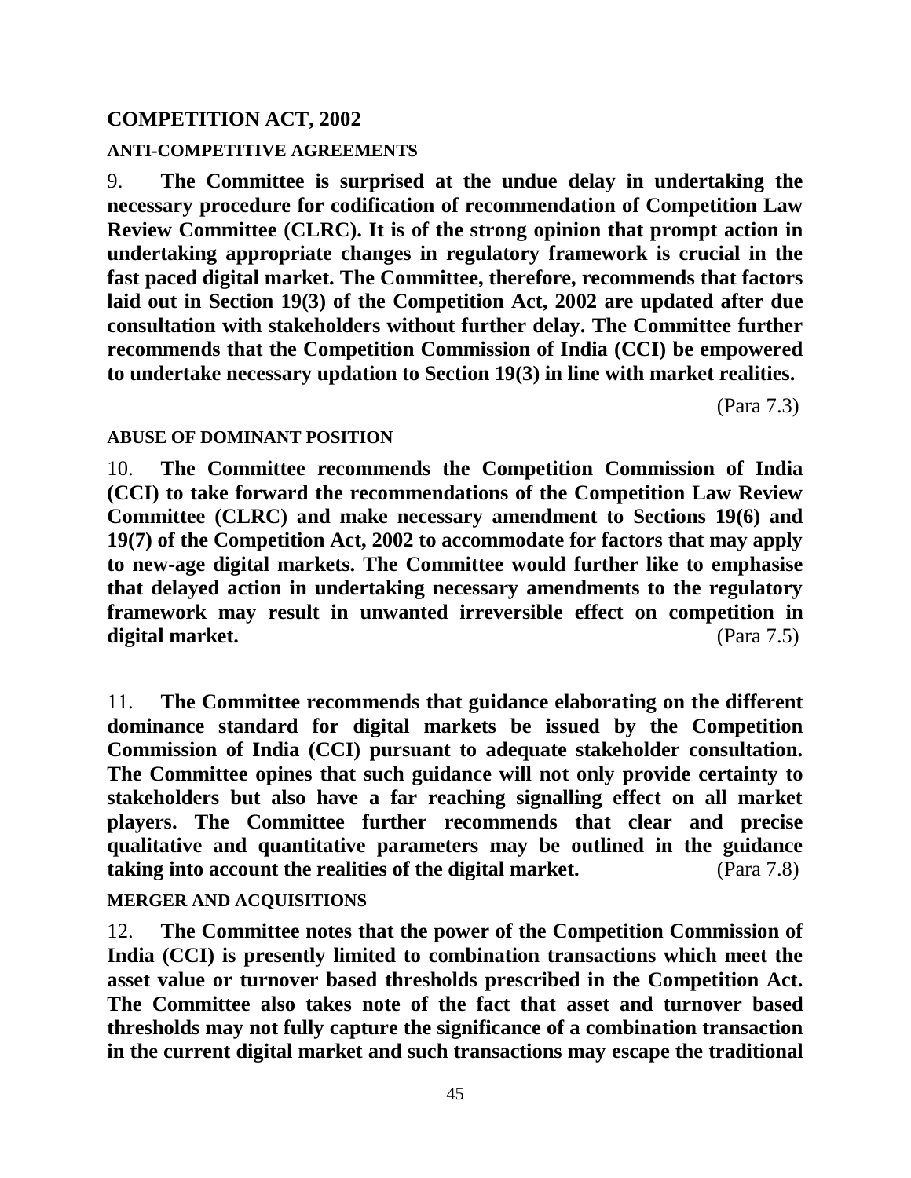## COMPETITION ACT, 2002

### ANTI-COMPETITIVE AGREEMENTS

9. **The Committee is surprised at the undue delay in undertaking the necessary procedure for codification of recommendation of Competition Law Review Committee (CLRC). It is of the strong opinion that prompt action in undertaking appropriate changes in regulatory framework is crucial in the fast paced digital market. The Committee, therefore, recommends that factors laid out in Section 19(3) of the Competition Act, 2002 are updated after due consultation with stakeholders without further delay. The Committee further recommends that the Competition Commission of India (CCI) be empowered to undertake necessary updation to Section 19(3) in line with market realities.**

(Para 7.3)

### ABUSE OF DOMINANT POSITION

10. **The Committee recommends the Competition Commission of India (CCI) to take forward the recommendations of the Competition Law Review Committee (CLRC) and make necessary amendment to Sections 19(6) and 19(7) of the Competition Act, 2002 to accommodate for factors that may apply to new-age digital markets. The Committee would further like to emphasise that delayed action in undertaking necessary amendments to the regulatory framework may result in unwanted irreversible effect on competition in digital market.** (Para 7.5)

11. **The Committee recommends that guidance elaborating on the different dominance standard for digital markets be issued by the Competition Commission of India (CCI) pursuant to adequate stakeholder consultation. The Committee opines that such guidance will not only provide certainty to stakeholders but also have a far reaching signalling effect on all market players. The Committee further recommends that clear and precise qualitative and quantitative parameters may be outlined in the guidance taking into account the realities of the digital market.** (Para 7.8)

### MERGER AND ACQUISITIONS

12. **The Committee notes that the power of the Competition Commission of India (CCI) is presently limited to combination transactions which meet the asset value or turnover based thresholds prescribed in the Competition Act. The Committee also takes note of the fact that asset and turnover based thresholds may not fully capture the significance of a combination transaction in the current digital market and such transactions may escape the traditional**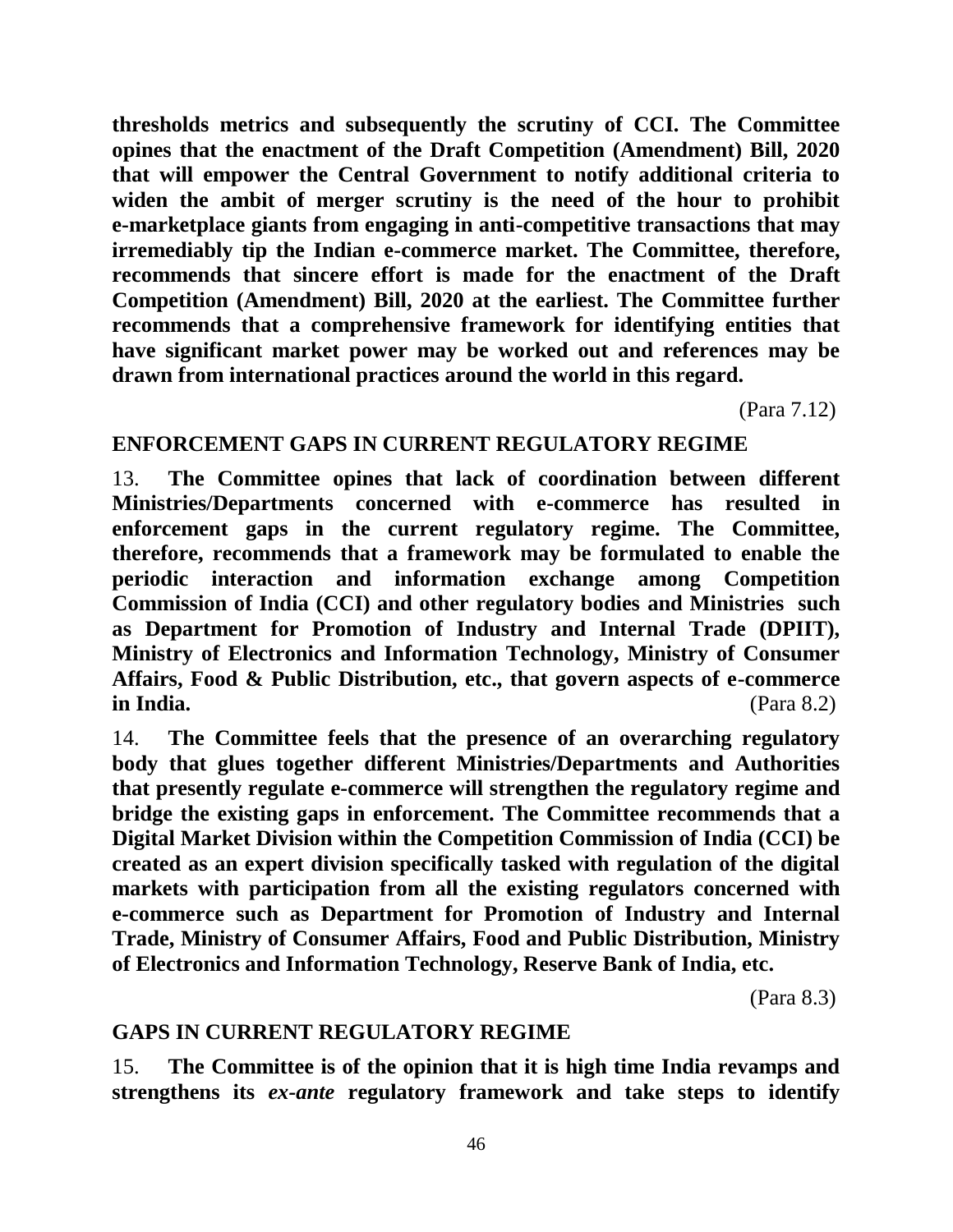**thresholds metrics and subsequently the scrutiny of CCI. The Committee opines that the enactment of the Draft Competition (Amendment) Bill, 2020 that will empower the Central Government to notify additional criteria to widen the ambit of merger scrutiny is the need of the hour to prohibit e-marketplace giants from engaging in anti-competitive transactions that may irremediably tip the Indian e-commerce market. The Committee, therefore, recommends that sincere effort is made for the enactment of the Draft Competition (Amendment) Bill, 2020 at the earliest. The Committee further recommends that a comprehensive framework for identifying entities that have significant market power may be worked out and references may be drawn from international practices around the world in this regard.**

(Para 7.12)

## ENFORCEMENT GAPS IN CURRENT REGULATORY REGIME

13. **The Committee opines that lack of coordination between different Ministries/Departments concerned with e-commerce has resulted in enforcement gaps in the current regulatory regime. The Committee, therefore, recommends that a framework may be formulated to enable the periodic interaction and information exchange among Competition Commission of India (CCI) and other regulatory bodies and Ministries such as Department for Promotion of Industry and Internal Trade (DPIIT), Ministry of Electronics and Information Technology, Ministry of Consumer Affairs, Food & Public Distribution, etc., that govern aspects of e-commerce in India.** (Para 8.2)

14. **The Committee feels that the presence of an overarching regulatory body that glues together different Ministries/Departments and Authorities that presently regulate e-commerce will strengthen the regulatory regime and bridge the existing gaps in enforcement. The Committee recommends that a Digital Market Division within the Competition Commission of India (CCI) be created as an expert division specifically tasked with regulation of the digital markets with participation from all the existing regulators concerned with e-commerce such as Department for Promotion of Industry and Internal Trade, Ministry of Consumer Affairs, Food and Public Distribution, Ministry of Electronics and Information Technology, Reserve Bank of India, etc.**

(Para 8.3)

## GAPS IN CURRENT REGULATORY REGIME

15. **The Committee is of the opinion that it is high time India revamps and strengthens its *ex-ante* regulatory framework and take steps to identify**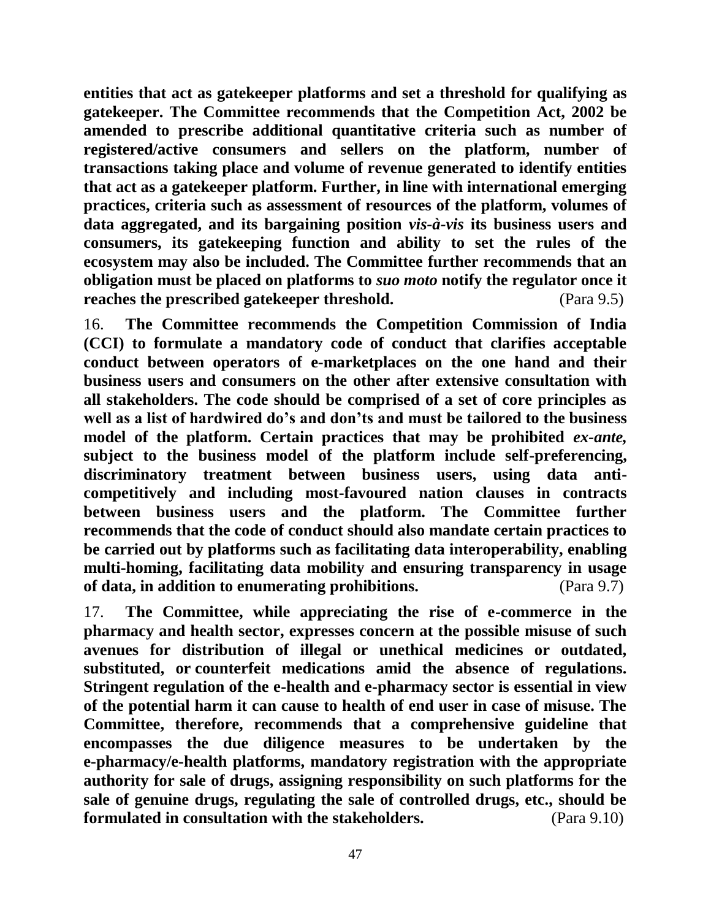**entities that act as gatekeeper platforms and set a threshold for qualifying as gatekeeper. The Committee recommends that the Competition Act, 2002 be amended to prescribe additional quantitative criteria such as number of registered/active consumers and sellers on the platform, number of transactions taking place and volume of revenue generated to identify entities that act as a gatekeeper platform. Further, in line with international emerging practices, criteria such as assessment of resources of the platform, volumes of data aggregated, and its bargaining position *vis-à-vis* its business users and consumers, its gatekeeping function and ability to set the rules of the ecosystem may also be included. The Committee further recommends that an obligation must be placed on platforms to *suo moto* notify the regulator once it reaches the prescribed gatekeeper threshold.** (Para 9.5)

16. **The Committee recommends the Competition Commission of India (CCI) to formulate a mandatory code of conduct that clarifies acceptable conduct between operators of e-marketplaces on the one hand and their business users and consumers on the other after extensive consultation with all stakeholders. The code should be comprised of a set of core principles as well as a list of hardwired do's and don'ts and must be tailored to the business model of the platform. Certain practices that may be prohibited *ex-ante,* subject to the business model of the platform include self-preferencing, discriminatory treatment between business users, using data anti-competitively and including most-favoured nation clauses in contracts between business users and the platform. The Committee further recommends that the code of conduct should also mandate certain practices to be carried out by platforms such as facilitating data interoperability, enabling multi-homing, facilitating data mobility and ensuring transparency in usage of data, in addition to enumerating prohibitions.** (Para 9.7)

17. **The Committee, while appreciating the rise of e-commerce in the pharmacy and health sector, expresses concern at the possible misuse of such avenues for distribution of illegal or unethical medicines or outdated, substituted, or counterfeit medications amid the absence of regulations. Stringent regulation of the e-health and e-pharmacy sector is essential in view of the potential harm it can cause to health of end user in case of misuse. The Committee, therefore, recommends that a comprehensive guideline that encompasses the due diligence measures to be undertaken by the e-pharmacy/e-health platforms, mandatory registration with the appropriate authority for sale of drugs, assigning responsibility on such platforms for the sale of genuine drugs, regulating the sale of controlled drugs, etc., should be formulated in consultation with the stakeholders.** (Para 9.10)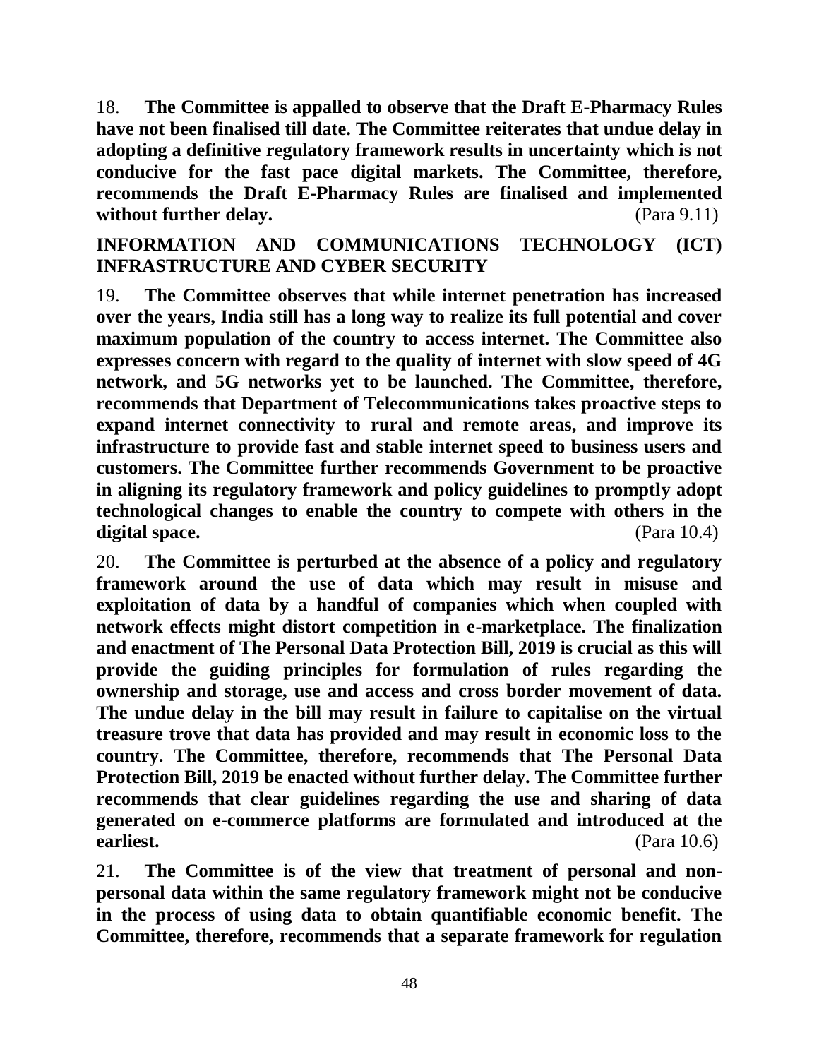18. **The Committee is appalled to observe that the Draft E-Pharmacy Rules have not been finalised till date. The Committee reiterates that undue delay in adopting a definitive regulatory framework results in uncertainty which is not conducive for the fast pace digital markets. The Committee, therefore, recommends the Draft E-Pharmacy Rules are finalised and implemented without further delay.** (Para 9.11)

## INFORMATION AND COMMUNICATIONS TECHNOLOGY (ICT) INFRASTRUCTURE AND CYBER SECURITY

19. **The Committee observes that while internet penetration has increased over the years, India still has a long way to realize its full potential and cover maximum population of the country to access internet. The Committee also expresses concern with regard to the quality of internet with slow speed of 4G network, and 5G networks yet to be launched. The Committee, therefore, recommends that Department of Telecommunications takes proactive steps to expand internet connectivity to rural and remote areas, and improve its infrastructure to provide fast and stable internet speed to business users and customers. The Committee further recommends Government to be proactive in aligning its regulatory framework and policy guidelines to promptly adopt technological changes to enable the country to compete with others in the digital space.** (Para 10.4)

20. **The Committee is perturbed at the absence of a policy and regulatory framework around the use of data which may result in misuse and exploitation of data by a handful of companies which when coupled with network effects might distort competition in e-marketplace. The finalization and enactment of The Personal Data Protection Bill, 2019 is crucial as this will provide the guiding principles for formulation of rules regarding the ownership and storage, use and access and cross border movement of data. The undue delay in the bill may result in failure to capitalise on the virtual treasure trove that data has provided and may result in economic loss to the country. The Committee, therefore, recommends that The Personal Data Protection Bill, 2019 be enacted without further delay. The Committee further recommends that clear guidelines regarding the use and sharing of data generated on e-commerce platforms are formulated and introduced at the earliest.** (Para 10.6)

21. **The Committee is of the view that treatment of personal and non-personal data within the same regulatory framework might not be conducive in the process of using data to obtain quantifiable economic benefit. The Committee, therefore, recommends that a separate framework for regulation**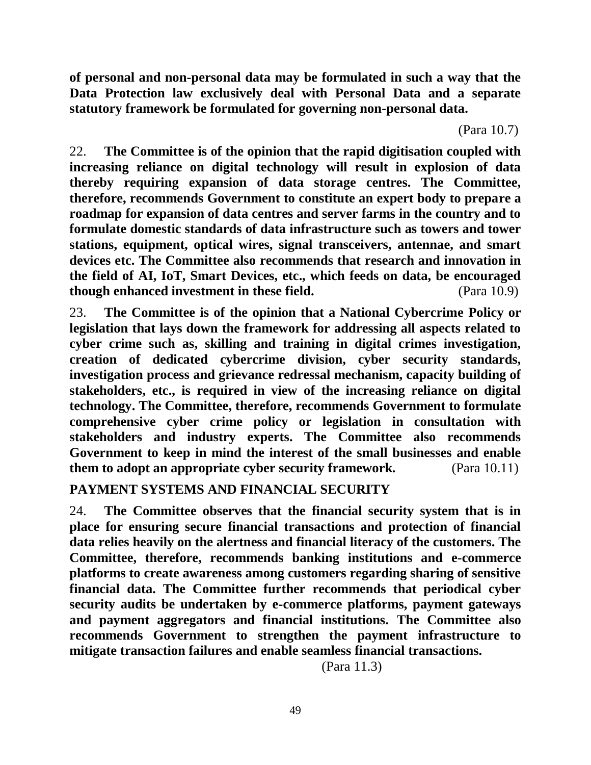**of personal and non-personal data may be formulated in such a way that the Data Protection law exclusively deal with Personal Data and a separate statutory framework be formulated for governing non-personal data.**

(Para 10.7)

22. **The Committee is of the opinion that the rapid digitisation coupled with increasing reliance on digital technology will result in explosion of data thereby requiring expansion of data storage centres. The Committee, therefore, recommends Government to constitute an expert body to prepare a roadmap for expansion of data centres and server farms in the country and to formulate domestic standards of data infrastructure such as towers and tower stations, equipment, optical wires, signal transceivers, antennae, and smart devices etc. The Committee also recommends that research and innovation in the field of AI, IoT, Smart Devices, etc., which feeds on data, be encouraged though enhanced investment in these field.** (Para 10.9)

23. **The Committee is of the opinion that a National Cybercrime Policy or legislation that lays down the framework for addressing all aspects related to cyber crime such as, skilling and training in digital crimes investigation, creation of dedicated cybercrime division, cyber security standards, investigation process and grievance redressal mechanism, capacity building of stakeholders, etc., is required in view of the increasing reliance on digital technology. The Committee, therefore, recommends Government to formulate comprehensive cyber crime policy or legislation in consultation with stakeholders and industry experts. The Committee also recommends Government to keep in mind the interest of the small businesses and enable them to adopt an appropriate cyber security framework.** (Para 10.11)

## PAYMENT SYSTEMS AND FINANCIAL SECURITY

24. **The Committee observes that the financial security system that is in place for ensuring secure financial transactions and protection of financial data relies heavily on the alertness and financial literacy of the customers. The Committee, therefore, recommends banking institutions and e-commerce platforms to create awareness among customers regarding sharing of sensitive financial data. The Committee further recommends that periodical cyber security audits be undertaken by e-commerce platforms, payment gateways and payment aggregators and financial institutions. The Committee also recommends Government to strengthen the payment infrastructure to mitigate transaction failures and enable seamless financial transactions.**

(Para 11.3)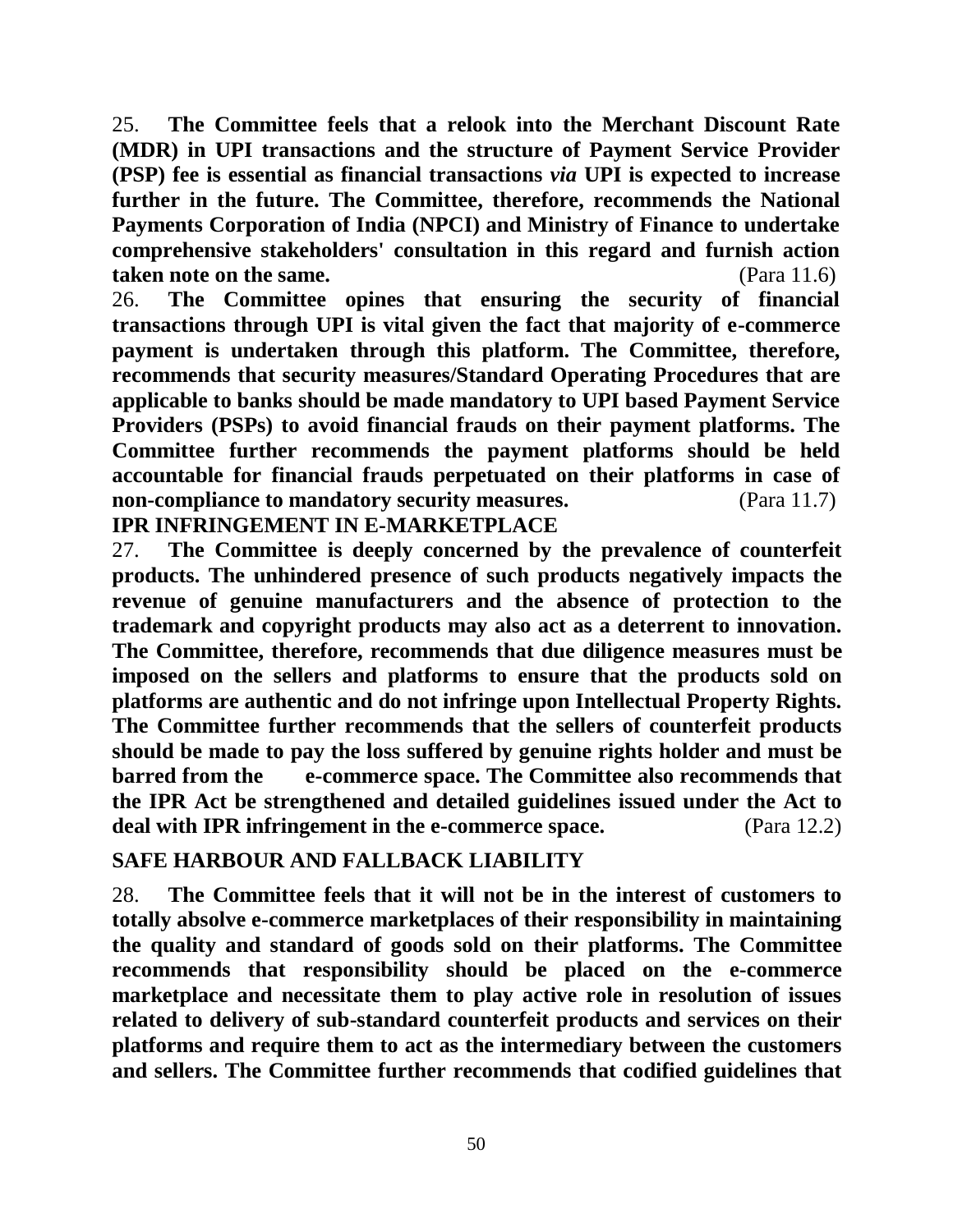25. **The Committee feels that a relook into the Merchant Discount Rate (MDR) in UPI transactions and the structure of Payment Service Provider (PSP) fee is essential as financial transactions *via* UPI is expected to increase further in the future. The Committee, therefore, recommends the National Payments Corporation of India (NPCI) and Ministry of Finance to undertake comprehensive stakeholders' consultation in this regard and furnish action taken note on the same.** (Para 11.6)

26. **The Committee opines that ensuring the security of financial transactions through UPI is vital given the fact that majority of e-commerce payment is undertaken through this platform. The Committee, therefore, recommends that security measures/Standard Operating Procedures that are applicable to banks should be made mandatory to UPI based Payment Service Providers (PSPs) to avoid financial frauds on their payment platforms. The Committee further recommends the payment platforms should be held accountable for financial frauds perpetuated on their platforms in case of non-compliance to mandatory security measures.** (Para 11.7)

**IPR INFRINGEMENT IN E-MARKETPLACE**

27. **The Committee is deeply concerned by the prevalence of counterfeit products. The unhindered presence of such products negatively impacts the revenue of genuine manufacturers and the absence of protection to the trademark and copyright products may also act as a deterrent to innovation. The Committee, therefore, recommends that due diligence measures must be imposed on the sellers and platforms to ensure that the products sold on platforms are authentic and do not infringe upon Intellectual Property Rights. The Committee further recommends that the sellers of counterfeit products should be made to pay the loss suffered by genuine rights holder and must be barred from the e-commerce space. The Committee also recommends that the IPR Act be strengthened and detailed guidelines issued under the Act to deal with IPR infringement in the e-commerce space.** (Para 12.2)

**SAFE HARBOUR AND FALLBACK LIABILITY**

28. **The Committee feels that it will not be in the interest of customers to totally absolve e-commerce marketplaces of their responsibility in maintaining the quality and standard of goods sold on their platforms. The Committee recommends that responsibility should be placed on the e-commerce marketplace and necessitate them to play active role in resolution of issues related to delivery of sub-standard counterfeit products and services on their platforms and require them to act as the intermediary between the customers and sellers. The Committee further recommends that codified guidelines that**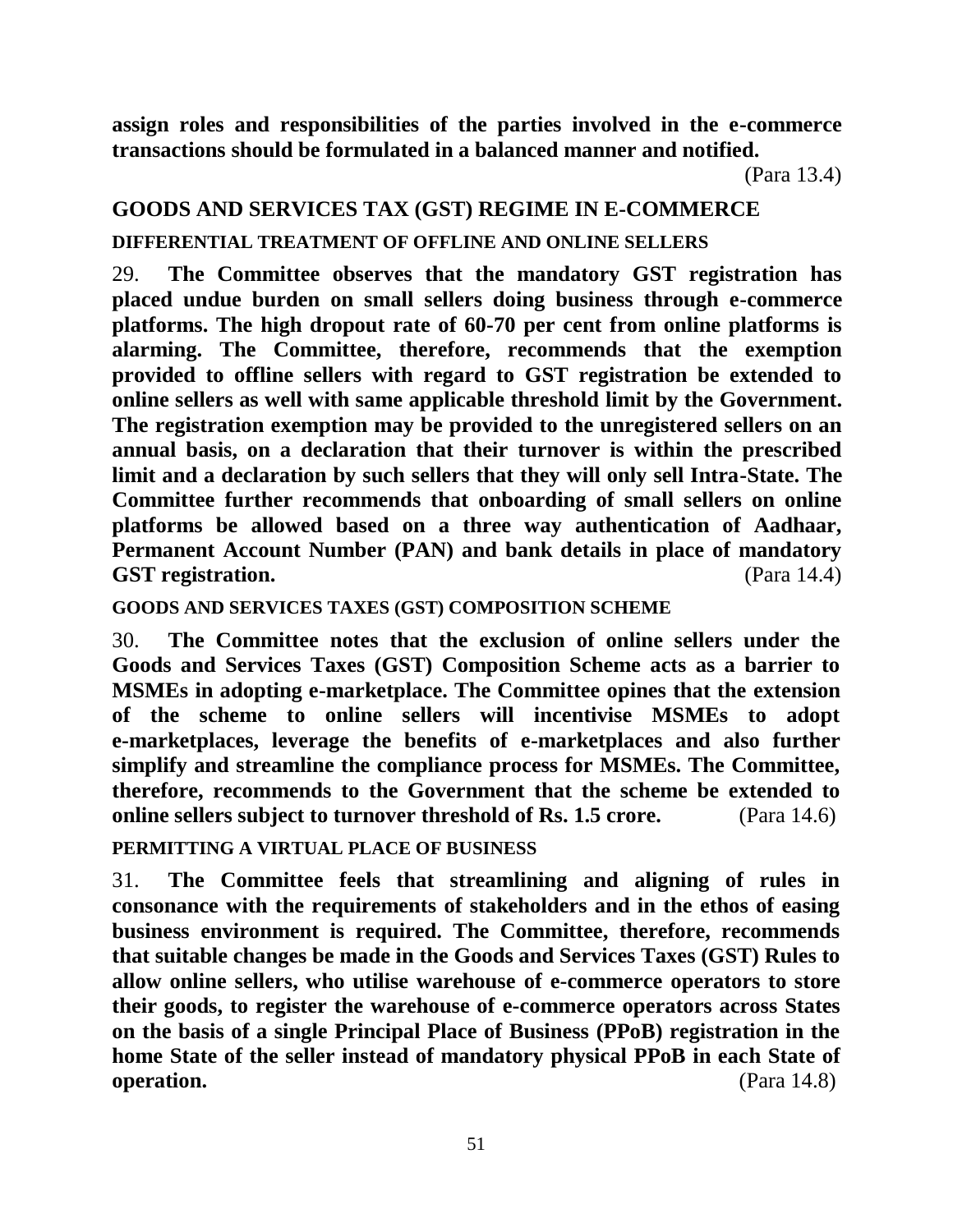**assign roles and responsibilities of the parties involved in the e-commerce transactions should be formulated in a balanced manner and notified.**

(Para 13.4)

## GOODS AND SERVICES TAX (GST) REGIME IN E-COMMERCE

### DIFFERENTIAL TREATMENT OF OFFLINE AND ONLINE SELLERS

29. **The Committee observes that the mandatory GST registration has placed undue burden on small sellers doing business through e-commerce platforms. The high dropout rate of 60-70 per cent from online platforms is alarming. The Committee, therefore, recommends that the exemption provided to offline sellers with regard to GST registration be extended to online sellers as well with same applicable threshold limit by the Government. The registration exemption may be provided to the unregistered sellers on an annual basis, on a declaration that their turnover is within the prescribed limit and a declaration by such sellers that they will only sell Intra-State. The Committee further recommends that onboarding of small sellers on online platforms be allowed based on a three way authentication of Aadhaar, Permanent Account Number (PAN) and bank details in place of mandatory GST registration.** (Para 14.4)

### GOODS AND SERVICES TAXES (GST) COMPOSITION SCHEME

30. **The Committee notes that the exclusion of online sellers under the Goods and Services Taxes (GST) Composition Scheme acts as a barrier to MSMEs in adopting e-marketplace. The Committee opines that the extension of the scheme to online sellers will incentivise MSMEs to adopt e-marketplaces, leverage the benefits of e-marketplaces and also further simplify and streamline the compliance process for MSMEs. The Committee, therefore, recommends to the Government that the scheme be extended to online sellers subject to turnover threshold of Rs. 1.5 crore.** (Para 14.6)

### PERMITTING A VIRTUAL PLACE OF BUSINESS

31. **The Committee feels that streamlining and aligning of rules in consonance with the requirements of stakeholders and in the ethos of easing business environment is required. The Committee, therefore, recommends that suitable changes be made in the Goods and Services Taxes (GST) Rules to allow online sellers, who utilise warehouse of e-commerce operators to store their goods, to register the warehouse of e-commerce operators across States on the basis of a single Principal Place of Business (PPoB) registration in the home State of the seller instead of mandatory physical PPoB in each State of operation.** (Para 14.8)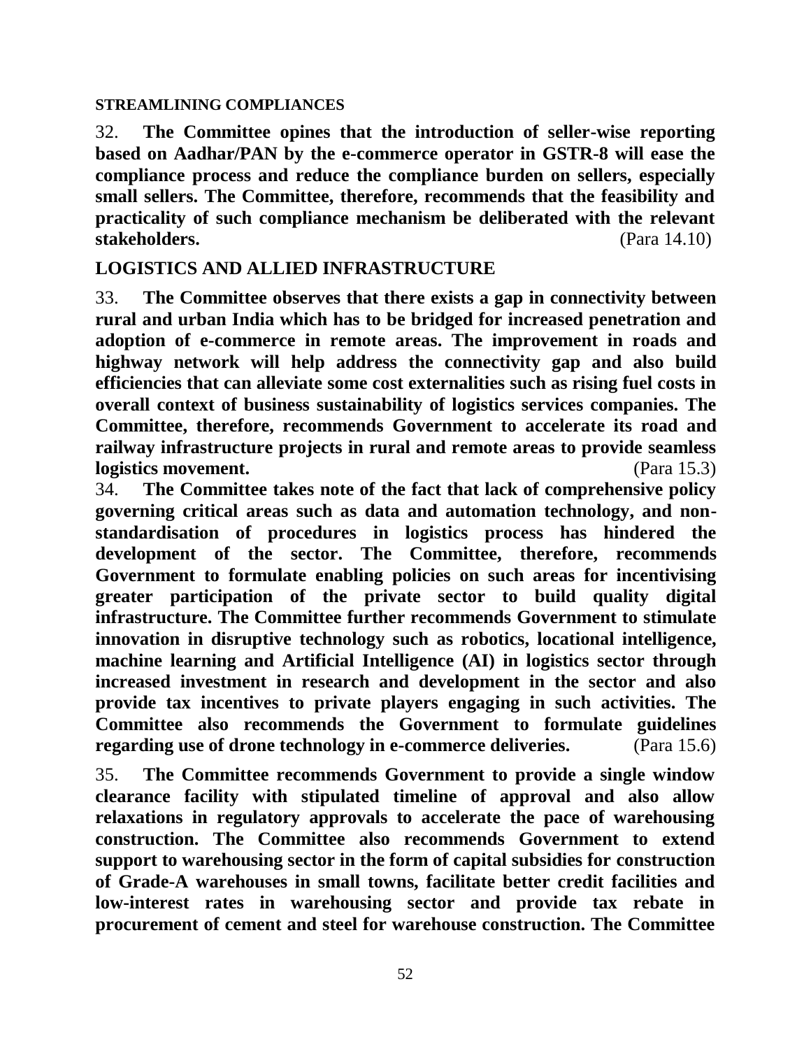**STREAMLINING COMPLIANCES**

32. **The Committee opines that the introduction of seller-wise reporting based on Aadhar/PAN by the e-commerce operator in GSTR-8 will ease the compliance process and reduce the compliance burden on sellers, especially small sellers. The Committee, therefore, recommends that the feasibility and practicality of such compliance mechanism be deliberated with the relevant stakeholders.** (Para 14.10)

## LOGISTICS AND ALLIED INFRASTRUCTURE

33. **The Committee observes that there exists a gap in connectivity between rural and urban India which has to be bridged for increased penetration and adoption of e-commerce in remote areas. The improvement in roads and highway network will help address the connectivity gap and also build efficiencies that can alleviate some cost externalities such as rising fuel costs in overall context of business sustainability of logistics services companies. The Committee, therefore, recommends Government to accelerate its road and railway infrastructure projects in rural and remote areas to provide seamless logistics movement.** (Para 15.3)

34. **The Committee takes note of the fact that lack of comprehensive policy governing critical areas such as data and automation technology, and non-standardisation of procedures in logistics process has hindered the development of the sector. The Committee, therefore, recommends Government to formulate enabling policies on such areas for incentivising greater participation of the private sector to build quality digital infrastructure. The Committee further recommends Government to stimulate innovation in disruptive technology such as robotics, locational intelligence, machine learning and Artificial Intelligence (AI) in logistics sector through increased investment in research and development in the sector and also provide tax incentives to private players engaging in such activities. The Committee also recommends the Government to formulate guidelines regarding use of drone technology in e-commerce deliveries.** (Para 15.6)

35. **The Committee recommends Government to provide a single window clearance facility with stipulated timeline of approval and also allow relaxations in regulatory approvals to accelerate the pace of warehousing construction. The Committee also recommends Government to extend support to warehousing sector in the form of capital subsidies for construction of Grade-A warehouses in small towns, facilitate better credit facilities and low-interest rates in warehousing sector and provide tax rebate in procurement of cement and steel for warehouse construction. The Committee**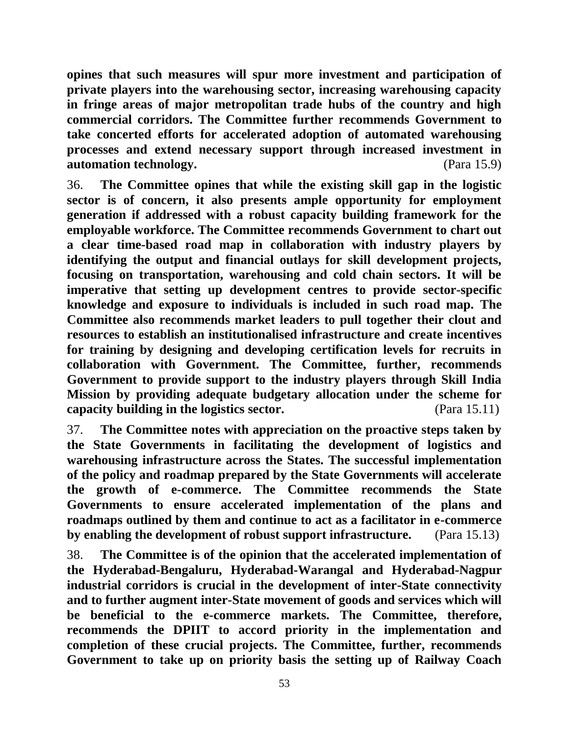**opines that such measures will spur more investment and participation of private players into the warehousing sector, increasing warehousing capacity in fringe areas of major metropolitan trade hubs of the country and high commercial corridors. The Committee further recommends Government to take concerted efforts for accelerated adoption of automated warehousing processes and extend necessary support through increased investment in automation technology.** (Para 15.9)

36. **The Committee opines that while the existing skill gap in the logistic sector is of concern, it also presents ample opportunity for employment generation if addressed with a robust capacity building framework for the employable workforce. The Committee recommends Government to chart out a clear time-based road map in collaboration with industry players by identifying the output and financial outlays for skill development projects, focusing on transportation, warehousing and cold chain sectors. It will be imperative that setting up development centres to provide sector-specific knowledge and exposure to individuals is included in such road map. The Committee also recommends market leaders to pull together their clout and resources to establish an institutionalised infrastructure and create incentives for training by designing and developing certification levels for recruits in collaboration with Government. The Committee, further, recommends Government to provide support to the industry players through Skill India Mission by providing adequate budgetary allocation under the scheme for capacity building in the logistics sector.** (Para 15.11)

37. **The Committee notes with appreciation on the proactive steps taken by the State Governments in facilitating the development of logistics and warehousing infrastructure across the States. The successful implementation of the policy and roadmap prepared by the State Governments will accelerate the growth of e-commerce. The Committee recommends the State Governments to ensure accelerated implementation of the plans and roadmaps outlined by them and continue to act as a facilitator in e-commerce by enabling the development of robust support infrastructure.** (Para 15.13)

38. **The Committee is of the opinion that the accelerated implementation of the Hyderabad-Bengaluru, Hyderabad-Warangal and Hyderabad-Nagpur industrial corridors is crucial in the development of inter-State connectivity and to further augment inter-State movement of goods and services which will be beneficial to the e-commerce markets. The Committee, therefore, recommends the DPIIT to accord priority in the implementation and completion of these crucial projects. The Committee, further, recommends Government to take up on priority basis the setting up of Railway Coach**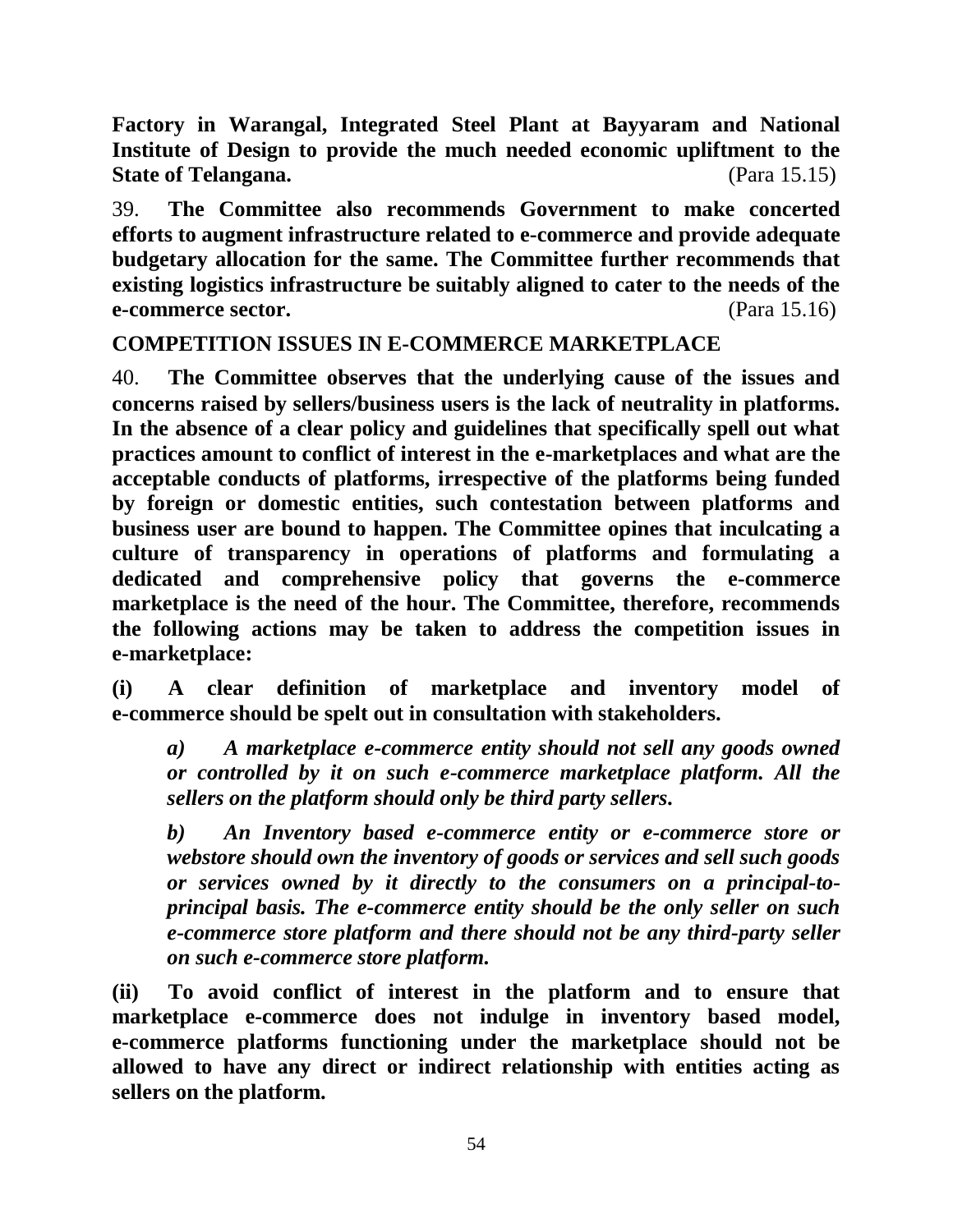**Factory in Warangal, Integrated Steel Plant at Bayyaram and National Institute of Design to provide the much needed economic upliftment to the State of Telangana.** (Para 15.15)

39. **The Committee also recommends Government to make concerted efforts to augment infrastructure related to e-commerce and provide adequate budgetary allocation for the same. The Committee further recommends that existing logistics infrastructure be suitably aligned to cater to the needs of the e-commerce sector.** (Para 15.16)

**COMPETITION ISSUES IN E-COMMERCE MARKETPLACE**

40. **The Committee observes that the underlying cause of the issues and concerns raised by sellers/business users is the lack of neutrality in platforms. In the absence of a clear policy and guidelines that specifically spell out what practices amount to conflict of interest in the e-marketplaces and what are the acceptable conducts of platforms, irrespective of the platforms being funded by foreign or domestic entities, such contestation between platforms and business user are bound to happen. The Committee opines that inculcating a culture of transparency in operations of platforms and formulating a dedicated and comprehensive policy that governs the e-commerce marketplace is the need of the hour. The Committee, therefore, recommends the following actions may be taken to address the competition issues in e-marketplace:**

**(i) A clear definition of marketplace and inventory model of e-commerce should be spelt out in consultation with stakeholders.**

***a) A marketplace e-commerce entity should not sell any goods owned or controlled by it on such e-commerce marketplace platform. All the sellers on the platform should only be third party sellers.***

***b) An Inventory based e-commerce entity or e-commerce store or webstore should own the inventory of goods or services and sell such goods or services owned by it directly to the consumers on a principal-to-principal basis. The e-commerce entity should be the only seller on such e-commerce store platform and there should not be any third-party seller on such e-commerce store platform.***

**(ii) To avoid conflict of interest in the platform and to ensure that marketplace e-commerce does not indulge in inventory based model, e-commerce platforms functioning under the marketplace should not be allowed to have any direct or indirect relationship with entities acting as sellers on the platform.**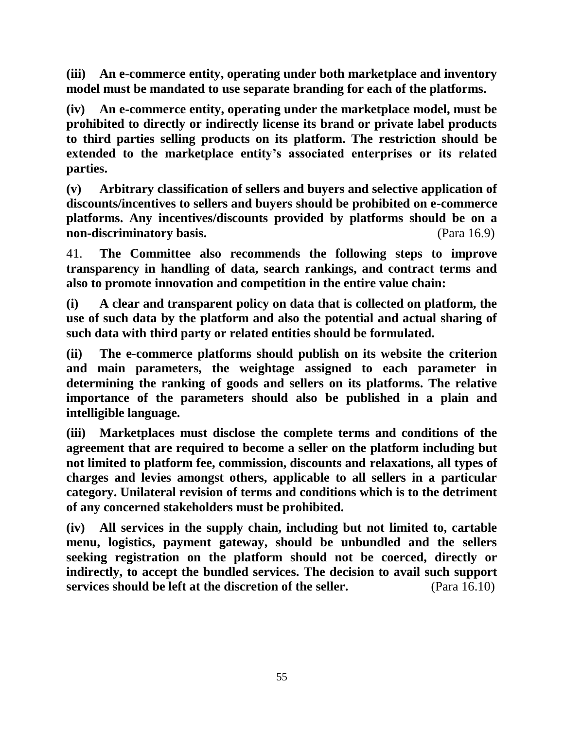**(iii) An e-commerce entity, operating under both marketplace and inventory model must be mandated to use separate branding for each of the platforms.**

**(iv) An e-commerce entity, operating under the marketplace model, must be prohibited to directly or indirectly license its brand or private label products to third parties selling products on its platform. The restriction should be extended to the marketplace entity's associated enterprises or its related parties.**

**(v) Arbitrary classification of sellers and buyers and selective application of discounts/incentives to sellers and buyers should be prohibited on e-commerce platforms. Any incentives/discounts provided by platforms should be on a non-discriminatory basis.** (Para 16.9)

41. **The Committee also recommends the following steps to improve transparency in handling of data, search rankings, and contract terms and also to promote innovation and competition in the entire value chain:**

**(i) A clear and transparent policy on data that is collected on platform, the use of such data by the platform and also the potential and actual sharing of such data with third party or related entities should be formulated.**

**(ii) The e-commerce platforms should publish on its website the criterion and main parameters, the weightage assigned to each parameter in determining the ranking of goods and sellers on its platforms. The relative importance of the parameters should also be published in a plain and intelligible language.**

**(iii) Marketplaces must disclose the complete terms and conditions of the agreement that are required to become a seller on the platform including but not limited to platform fee, commission, discounts and relaxations, all types of charges and levies amongst others, applicable to all sellers in a particular category. Unilateral revision of terms and conditions which is to the detriment of any concerned stakeholders must be prohibited.**

**(iv) All services in the supply chain, including but not limited to, cartable menu, logistics, payment gateway, should be unbundled and the sellers seeking registration on the platform should not be coerced, directly or indirectly, to accept the bundled services. The decision to avail such support services should be left at the discretion of the seller.** (Para 16.10)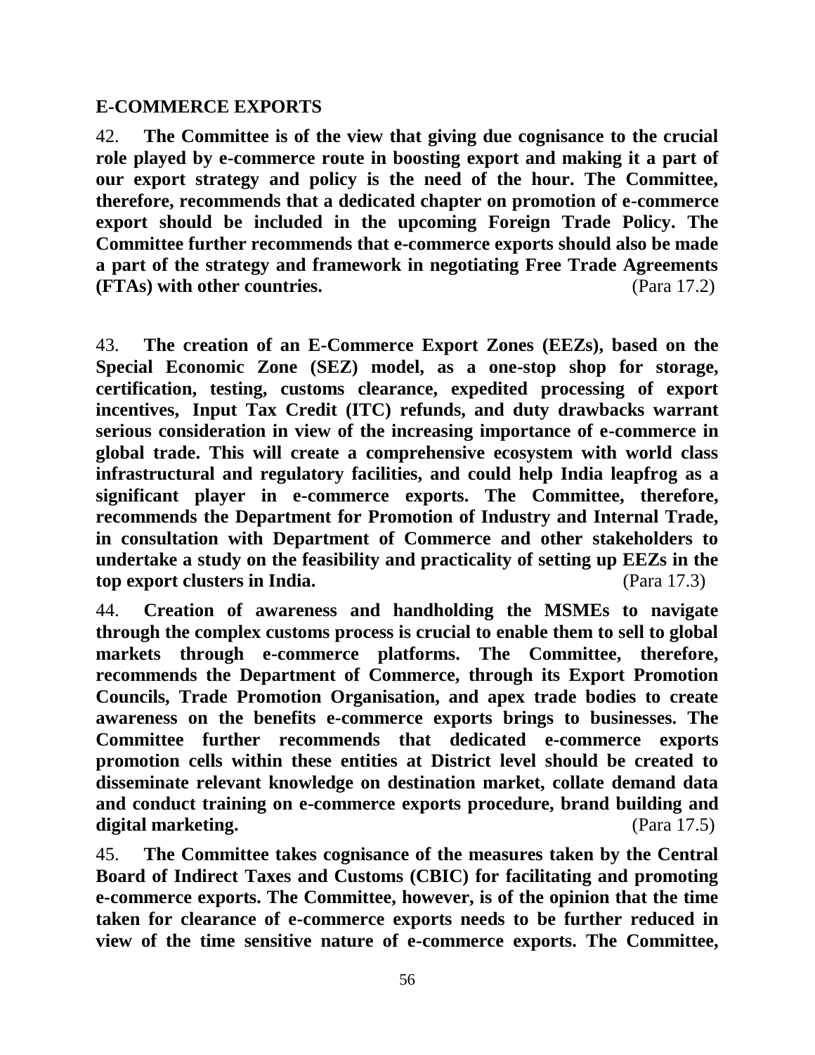## E-COMMERCE EXPORTS

42. **The Committee is of the view that giving due cognisance to the crucial role played by e-commerce route in boosting export and making it a part of our export strategy and policy is the need of the hour. The Committee, therefore, recommends that a dedicated chapter on promotion of e-commerce export should be included in the upcoming Foreign Trade Policy. The Committee further recommends that e-commerce exports should also be made a part of the strategy and framework in negotiating Free Trade Agreements (FTAs) with other countries.** (Para 17.2)

43. **The creation of an E-Commerce Export Zones (EEZs), based on the Special Economic Zone (SEZ) model, as a one-stop shop for storage, certification, testing, customs clearance, expedited processing of export incentives, Input Tax Credit (ITC) refunds, and duty drawbacks warrant serious consideration in view of the increasing importance of e-commerce in global trade. This will create a comprehensive ecosystem with world class infrastructural and regulatory facilities, and could help India leapfrog as a significant player in e-commerce exports. The Committee, therefore, recommends the Department for Promotion of Industry and Internal Trade, in consultation with Department of Commerce and other stakeholders to undertake a study on the feasibility and practicality of setting up EEZs in the top export clusters in India.** (Para 17.3)

44. **Creation of awareness and handholding the MSMEs to navigate through the complex customs process is crucial to enable them to sell to global markets through e-commerce platforms. The Committee, therefore, recommends the Department of Commerce, through its Export Promotion Councils, Trade Promotion Organisation, and apex trade bodies to create awareness on the benefits e-commerce exports brings to businesses. The Committee further recommends that dedicated e-commerce exports promotion cells within these entities at District level should be created to disseminate relevant knowledge on destination market, collate demand data and conduct training on e-commerce exports procedure, brand building and digital marketing.** (Para 17.5)

45. **The Committee takes cognisance of the measures taken by the Central Board of Indirect Taxes and Customs (CBIC) for facilitating and promoting e-commerce exports. The Committee, however, is of the opinion that the time taken for clearance of e-commerce exports needs to be further reduced in view of the time sensitive nature of e-commerce exports. The Committee,**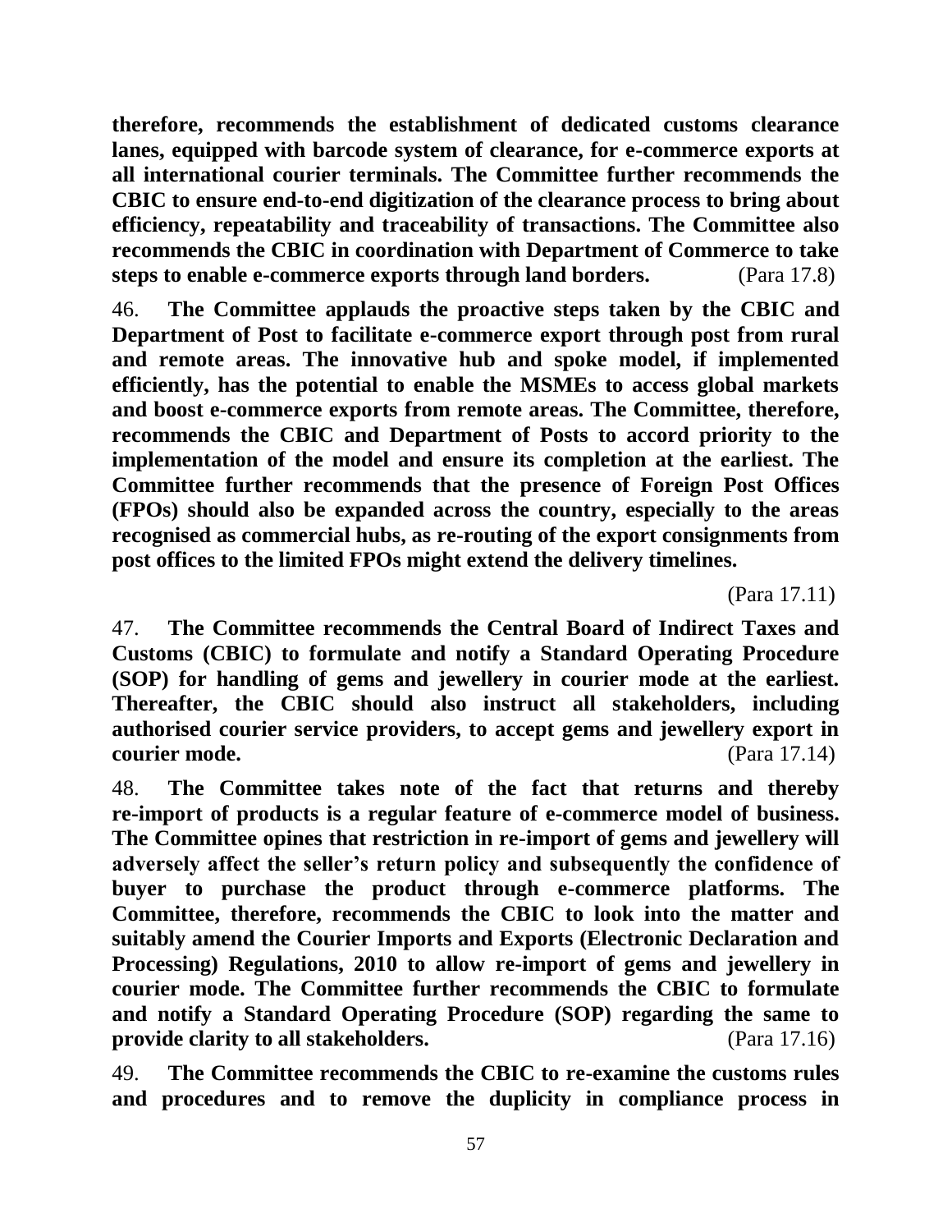**therefore, recommends the establishment of dedicated customs clearance lanes, equipped with barcode system of clearance, for e-commerce exports at all international courier terminals. The Committee further recommends the CBIC to ensure end-to-end digitization of the clearance process to bring about efficiency, repeatability and traceability of transactions. The Committee also recommends the CBIC in coordination with Department of Commerce to take steps to enable e-commerce exports through land borders.** (Para 17.8)

46. **The Committee applauds the proactive steps taken by the CBIC and Department of Post to facilitate e-commerce export through post from rural and remote areas. The innovative hub and spoke model, if implemented efficiently, has the potential to enable the MSMEs to access global markets and boost e-commerce exports from remote areas. The Committee, therefore, recommends the CBIC and Department of Posts to accord priority to the implementation of the model and ensure its completion at the earliest. The Committee further recommends that the presence of Foreign Post Offices (FPOs) should also be expanded across the country, especially to the areas recognised as commercial hubs, as re-routing of the export consignments from post offices to the limited FPOs might extend the delivery timelines.**

(Para 17.11)

47. **The Committee recommends the Central Board of Indirect Taxes and Customs (CBIC) to formulate and notify a Standard Operating Procedure (SOP) for handling of gems and jewellery in courier mode at the earliest. Thereafter, the CBIC should also instruct all stakeholders, including authorised courier service providers, to accept gems and jewellery export in courier mode.** (Para 17.14)

48. **The Committee takes note of the fact that returns and thereby re-import of products is a regular feature of e-commerce model of business. The Committee opines that restriction in re-import of gems and jewellery will adversely affect the seller's return policy and subsequently the confidence of buyer to purchase the product through e-commerce platforms. The Committee, therefore, recommends the CBIC to look into the matter and suitably amend the Courier Imports and Exports (Electronic Declaration and Processing) Regulations, 2010 to allow re-import of gems and jewellery in courier mode. The Committee further recommends the CBIC to formulate and notify a Standard Operating Procedure (SOP) regarding the same to provide clarity to all stakeholders.** (Para 17.16)

49. **The Committee recommends the CBIC to re-examine the customs rules and procedures and to remove the duplicity in compliance process in**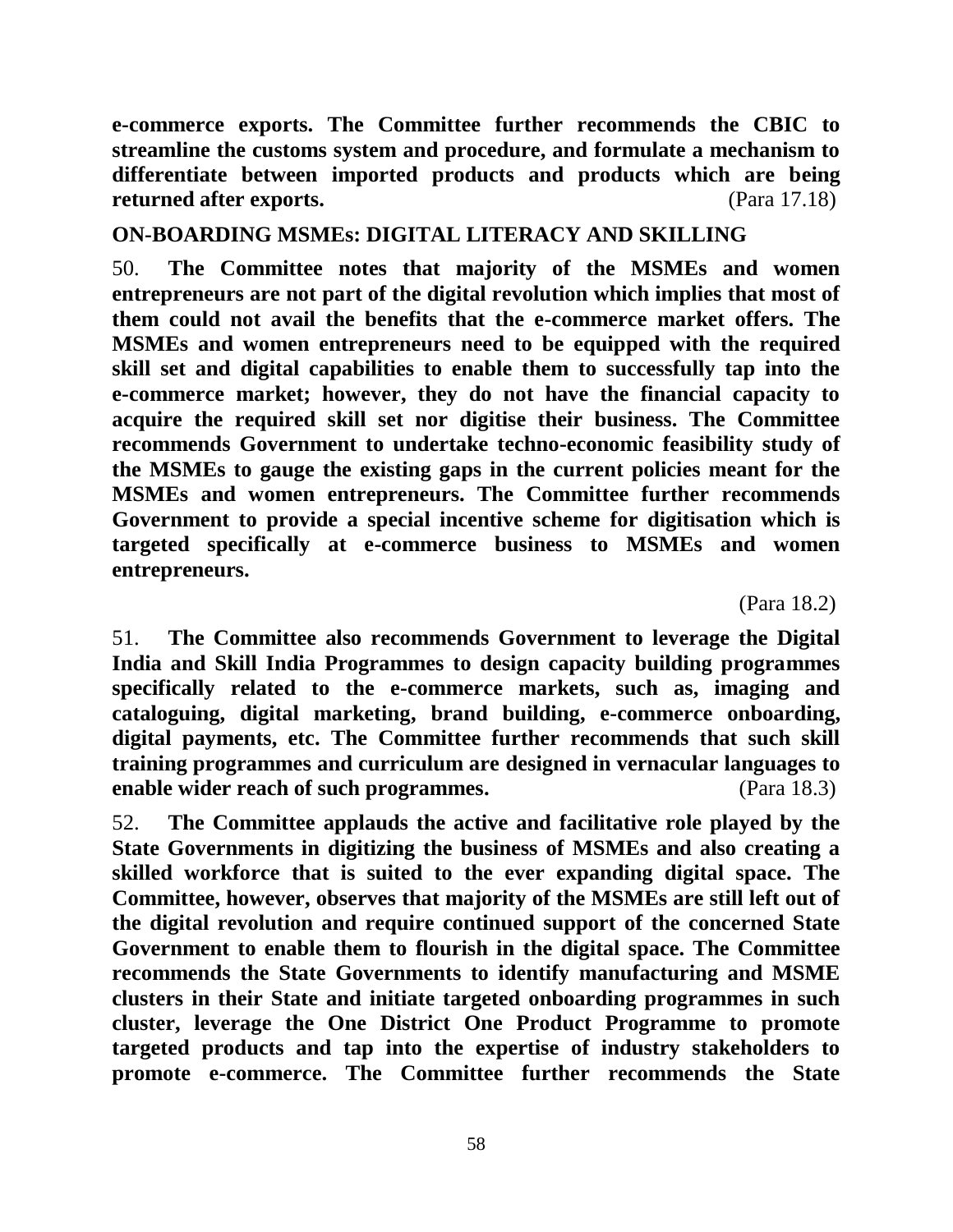**e-commerce exports. The Committee further recommends the CBIC to streamline the customs system and procedure, and formulate a mechanism to differentiate between imported products and products which are being returned after exports.** (Para 17.18)

**ON-BOARDING MSMEs: DIGITAL LITERACY AND SKILLING**

50. **The Committee notes that majority of the MSMEs and women entrepreneurs are not part of the digital revolution which implies that most of them could not avail the benefits that the e-commerce market offers. The MSMEs and women entrepreneurs need to be equipped with the required skill set and digital capabilities to enable them to successfully tap into the e-commerce market; however, they do not have the financial capacity to acquire the required skill set nor digitise their business. The Committee recommends Government to undertake techno-economic feasibility study of the MSMEs to gauge the existing gaps in the current policies meant for the MSMEs and women entrepreneurs. The Committee further recommends Government to provide a special incentive scheme for digitisation which is targeted specifically at e-commerce business to MSMEs and women entrepreneurs.**

(Para 18.2)

51. **The Committee also recommends Government to leverage the Digital India and Skill India Programmes to design capacity building programmes specifically related to the e-commerce markets, such as, imaging and cataloguing, digital marketing, brand building, e-commerce onboarding, digital payments, etc. The Committee further recommends that such skill training programmes and curriculum are designed in vernacular languages to enable wider reach of such programmes.** (Para 18.3)

52. **The Committee applauds the active and facilitative role played by the State Governments in digitizing the business of MSMEs and also creating a skilled workforce that is suited to the ever expanding digital space. The Committee, however, observes that majority of the MSMEs are still left out of the digital revolution and require continued support of the concerned State Government to enable them to flourish in the digital space. The Committee recommends the State Governments to identify manufacturing and MSME clusters in their State and initiate targeted onboarding programmes in such cluster, leverage the One District One Product Programme to promote targeted products and tap into the expertise of industry stakeholders to promote e-commerce. The Committee further recommends the State**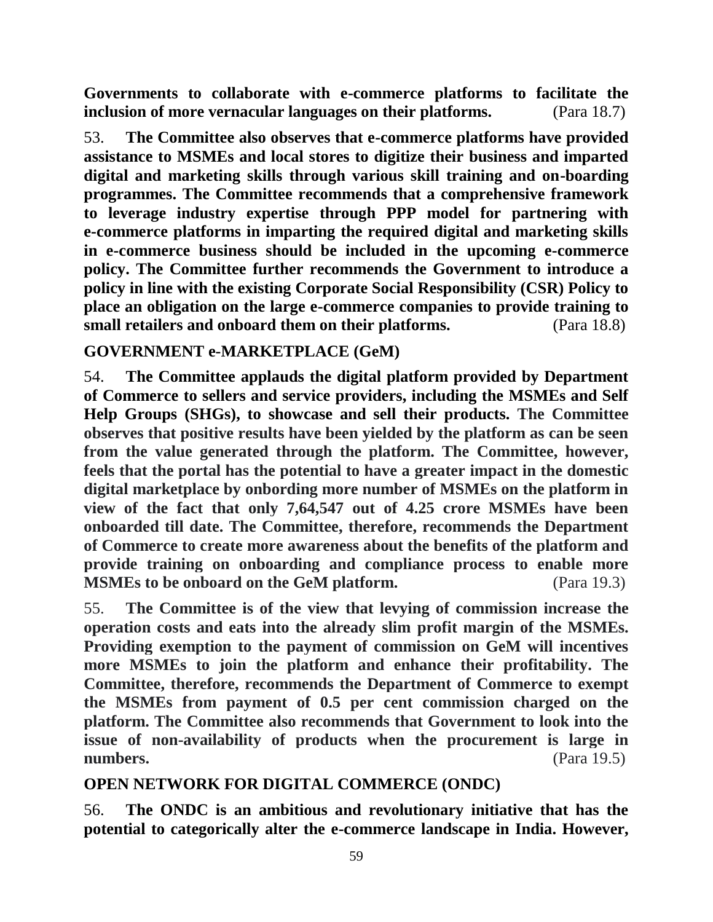**Governments to collaborate with e-commerce platforms to facilitate the inclusion of more vernacular languages on their platforms.** (Para 18.7)

53. **The Committee also observes that e-commerce platforms have provided assistance to MSMEs and local stores to digitize their business and imparted digital and marketing skills through various skill training and on-boarding programmes. The Committee recommends that a comprehensive framework to leverage industry expertise through PPP model for partnering with e-commerce platforms in imparting the required digital and marketing skills in e-commerce business should be included in the upcoming e-commerce policy. The Committee further recommends the Government to introduce a policy in line with the existing Corporate Social Responsibility (CSR) Policy to place an obligation on the large e-commerce companies to provide training to small retailers and onboard them on their platforms.** (Para 18.8)

**GOVERNMENT e-MARKETPLACE (GeM)**

54. **The Committee applauds the digital platform provided by Department of Commerce to sellers and service providers, including the MSMEs and Self Help Groups (SHGs), to showcase and sell their products. The Committee observes that positive results have been yielded by the platform as can be seen from the value generated through the platform. The Committee, however, feels that the portal has the potential to have a greater impact in the domestic digital marketplace by onbording more number of MSMEs on the platform in view of the fact that only 7,64,547 out of 4.25 crore MSMEs have been onboarded till date. The Committee, therefore, recommends the Department of Commerce to create more awareness about the benefits of the platform and provide training on onboarding and compliance process to enable more MSMEs to be onboard on the GeM platform.** (Para 19.3)

55. **The Committee is of the view that levying of commission increase the operation costs and eats into the already slim profit margin of the MSMEs. Providing exemption to the payment of commission on GeM will incentives more MSMEs to join the platform and enhance their profitability. The Committee, therefore, recommends the Department of Commerce to exempt the MSMEs from payment of 0.5 per cent commission charged on the platform. The Committee also recommends that Government to look into the issue of non-availability of products when the procurement is large in numbers.** (Para 19.5)

**OPEN NETWORK FOR DIGITAL COMMERCE (ONDC)**

56. **The ONDC is an ambitious and revolutionary initiative that has the potential to categorically alter the e-commerce landscape in India. However,**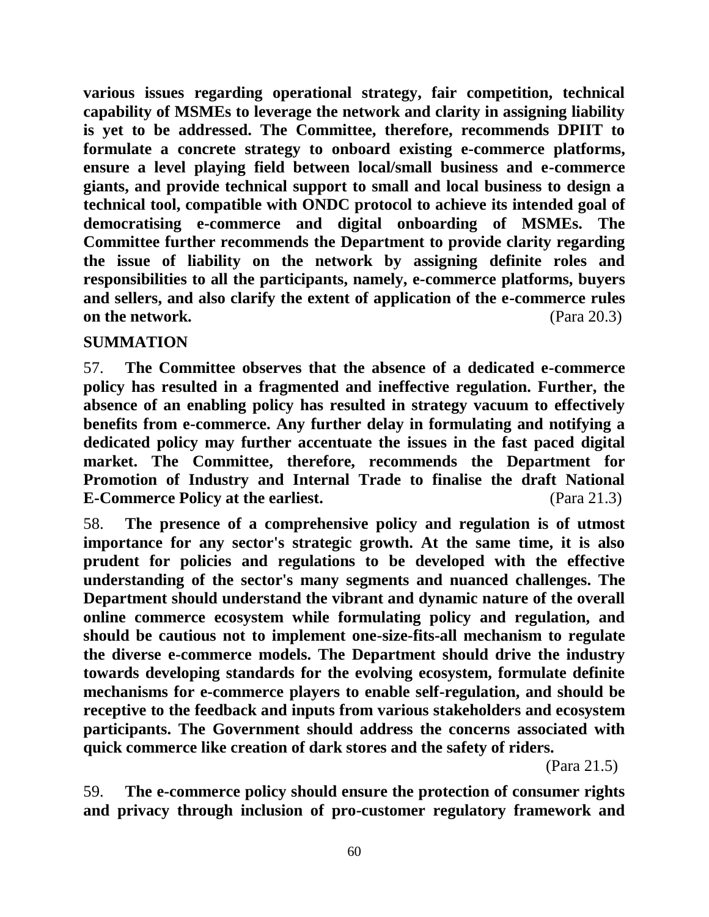**various issues regarding operational strategy, fair competition, technical capability of MSMEs to leverage the network and clarity in assigning liability is yet to be addressed. The Committee, therefore, recommends DPIIT to formulate a concrete strategy to onboard existing e-commerce platforms, ensure a level playing field between local/small business and e-commerce giants, and provide technical support to small and local business to design a technical tool, compatible with ONDC protocol to achieve its intended goal of democratising e-commerce and digital onboarding of MSMEs. The Committee further recommends the Department to provide clarity regarding the issue of liability on the network by assigning definite roles and responsibilities to all the participants, namely, e-commerce platforms, buyers and sellers, and also clarify the extent of application of the e-commerce rules on the network.** (Para 20.3)

**SUMMATION**

57. **The Committee observes that the absence of a dedicated e-commerce policy has resulted in a fragmented and ineffective regulation. Further, the absence of an enabling policy has resulted in strategy vacuum to effectively benefits from e-commerce. Any further delay in formulating and notifying a dedicated policy may further accentuate the issues in the fast paced digital market. The Committee, therefore, recommends the Department for Promotion of Industry and Internal Trade to finalise the draft National E-Commerce Policy at the earliest.** (Para 21.3)

58. **The presence of a comprehensive policy and regulation is of utmost importance for any sector's strategic growth. At the same time, it is also prudent for policies and regulations to be developed with the effective understanding of the sector's many segments and nuanced challenges. The Department should understand the vibrant and dynamic nature of the overall online commerce ecosystem while formulating policy and regulation, and should be cautious not to implement one-size-fits-all mechanism to regulate the diverse e-commerce models. The Department should drive the industry towards developing standards for the evolving ecosystem, formulate definite mechanisms for e-commerce players to enable self-regulation, and should be receptive to the feedback and inputs from various stakeholders and ecosystem participants. The Government should address the concerns associated with quick commerce like creation of dark stores and the safety of riders.** (Para 21.5)

59. **The e-commerce policy should ensure the protection of consumer rights and privacy through inclusion of pro-customer regulatory framework and**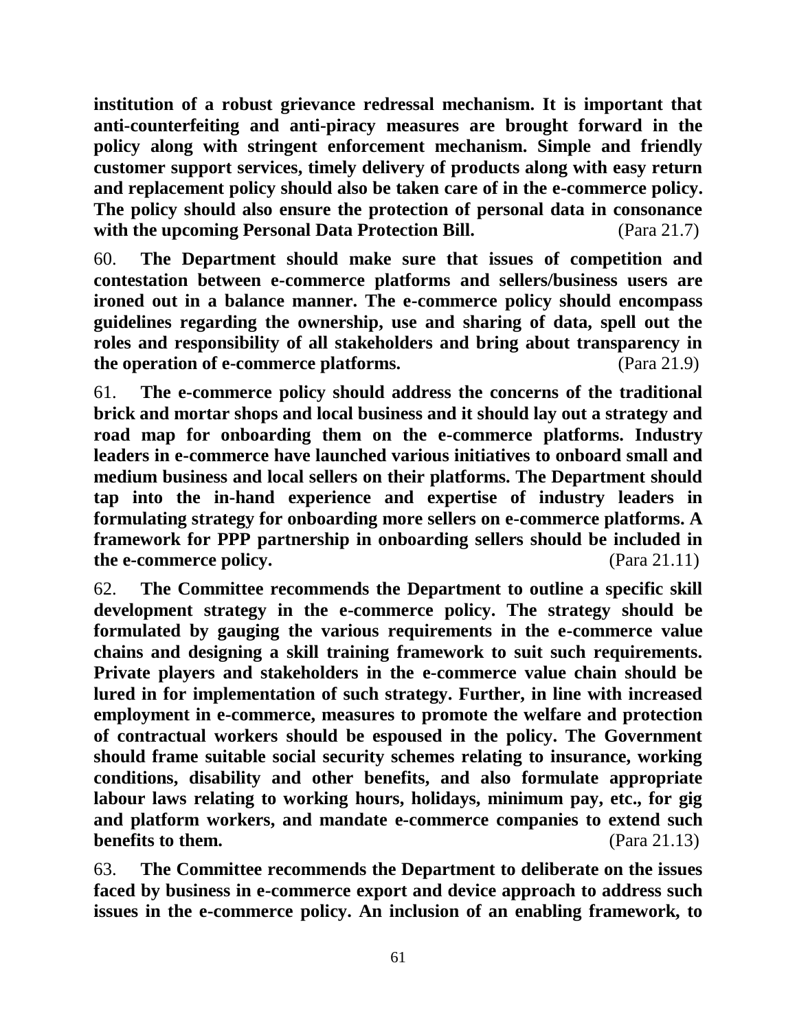**institution of a robust grievance redressal mechanism. It is important that anti-counterfeiting and anti-piracy measures are brought forward in the policy along with stringent enforcement mechanism. Simple and friendly customer support services, timely delivery of products along with easy return and replacement policy should also be taken care of in the e-commerce policy. The policy should also ensure the protection of personal data in consonance with the upcoming Personal Data Protection Bill.** (Para 21.7)

60. **The Department should make sure that issues of competition and contestation between e-commerce platforms and sellers/business users are ironed out in a balance manner. The e-commerce policy should encompass guidelines regarding the ownership, use and sharing of data, spell out the roles and responsibility of all stakeholders and bring about transparency in the operation of e-commerce platforms.** (Para 21.9)

61. **The e-commerce policy should address the concerns of the traditional brick and mortar shops and local business and it should lay out a strategy and road map for onboarding them on the e-commerce platforms. Industry leaders in e-commerce have launched various initiatives to onboard small and medium business and local sellers on their platforms. The Department should tap into the in-hand experience and expertise of industry leaders in formulating strategy for onboarding more sellers on e-commerce platforms. A framework for PPP partnership in onboarding sellers should be included in the e-commerce policy.** (Para 21.11)

62. **The Committee recommends the Department to outline a specific skill development strategy in the e-commerce policy. The strategy should be formulated by gauging the various requirements in the e-commerce value chains and designing a skill training framework to suit such requirements. Private players and stakeholders in the e-commerce value chain should be lured in for implementation of such strategy. Further, in line with increased employment in e-commerce, measures to promote the welfare and protection of contractual workers should be espoused in the policy. The Government should frame suitable social security schemes relating to insurance, working conditions, disability and other benefits, and also formulate appropriate labour laws relating to working hours, holidays, minimum pay, etc., for gig and platform workers, and mandate e-commerce companies to extend such benefits to them.** (Para 21.13)

63. **The Committee recommends the Department to deliberate on the issues faced by business in e-commerce export and device approach to address such issues in the e-commerce policy. An inclusion of an enabling framework, to**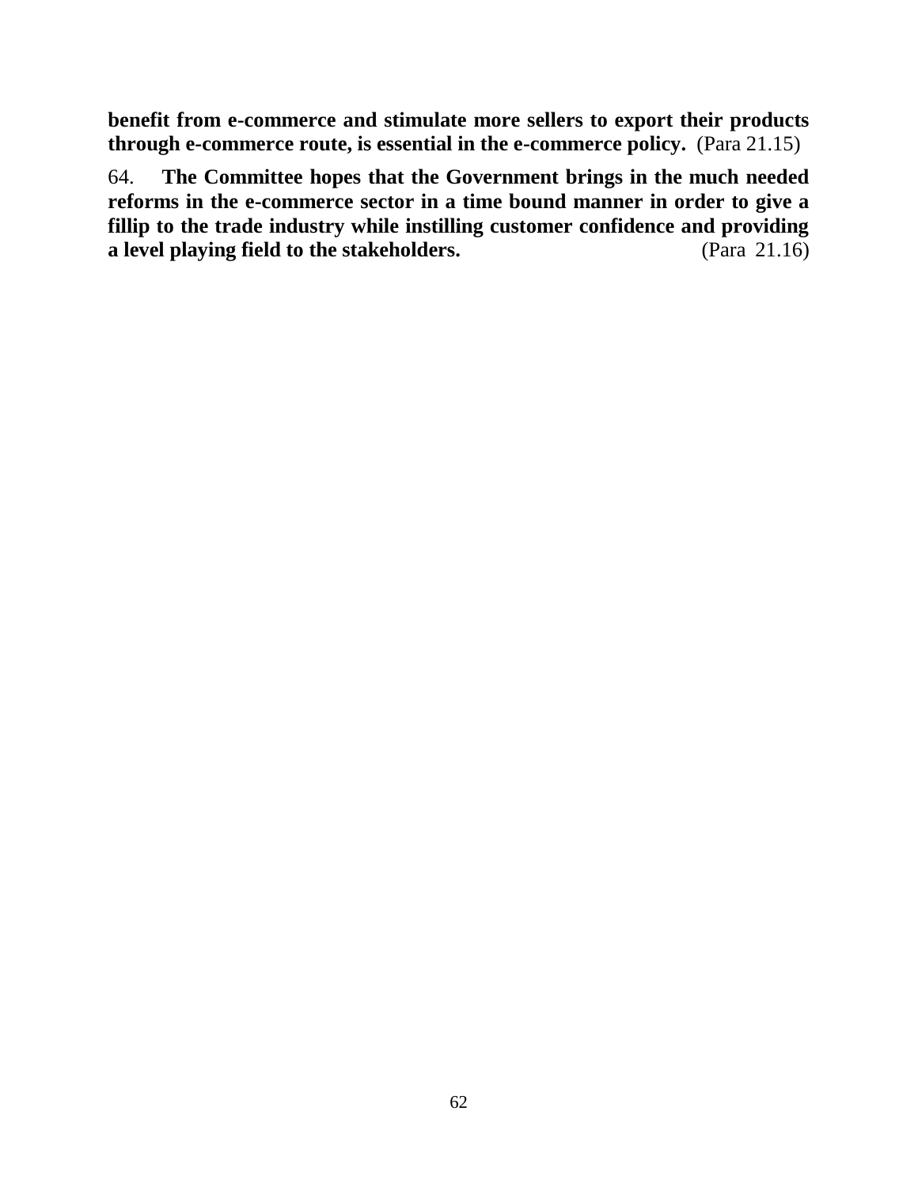**benefit from e-commerce and stimulate more sellers to export their products through e-commerce route, is essential in the e-commerce policy.** (Para 21.15)

64. **The Committee hopes that the Government brings in the much needed reforms in the e-commerce sector in a time bound manner in order to give a fillip to the trade industry while instilling customer confidence and providing a level playing field to the stakeholders.** (Para 21.16)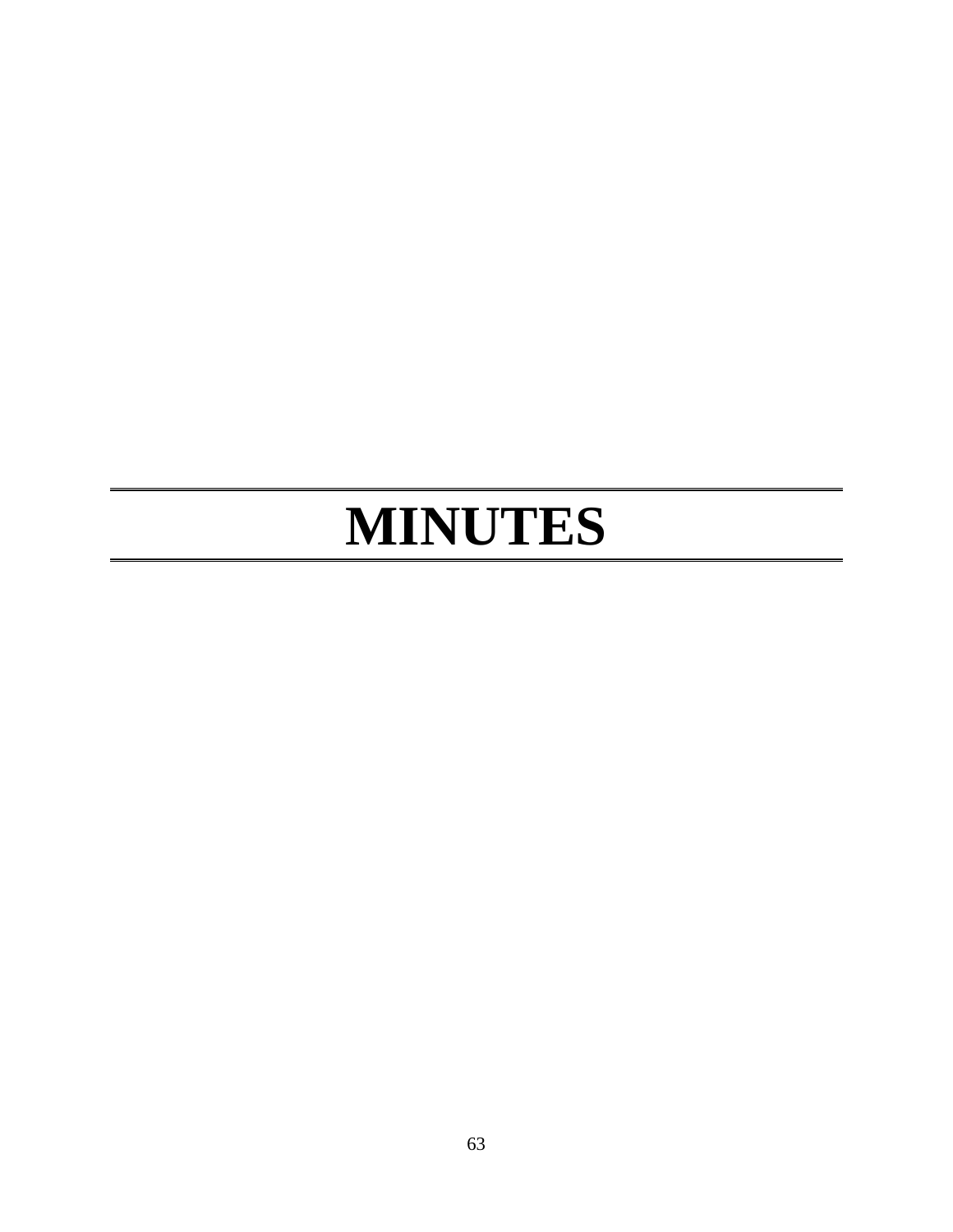# MINUTES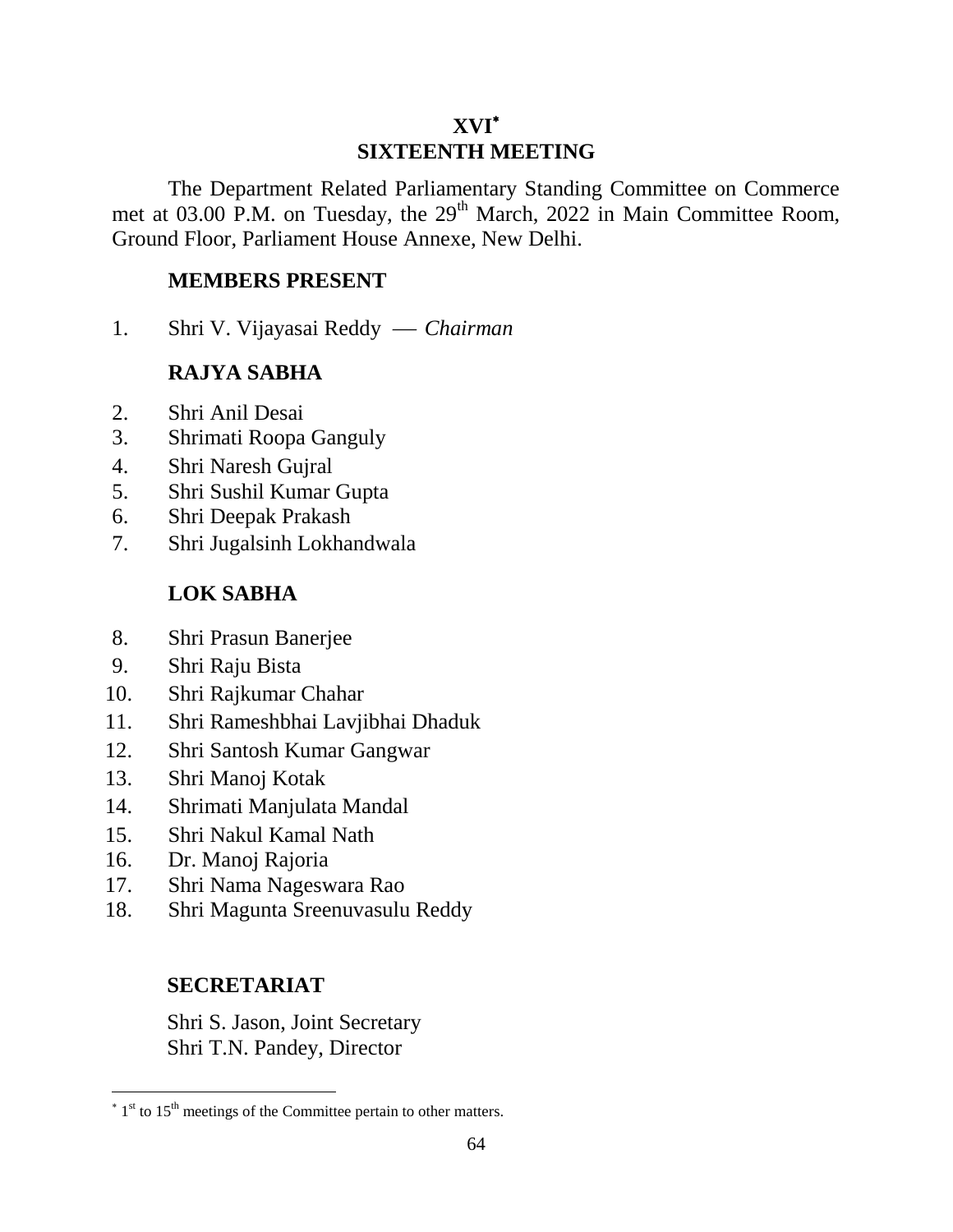# XVI*
# SIXTEENTH MEETING

The Department Related Parliamentary Standing Committee on Commerce met at 03.00 P.M. on Tuesday, the 29th March, 2022 in Main Committee Room, Ground Floor, Parliament House Annexe, New Delhi.

### MEMBERS PRESENT

1. Shri V. Vijayasai Reddy — *Chairman*

### RAJYA SABHA

2. Shri Anil Desai
3. Shrimati Roopa Ganguly
4. Shri Naresh Gujral
5. Shri Sushil Kumar Gupta
6. Shri Deepak Prakash
7. Shri Jugalsinh Lokhandwala

### LOK SABHA

8. Shri Prasun Banerjee
9. Shri Raju Bista
10. Shri Rajkumar Chahar
11. Shri Rameshbhai Lavjibhai Dhaduk
12. Shri Santosh Kumar Gangwar
13. Shri Manoj Kotak
14. Shrimati Manjulata Mandal
15. Shri Nakul Kamal Nath
16. Dr. Manoj Rajoria
17. Shri Nama Nageswara Rao
18. Shri Magunta Sreenuvasulu Reddy

### SECRETARIAT

Shri S. Jason, Joint Secretary
Shri T.N. Pandey, Director

---

* 1st to 15th meetings of the Committee pertain to other matters.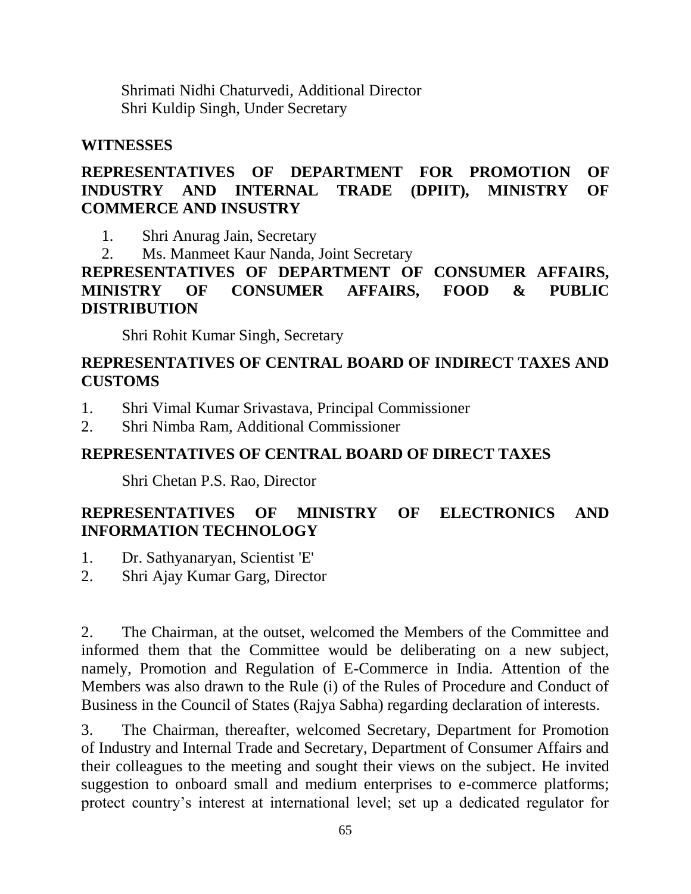Shrimati Nidhi Chaturvedi, Additional Director
Shri Kuldip Singh, Under Secretary

**WITNESSES**

**REPRESENTATIVES OF DEPARTMENT FOR PROMOTION OF INDUSTRY AND INTERNAL TRADE (DPIIT), MINISTRY OF COMMERCE AND INSUSTRY**

1. Shri Anurag Jain, Secretary
2. Ms. Manmeet Kaur Nanda, Joint Secretary

**REPRESENTATIVES OF DEPARTMENT OF CONSUMER AFFAIRS, MINISTRY OF CONSUMER AFFAIRS, FOOD & PUBLIC DISTRIBUTION**

Shri Rohit Kumar Singh, Secretary

**REPRESENTATIVES OF CENTRAL BOARD OF INDIRECT TAXES AND CUSTOMS**

1. Shri Vimal Kumar Srivastava, Principal Commissioner
2. Shri Nimba Ram, Additional Commissioner

**REPRESENTATIVES OF CENTRAL BOARD OF DIRECT TAXES**

Shri Chetan P.S. Rao, Director

**REPRESENTATIVES OF MINISTRY OF ELECTRONICS AND INFORMATION TECHNOLOGY**

1. Dr. Sathyanaryan, Scientist 'E'
2. Shri Ajay Kumar Garg, Director

2. The Chairman, at the outset, welcomed the Members of the Committee and informed them that the Committee would be deliberating on a new subject, namely, Promotion and Regulation of E-Commerce in India. Attention of the Members was also drawn to the Rule (i) of the Rules of Procedure and Conduct of Business in the Council of States (Rajya Sabha) regarding declaration of interests.

3. The Chairman, thereafter, welcomed Secretary, Department for Promotion of Industry and Internal Trade and Secretary, Department of Consumer Affairs and their colleagues to the meeting and sought their views on the subject. He invited suggestion to onboard small and medium enterprises to e-commerce platforms; protect country's interest at international level; set up a dedicated regulator for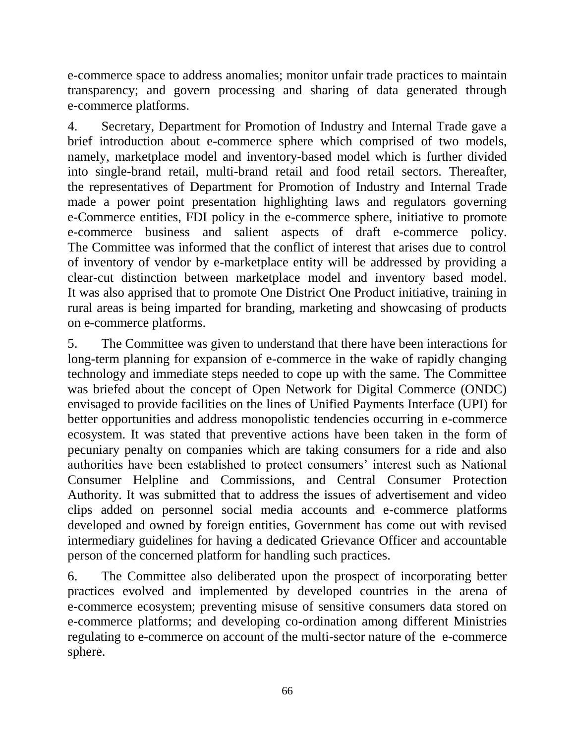e-commerce space to address anomalies; monitor unfair trade practices to maintain transparency; and govern processing and sharing of data generated through e-commerce platforms.

4. Secretary, Department for Promotion of Industry and Internal Trade gave a brief introduction about e-commerce sphere which comprised of two models, namely, marketplace model and inventory-based model which is further divided into single-brand retail, multi-brand retail and food retail sectors. Thereafter, the representatives of Department for Promotion of Industry and Internal Trade made a power point presentation highlighting laws and regulators governing e-Commerce entities, FDI policy in the e-commerce sphere, initiative to promote e-commerce business and salient aspects of draft e-commerce policy. The Committee was informed that the conflict of interest that arises due to control of inventory of vendor by e-marketplace entity will be addressed by providing a clear-cut distinction between marketplace model and inventory based model. It was also apprised that to promote One District One Product initiative, training in rural areas is being imparted for branding, marketing and showcasing of products on e-commerce platforms.

5. The Committee was given to understand that there have been interactions for long-term planning for expansion of e-commerce in the wake of rapidly changing technology and immediate steps needed to cope up with the same. The Committee was briefed about the concept of Open Network for Digital Commerce (ONDC) envisaged to provide facilities on the lines of Unified Payments Interface (UPI) for better opportunities and address monopolistic tendencies occurring in e-commerce ecosystem. It was stated that preventive actions have been taken in the form of pecuniary penalty on companies which are taking consumers for a ride and also authorities have been established to protect consumers' interest such as National Consumer Helpline and Commissions, and Central Consumer Protection Authority. It was submitted that to address the issues of advertisement and video clips added on personnel social media accounts and e-commerce platforms developed and owned by foreign entities, Government has come out with revised intermediary guidelines for having a dedicated Grievance Officer and accountable person of the concerned platform for handling such practices.

6. The Committee also deliberated upon the prospect of incorporating better practices evolved and implemented by developed countries in the arena of e-commerce ecosystem; preventing misuse of sensitive consumers data stored on e-commerce platforms; and developing co-ordination among different Ministries regulating to e-commerce on account of the multi-sector nature of the e-commerce sphere.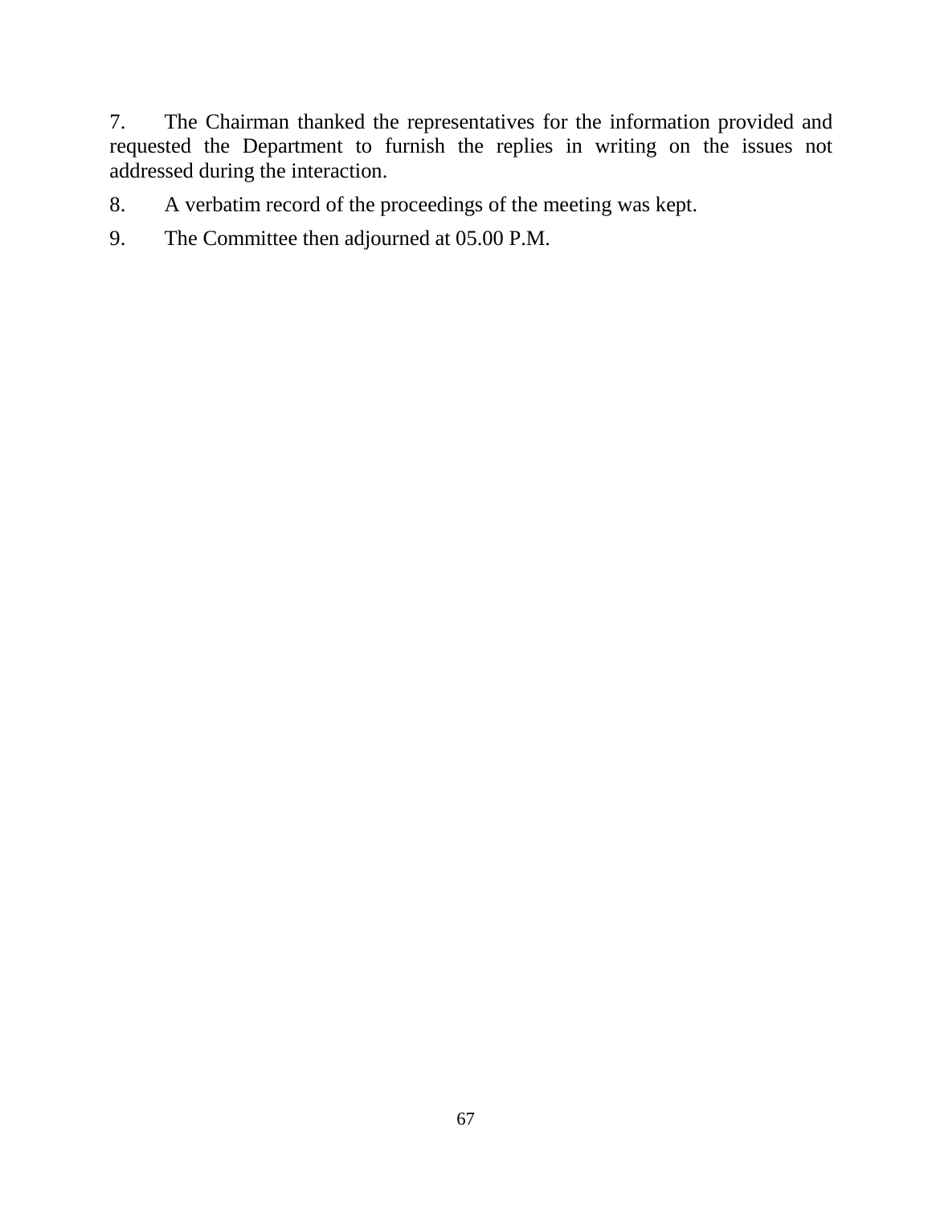7. The Chairman thanked the representatives for the information provided and requested the Department to furnish the replies in writing on the issues not addressed during the interaction.

8. A verbatim record of the proceedings of the meeting was kept.

9. The Committee then adjourned at 05.00 P.M.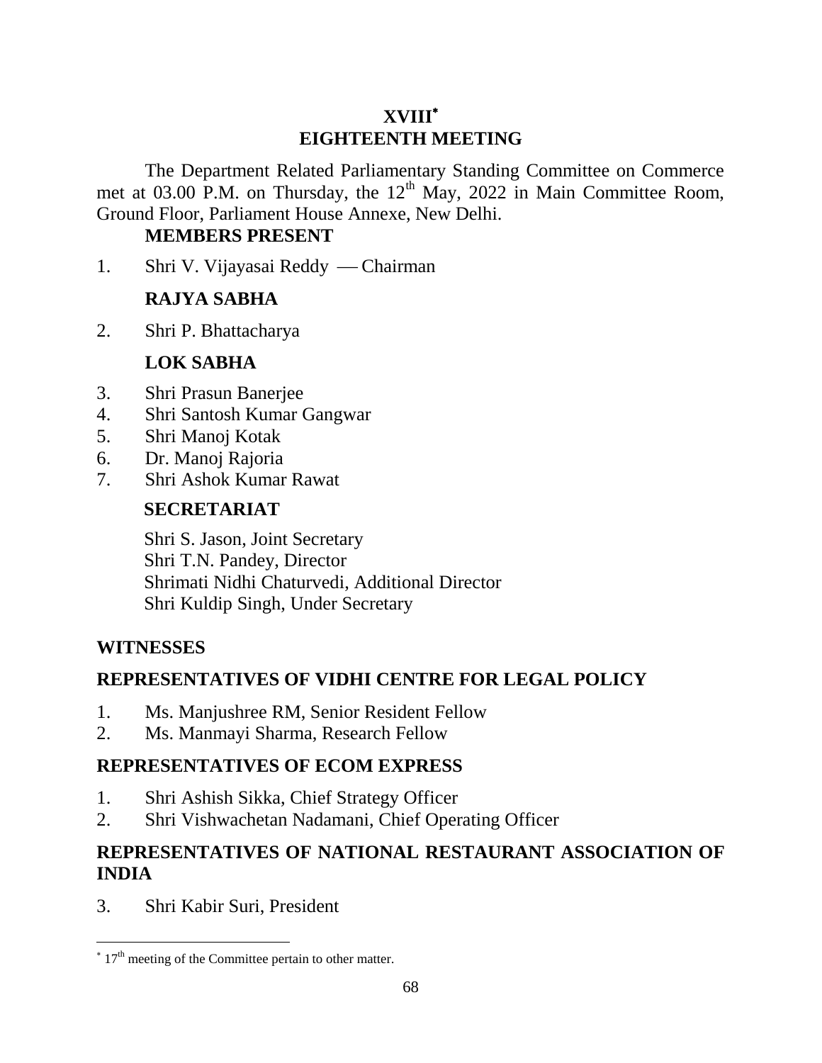# XVIII*

# EIGHTEENTH MEETING

The Department Related Parliamentary Standing Committee on Commerce met at 03.00 P.M. on Thursday, the 12th May, 2022 in Main Committee Room, Ground Floor, Parliament House Annexe, New Delhi.

**MEMBERS PRESENT**

1. Shri V. Vijayasai Reddy — Chairman

**RAJYA SABHA**

2. Shri P. Bhattacharya

**LOK SABHA**

3. Shri Prasun Banerjee
4. Shri Santosh Kumar Gangwar
5. Shri Manoj Kotak
6. Dr. Manoj Rajoria
7. Shri Ashok Kumar Rawat

**SECRETARIAT**

Shri S. Jason, Joint Secretary
Shri T.N. Pandey, Director
Shrimati Nidhi Chaturvedi, Additional Director
Shri Kuldip Singh, Under Secretary

**WITNESSES**

**REPRESENTATIVES OF VIDHI CENTRE FOR LEGAL POLICY**

1. Ms. Manjushree RM, Senior Resident Fellow
2. Ms. Manmayi Sharma, Research Fellow

**REPRESENTATIVES OF ECOM EXPRESS**

1. Shri Ashish Sikka, Chief Strategy Officer
2. Shri Vishwachetan Nadamani, Chief Operating Officer

**REPRESENTATIVES OF NATIONAL RESTAURANT ASSOCIATION OF INDIA**

3. Shri Kabir Suri, President

---

* 17th meeting of the Committee pertain to other matter.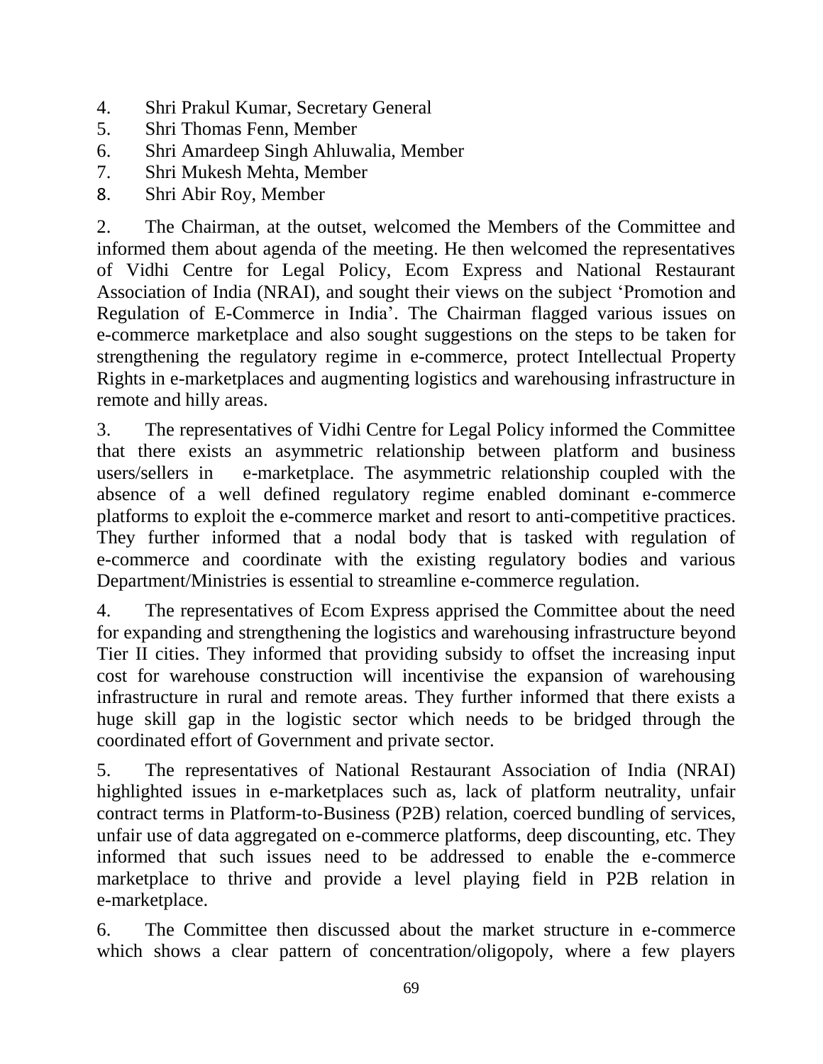4. Shri Prakul Kumar, Secretary General
5. Shri Thomas Fenn, Member
6. Shri Amardeep Singh Ahluwalia, Member
7. Shri Mukesh Mehta, Member
8. Shri Abir Roy, Member

2. The Chairman, at the outset, welcomed the Members of the Committee and informed them about agenda of the meeting. He then welcomed the representatives of Vidhi Centre for Legal Policy, Ecom Express and National Restaurant Association of India (NRAI), and sought their views on the subject 'Promotion and Regulation of E-Commerce in India'. The Chairman flagged various issues on e-commerce marketplace and also sought suggestions on the steps to be taken for strengthening the regulatory regime in e-commerce, protect Intellectual Property Rights in e-marketplaces and augmenting logistics and warehousing infrastructure in remote and hilly areas.

3. The representatives of Vidhi Centre for Legal Policy informed the Committee that there exists an asymmetric relationship between platform and business users/sellers in e-marketplace. The asymmetric relationship coupled with the absence of a well defined regulatory regime enabled dominant e-commerce platforms to exploit the e-commerce market and resort to anti-competitive practices. They further informed that a nodal body that is tasked with regulation of e-commerce and coordinate with the existing regulatory bodies and various Department/Ministries is essential to streamline e-commerce regulation.

4. The representatives of Ecom Express apprised the Committee about the need for expanding and strengthening the logistics and warehousing infrastructure beyond Tier II cities. They informed that providing subsidy to offset the increasing input cost for warehouse construction will incentivise the expansion of warehousing infrastructure in rural and remote areas. They further informed that there exists a huge skill gap in the logistic sector which needs to be bridged through the coordinated effort of Government and private sector.

5. The representatives of National Restaurant Association of India (NRAI) highlighted issues in e-marketplaces such as, lack of platform neutrality, unfair contract terms in Platform-to-Business (P2B) relation, coerced bundling of services, unfair use of data aggregated on e-commerce platforms, deep discounting, etc. They informed that such issues need to be addressed to enable the e-commerce marketplace to thrive and provide a level playing field in P2B relation in e-marketplace.

6. The Committee then discussed about the market structure in e-commerce which shows a clear pattern of concentration/oligopoly, where a few players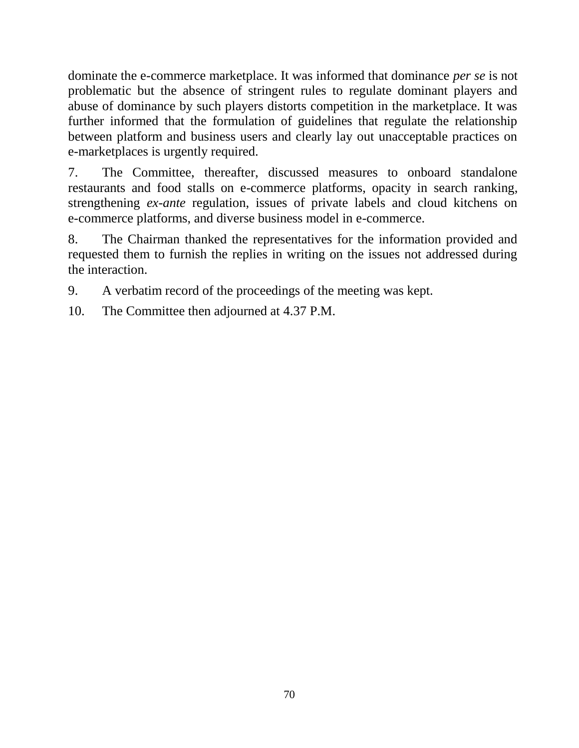dominate the e-commerce marketplace. It was informed that dominance *per se* is not problematic but the absence of stringent rules to regulate dominant players and abuse of dominance by such players distorts competition in the marketplace. It was further informed that the formulation of guidelines that regulate the relationship between platform and business users and clearly lay out unacceptable practices on e-marketplaces is urgently required.

7. The Committee, thereafter, discussed measures to onboard standalone restaurants and food stalls on e-commerce platforms, opacity in search ranking, strengthening *ex-ante* regulation, issues of private labels and cloud kitchens on e-commerce platforms, and diverse business model in e-commerce.

8. The Chairman thanked the representatives for the information provided and requested them to furnish the replies in writing on the issues not addressed during the interaction.

9. A verbatim record of the proceedings of the meeting was kept.

10. The Committee then adjourned at 4.37 P.M.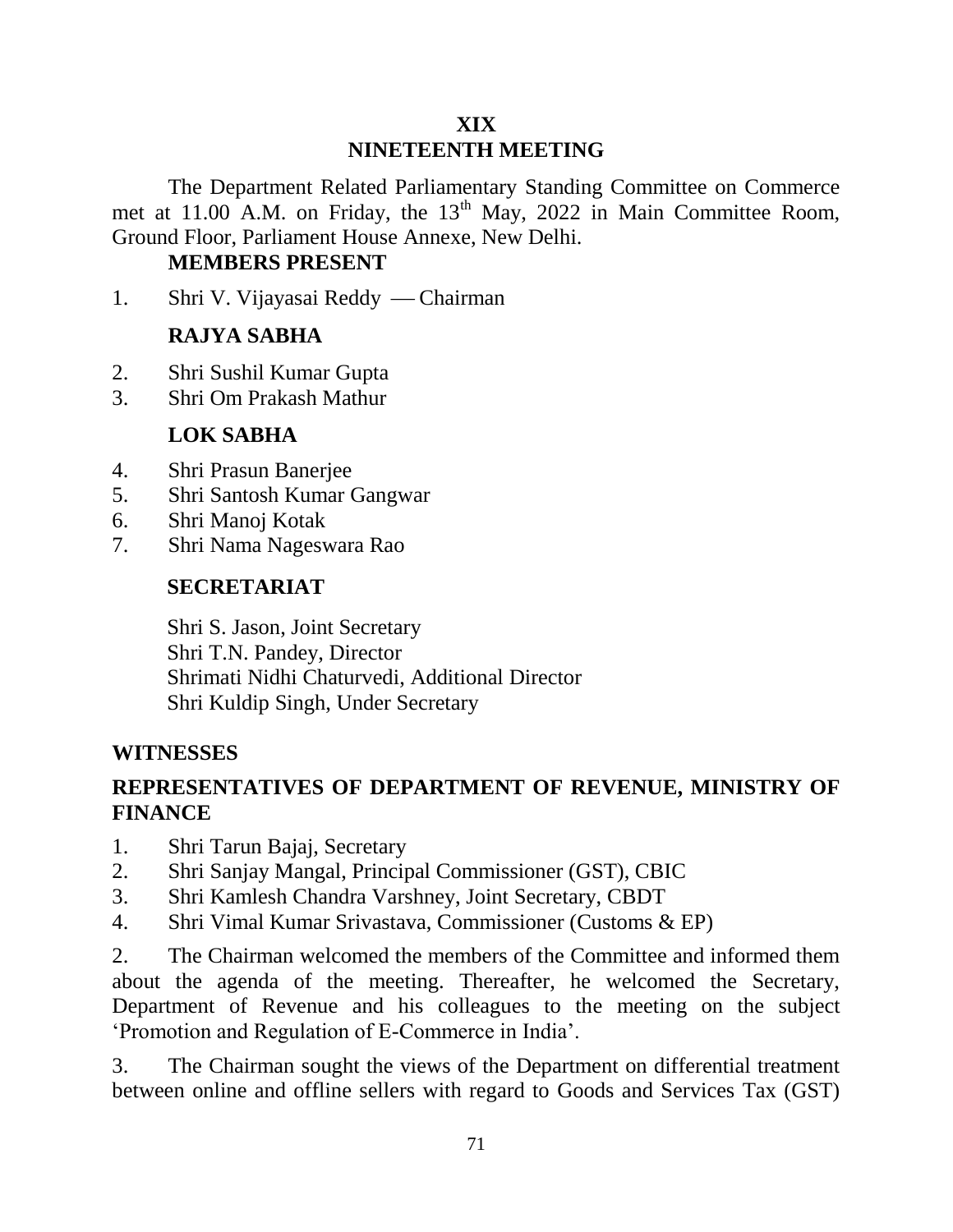# XIX
# NINETEENTH MEETING

The Department Related Parliamentary Standing Committee on Commerce met at 11.00 A.M. on Friday, the 13th May, 2022 in Main Committee Room, Ground Floor, Parliament House Annexe, New Delhi.

**MEMBERS PRESENT**

1. Shri V. Vijayasai Reddy — Chairman

**RAJYA SABHA**

2. Shri Sushil Kumar Gupta
3. Shri Om Prakash Mathur

**LOK SABHA**

4. Shri Prasun Banerjee
5. Shri Santosh Kumar Gangwar
6. Shri Manoj Kotak
7. Shri Nama Nageswara Rao

**SECRETARIAT**

Shri S. Jason, Joint Secretary
Shri T.N. Pandey, Director
Shrimati Nidhi Chaturvedi, Additional Director
Shri Kuldip Singh, Under Secretary

**WITNESSES**

**REPRESENTATIVES OF DEPARTMENT OF REVENUE, MINISTRY OF FINANCE**

1. Shri Tarun Bajaj, Secretary
2. Shri Sanjay Mangal, Principal Commissioner (GST), CBIC
3. Shri Kamlesh Chandra Varshney, Joint Secretary, CBDT
4. Shri Vimal Kumar Srivastava, Commissioner (Customs & EP)

2. The Chairman welcomed the members of the Committee and informed them about the agenda of the meeting. Thereafter, he welcomed the Secretary, Department of Revenue and his colleagues to the meeting on the subject 'Promotion and Regulation of E-Commerce in India'.

3. The Chairman sought the views of the Department on differential treatment between online and offline sellers with regard to Goods and Services Tax (GST)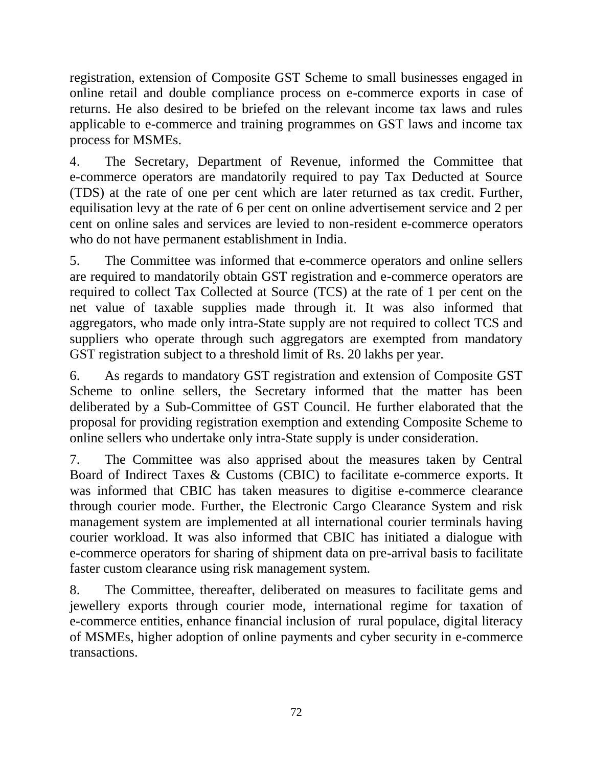registration, extension of Composite GST Scheme to small businesses engaged in online retail and double compliance process on e-commerce exports in case of returns. He also desired to be briefed on the relevant income tax laws and rules applicable to e-commerce and training programmes on GST laws and income tax process for MSMEs.

4. The Secretary, Department of Revenue, informed the Committee that e-commerce operators are mandatorily required to pay Tax Deducted at Source (TDS) at the rate of one per cent which are later returned as tax credit. Further, equilisation levy at the rate of 6 per cent on online advertisement service and 2 per cent on online sales and services are levied to non-resident e-commerce operators who do not have permanent establishment in India.

5. The Committee was informed that e-commerce operators and online sellers are required to mandatorily obtain GST registration and e-commerce operators are required to collect Tax Collected at Source (TCS) at the rate of 1 per cent on the net value of taxable supplies made through it. It was also informed that aggregators, who made only intra-State supply are not required to collect TCS and suppliers who operate through such aggregators are exempted from mandatory GST registration subject to a threshold limit of Rs. 20 lakhs per year.

6. As regards to mandatory GST registration and extension of Composite GST Scheme to online sellers, the Secretary informed that the matter has been deliberated by a Sub-Committee of GST Council. He further elaborated that the proposal for providing registration exemption and extending Composite Scheme to online sellers who undertake only intra-State supply is under consideration.

7. The Committee was also apprised about the measures taken by Central Board of Indirect Taxes & Customs (CBIC) to facilitate e-commerce exports. It was informed that CBIC has taken measures to digitise e-commerce clearance through courier mode. Further, the Electronic Cargo Clearance System and risk management system are implemented at all international courier terminals having courier workload. It was also informed that CBIC has initiated a dialogue with e-commerce operators for sharing of shipment data on pre-arrival basis to facilitate faster custom clearance using risk management system.

8. The Committee, thereafter, deliberated on measures to facilitate gems and jewellery exports through courier mode, international regime for taxation of e-commerce entities, enhance financial inclusion of rural populace, digital literacy of MSMEs, higher adoption of online payments and cyber security in e-commerce transactions.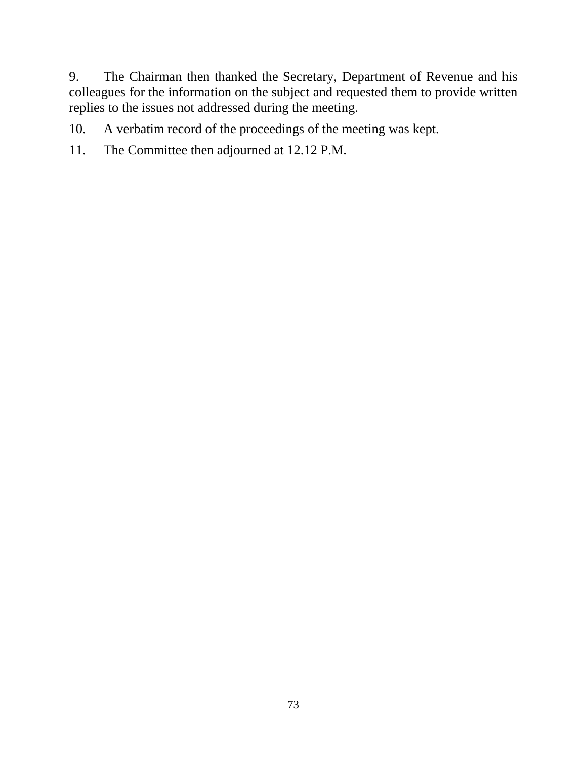9. The Chairman then thanked the Secretary, Department of Revenue and his colleagues for the information on the subject and requested them to provide written replies to the issues not addressed during the meeting.

10. A verbatim record of the proceedings of the meeting was kept.

11. The Committee then adjourned at 12.12 P.M.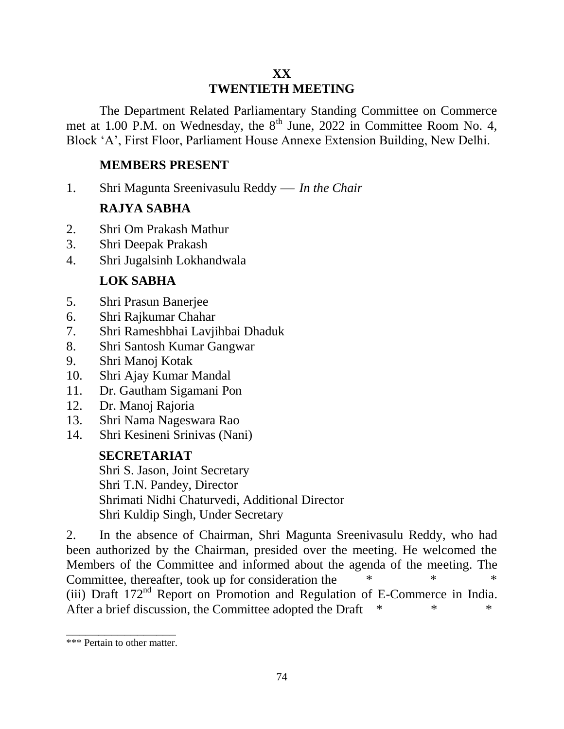# XX
# TWENTIETH MEETING

The Department Related Parliamentary Standing Committee on Commerce met at 1.00 P.M. on Wednesday, the 8th June, 2022 in Committee Room No. 4, Block 'A', First Floor, Parliament House Annexe Extension Building, New Delhi.

**MEMBERS PRESENT**

1. Shri Magunta Sreenivasulu Reddy — *In the Chair*

**RAJYA SABHA**

2. Shri Om Prakash Mathur
3. Shri Deepak Prakash
4. Shri Jugalsinh Lokhandwala

**LOK SABHA**

5. Shri Prasun Banerjee
6. Shri Rajkumar Chahar
7. Shri Rameshbhai Lavjihbai Dhaduk
8. Shri Santosh Kumar Gangwar
9. Shri Manoj Kotak
10. Shri Ajay Kumar Mandal
11. Dr. Gautham Sigamani Pon
12. Dr. Manoj Rajoria
13. Shri Nama Nageswara Rao
14. Shri Kesineni Srinivas (Nani)

**SECRETARIAT**

Shri S. Jason, Joint Secretary
Shri T.N. Pandey, Director
Shrimati Nidhi Chaturvedi, Additional Director
Shri Kuldip Singh, Under Secretary

2. In the absence of Chairman, Shri Magunta Sreenivasulu Reddy, who had been authorized by the Chairman, presided over the meeting. He welcomed the Members of the Committee and informed about the agenda of the meeting. The Committee, thereafter, took up for consideration the * * * (iii) Draft 172nd Report on Promotion and Regulation of E-Commerce in India. After a brief discussion, the Committee adopted the Draft * * *

---

*** Pertain to other matter.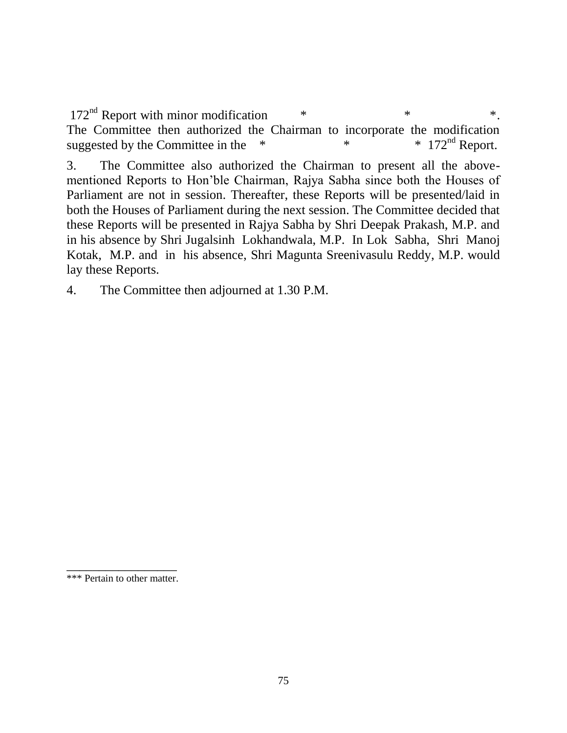172nd Report with minor modification * * *. The Committee then authorized the Chairman to incorporate the modification suggested by the Committee in the * * * 172nd Report.

3. The Committee also authorized the Chairman to present all the above-mentioned Reports to Hon'ble Chairman, Rajya Sabha since both the Houses of Parliament are not in session. Thereafter, these Reports will be presented/laid in both the Houses of Parliament during the next session. The Committee decided that these Reports will be presented in Rajya Sabha by Shri Deepak Prakash, M.P. and in his absence by Shri Jugalsinh Lokhandwala, M.P. In Lok Sabha, Shri Manoj Kotak, M.P. and in his absence, Shri Magunta Sreenivasulu Reddy, M.P. would lay these Reports.

4. The Committee then adjourned at 1.30 P.M.

---

*** Pertain to other matter.